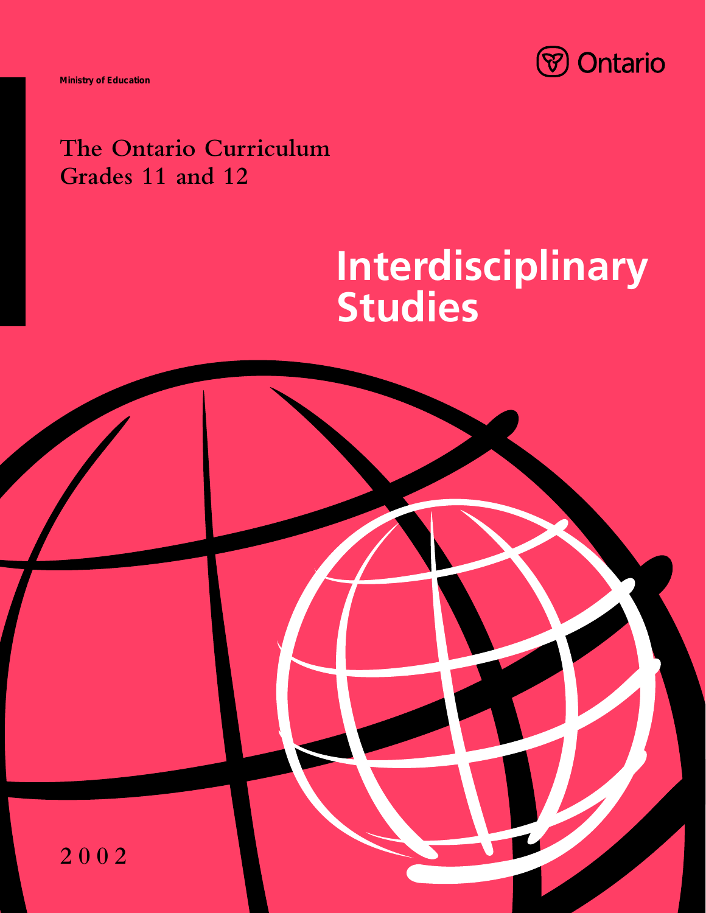Ministry of Education

Ontario

The Ontario Curriculum
Grades 11 and 12

# Interdisciplinary Studies

2002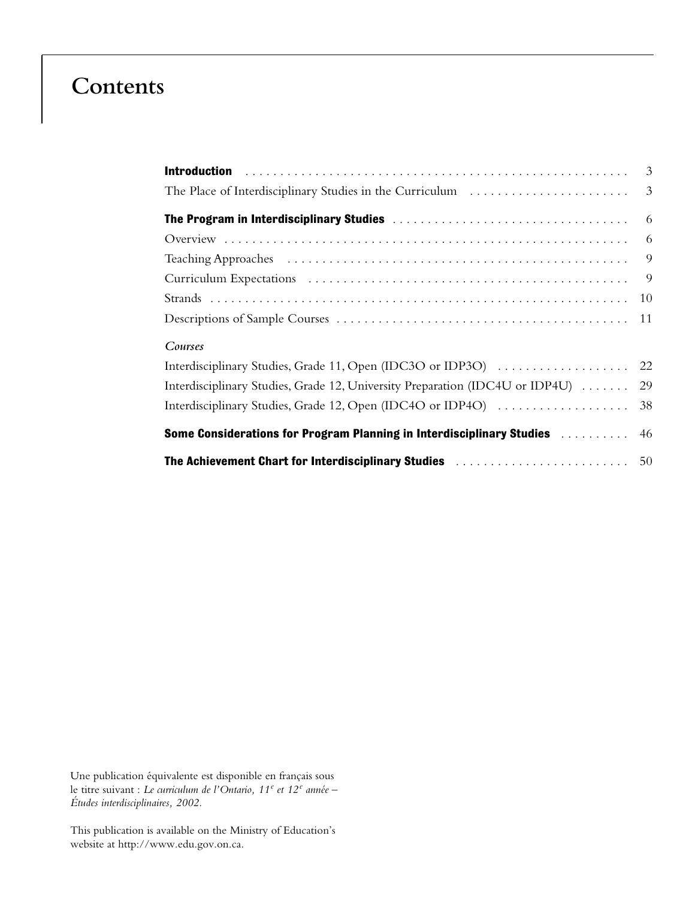# Contents

| | |
|---|---|
| **Introduction** | 3 |
| The Place of Interdisciplinary Studies in the Curriculum | 3 |
| **The Program in Interdisciplinary Studies** | 6 |
| Overview | 6 |
| Teaching Approaches | 9 |
| Curriculum Expectations | 9 |
| Strands | 10 |
| Descriptions of Sample Courses | 11 |
| *Courses* | |
| Interdisciplinary Studies, Grade 11, Open (IDC3O or IDP3O) | 22 |
| Interdisciplinary Studies, Grade 12, University Preparation (IDC4U or IDP4U) | 29 |
| Interdisciplinary Studies, Grade 12, Open (IDC4O or IDP4O) | 38 |
| **Some Considerations for Program Planning in Interdisciplinary Studies** | 46 |
| **The Achievement Chart for Interdisciplinary Studies** | 50 |

Une publication équivalente est disponible en français sous le titre suivant : *Le curriculum de l'Ontario, 11e et 12e année – Études interdisciplinaires, 2002.*

This publication is available on the Ministry of Education's website at http://www.edu.gov.on.ca.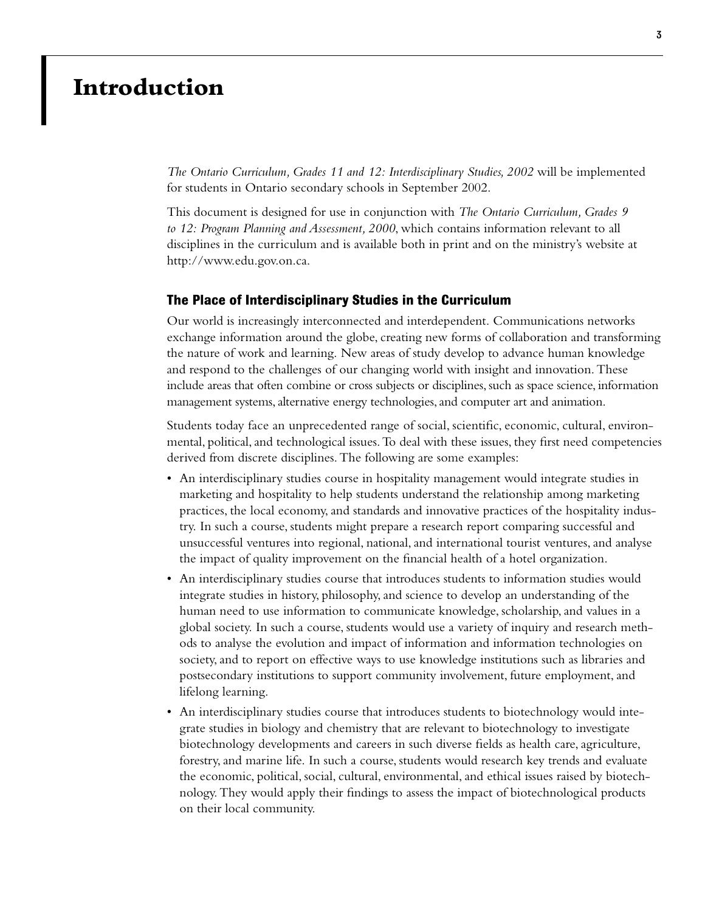# Introduction

*The Ontario Curriculum, Grades 11 and 12: Interdisciplinary Studies, 2002* will be implemented for students in Ontario secondary schools in September 2002.

This document is designed for use in conjunction with *The Ontario Curriculum, Grades 9 to 12: Program Planning and Assessment, 2000*, which contains information relevant to all disciplines in the curriculum and is available both in print and on the ministry's website at http://www.edu.gov.on.ca.

## The Place of Interdisciplinary Studies in the Curriculum

Our world is increasingly interconnected and interdependent. Communications networks exchange information around the globe, creating new forms of collaboration and transforming the nature of work and learning. New areas of study develop to advance human knowledge and respond to the challenges of our changing world with insight and innovation. These include areas that often combine or cross subjects or disciplines, such as space science, information management systems, alternative energy technologies, and computer art and animation.

Students today face an unprecedented range of social, scientific, economic, cultural, environmental, political, and technological issues. To deal with these issues, they first need competencies derived from discrete disciplines. The following are some examples:

- An interdisciplinary studies course in hospitality management would integrate studies in marketing and hospitality to help students understand the relationship among marketing practices, the local economy, and standards and innovative practices of the hospitality industry. In such a course, students might prepare a research report comparing successful and unsuccessful ventures into regional, national, and international tourist ventures, and analyse the impact of quality improvement on the financial health of a hotel organization.
- An interdisciplinary studies course that introduces students to information studies would integrate studies in history, philosophy, and science to develop an understanding of the human need to use information to communicate knowledge, scholarship, and values in a global society. In such a course, students would use a variety of inquiry and research methods to analyse the evolution and impact of information and information technologies on society, and to report on effective ways to use knowledge institutions such as libraries and postsecondary institutions to support community involvement, future employment, and lifelong learning.
- An interdisciplinary studies course that introduces students to biotechnology would integrate studies in biology and chemistry that are relevant to biotechnology to investigate biotechnology developments and careers in such diverse fields as health care, agriculture, forestry, and marine life. In such a course, students would research key trends and evaluate the economic, political, social, cultural, environmental, and ethical issues raised by biotechnology. They would apply their findings to assess the impact of biotechnological products on their local community.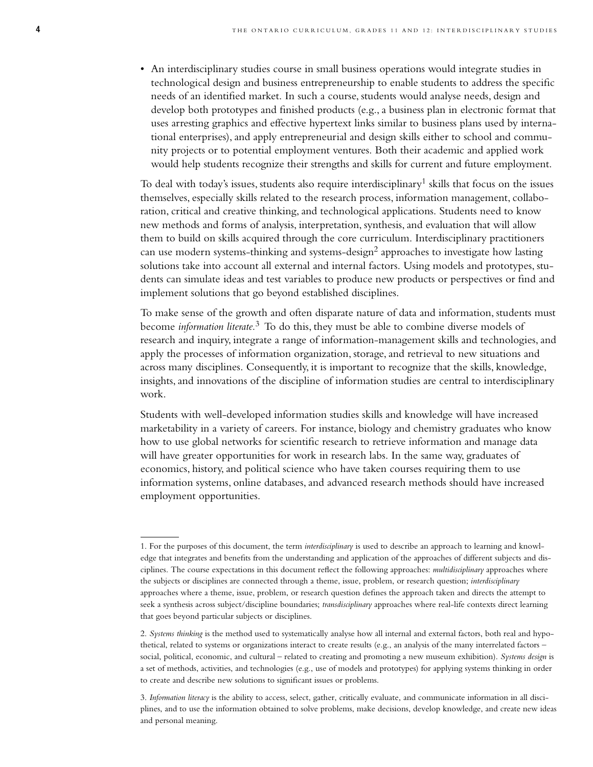- An interdisciplinary studies course in small business operations would integrate studies in technological design and business entrepreneurship to enable students to address the specific needs of an identified market. In such a course, students would analyse needs, design and develop both prototypes and finished products (e.g., a business plan in electronic format that uses arresting graphics and effective hypertext links similar to business plans used by international enterprises), and apply entrepreneurial and design skills either to school and community projects or to potential employment ventures. Both their academic and applied work would help students recognize their strengths and skills for current and future employment.

To deal with today's issues, students also require interdisciplinary[1] skills that focus on the issues themselves, especially skills related to the research process, information management, collaboration, critical and creative thinking, and technological applications. Students need to know new methods and forms of analysis, interpretation, synthesis, and evaluation that will allow them to build on skills acquired through the core curriculum. Interdisciplinary practitioners can use modern systems-thinking and systems-design[2] approaches to investigate how lasting solutions take into account all external and internal factors. Using models and prototypes, students can simulate ideas and test variables to produce new products or perspectives or find and implement solutions that go beyond established disciplines.

To make sense of the growth and often disparate nature of data and information, students must become *information literate.*[3] To do this, they must be able to combine diverse models of research and inquiry, integrate a range of information-management skills and technologies, and apply the processes of information organization, storage, and retrieval to new situations and across many disciplines. Consequently, it is important to recognize that the skills, knowledge, insights, and innovations of the discipline of information studies are central to interdisciplinary work.

Students with well-developed information studies skills and knowledge will have increased marketability in a variety of careers. For instance, biology and chemistry graduates who know how to use global networks for scientific research to retrieve information and manage data will have greater opportunities for work in research labs. In the same way, graduates of economics, history, and political science who have taken courses requiring them to use information systems, online databases, and advanced research methods should have increased employment opportunities.

---

1. For the purposes of this document, the term *interdisciplinary* is used to describe an approach to learning and knowledge that integrates and benefits from the understanding and application of the approaches of different subjects and disciplines. The course expectations in this document reflect the following approaches: *multidisciplinary* approaches where the subjects or disciplines are connected through a theme, issue, problem, or research question; *interdisciplinary* approaches where a theme, issue, problem, or research question defines the approach taken and directs the attempt to seek a synthesis across subject/discipline boundaries; *transdisciplinary* approaches where real-life contexts direct learning that goes beyond particular subjects or disciplines.

2. *Systems thinking* is the method used to systematically analyse how all internal and external factors, both real and hypothetical, related to systems or organizations interact to create results (e.g., an analysis of the many interrelated factors – social, political, economic, and cultural – related to creating and promoting a new museum exhibition). *Systems design* is a set of methods, activities, and technologies (e.g., use of models and prototypes) for applying systems thinking in order to create and describe new solutions to significant issues or problems.

3. *Information literacy* is the ability to access, select, gather, critically evaluate, and communicate information in all disciplines, and to use the information obtained to solve problems, make decisions, develop knowledge, and create new ideas and personal meaning.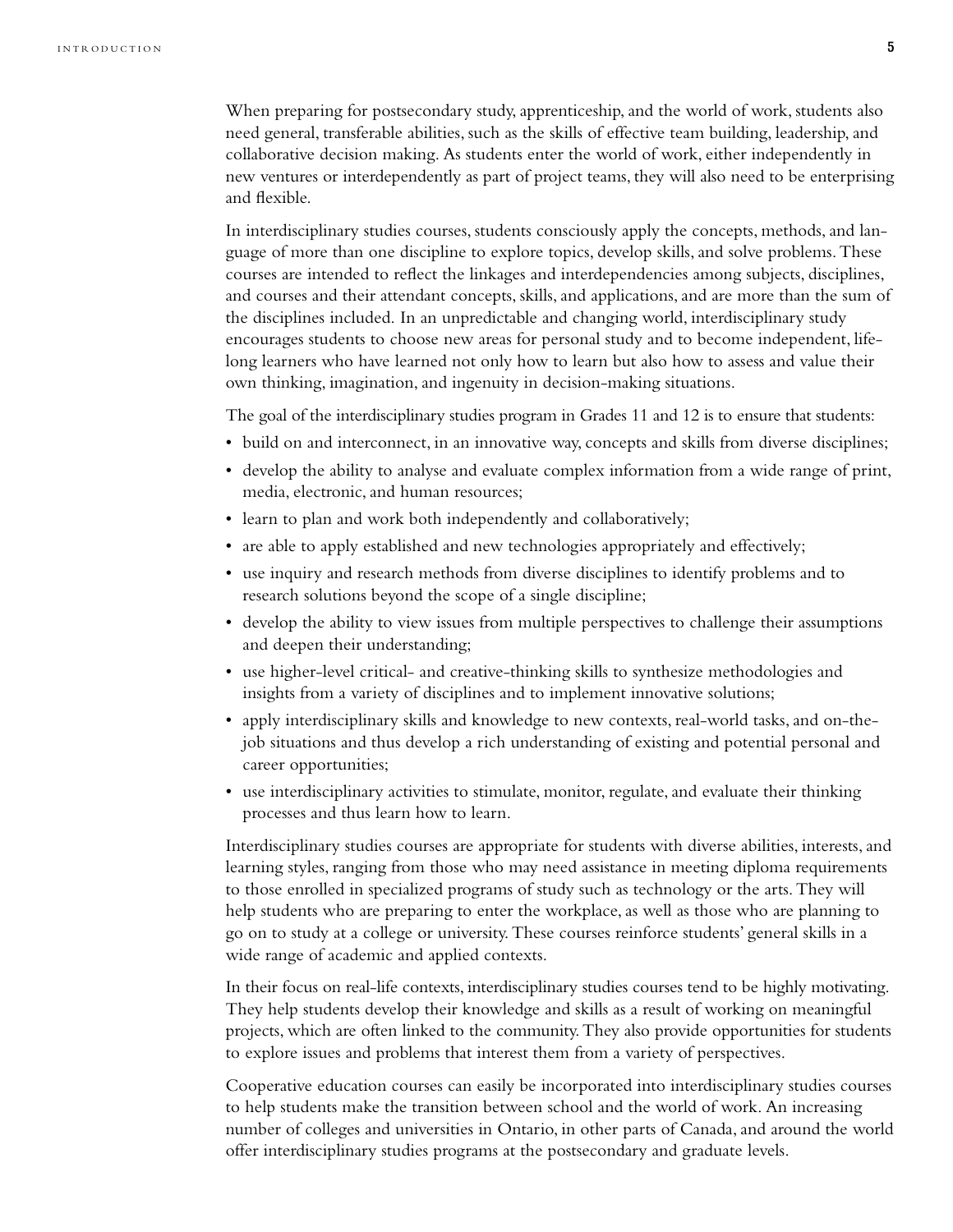When preparing for postsecondary study, apprenticeship, and the world of work, students also need general, transferable abilities, such as the skills of effective team building, leadership, and collaborative decision making. As students enter the world of work, either independently in new ventures or interdependently as part of project teams, they will also need to be enterprising and flexible.

In interdisciplinary studies courses, students consciously apply the concepts, methods, and language of more than one discipline to explore topics, develop skills, and solve problems. These courses are intended to reflect the linkages and interdependencies among subjects, disciplines, and courses and their attendant concepts, skills, and applications, and are more than the sum of the disciplines included. In an unpredictable and changing world, interdisciplinary study encourages students to choose new areas for personal study and to become independent, lifelong learners who have learned not only how to learn but also how to assess and value their own thinking, imagination, and ingenuity in decision-making situations.

The goal of the interdisciplinary studies program in Grades 11 and 12 is to ensure that students:

- build on and interconnect, in an innovative way, concepts and skills from diverse disciplines;
- develop the ability to analyse and evaluate complex information from a wide range of print, media, electronic, and human resources;
- learn to plan and work both independently and collaboratively;
- are able to apply established and new technologies appropriately and effectively;
- use inquiry and research methods from diverse disciplines to identify problems and to research solutions beyond the scope of a single discipline;
- develop the ability to view issues from multiple perspectives to challenge their assumptions and deepen their understanding;
- use higher-level critical- and creative-thinking skills to synthesize methodologies and insights from a variety of disciplines and to implement innovative solutions;
- apply interdisciplinary skills and knowledge to new contexts, real-world tasks, and on-the-job situations and thus develop a rich understanding of existing and potential personal and career opportunities;
- use interdisciplinary activities to stimulate, monitor, regulate, and evaluate their thinking processes and thus learn how to learn.

Interdisciplinary studies courses are appropriate for students with diverse abilities, interests, and learning styles, ranging from those who may need assistance in meeting diploma requirements to those enrolled in specialized programs of study such as technology or the arts. They will help students who are preparing to enter the workplace, as well as those who are planning to go on to study at a college or university. These courses reinforce students' general skills in a wide range of academic and applied contexts.

In their focus on real-life contexts, interdisciplinary studies courses tend to be highly motivating. They help students develop their knowledge and skills as a result of working on meaningful projects, which are often linked to the community. They also provide opportunities for students to explore issues and problems that interest them from a variety of perspectives.

Cooperative education courses can easily be incorporated into interdisciplinary studies courses to help students make the transition between school and the world of work. An increasing number of colleges and universities in Ontario, in other parts of Canada, and around the world offer interdisciplinary studies programs at the postsecondary and graduate levels.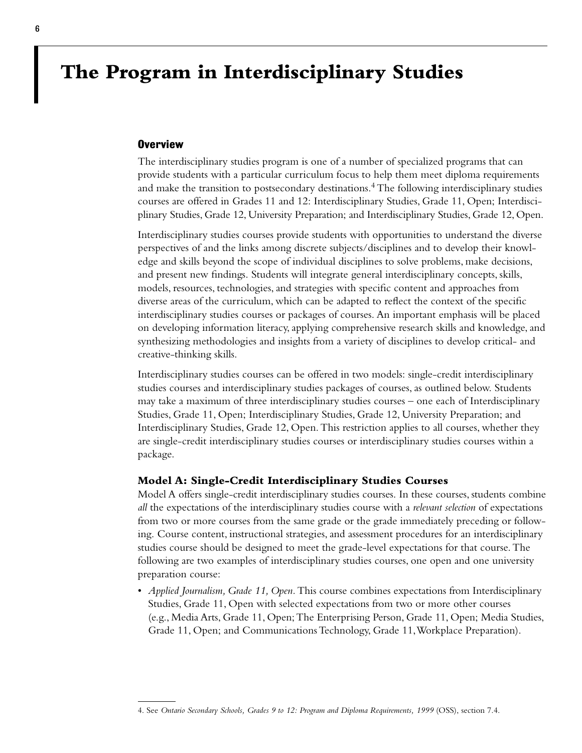# The Program in Interdisciplinary Studies

## Overview

The interdisciplinary studies program is one of a number of specialized programs that can provide students with a particular curriculum focus to help them meet diploma requirements and make the transition to postsecondary destinations.[4] The following interdisciplinary studies courses are offered in Grades 11 and 12: Interdisciplinary Studies, Grade 11, Open; Interdisciplinary Studies, Grade 12, University Preparation; and Interdisciplinary Studies, Grade 12, Open.

Interdisciplinary studies courses provide students with opportunities to understand the diverse perspectives of and the links among discrete subjects/disciplines and to develop their knowledge and skills beyond the scope of individual disciplines to solve problems, make decisions, and present new findings. Students will integrate general interdisciplinary concepts, skills, models, resources, technologies, and strategies with specific content and approaches from diverse areas of the curriculum, which can be adapted to reflect the context of the specific interdisciplinary studies courses or packages of courses. An important emphasis will be placed on developing information literacy, applying comprehensive research skills and knowledge, and synthesizing methodologies and insights from a variety of disciplines to develop critical- and creative-thinking skills.

Interdisciplinary studies courses can be offered in two models: single-credit interdisciplinary studies courses and interdisciplinary studies packages of courses, as outlined below. Students may take a maximum of three interdisciplinary studies courses – one each of Interdisciplinary Studies, Grade 11, Open; Interdisciplinary Studies, Grade 12, University Preparation; and Interdisciplinary Studies, Grade 12, Open. This restriction applies to all courses, whether they are single-credit interdisciplinary studies courses or interdisciplinary studies courses within a package.

### Model A: Single-Credit Interdisciplinary Studies Courses

Model A offers single-credit interdisciplinary studies courses. In these courses, students combine *all* the expectations of the interdisciplinary studies course with a *relevant selection* of expectations from two or more courses from the same grade or the grade immediately preceding or following. Course content, instructional strategies, and assessment procedures for an interdisciplinary studies course should be designed to meet the grade-level expectations for that course. The following are two examples of interdisciplinary studies courses, one open and one university preparation course:

- *Applied Journalism, Grade 11, Open*. This course combines expectations from Interdisciplinary Studies, Grade 11, Open with selected expectations from two or more other courses (e.g., Media Arts, Grade 11, Open; The Enterprising Person, Grade 11, Open; Media Studies, Grade 11, Open; and Communications Technology, Grade 11, Workplace Preparation).

4. See *Ontario Secondary Schools, Grades 9 to 12: Program and Diploma Requirements, 1999* (OSS), section 7.4.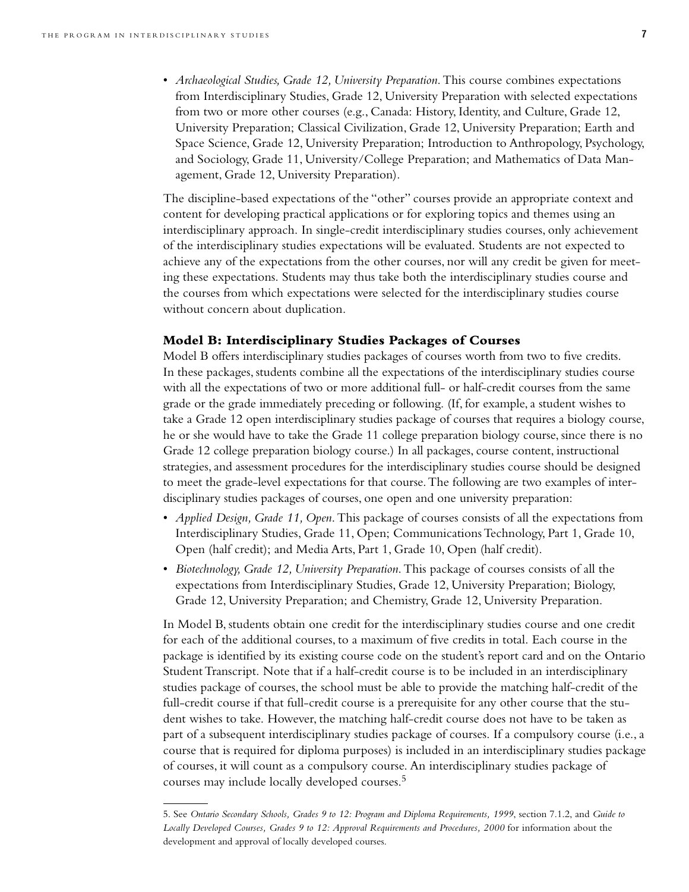- *Archaeological Studies, Grade 12, University Preparation.* This course combines expectations from Interdisciplinary Studies, Grade 12, University Preparation with selected expectations from two or more other courses (e.g., Canada: History, Identity, and Culture, Grade 12, University Preparation; Classical Civilization, Grade 12, University Preparation; Earth and Space Science, Grade 12, University Preparation; Introduction to Anthropology, Psychology, and Sociology, Grade 11, University/College Preparation; and Mathematics of Data Management, Grade 12, University Preparation).

The discipline-based expectations of the "other" courses provide an appropriate context and content for developing practical applications or for exploring topics and themes using an interdisciplinary approach. In single-credit interdisciplinary studies courses, only achievement of the interdisciplinary studies expectations will be evaluated. Students are not expected to achieve any of the expectations from the other courses, nor will any credit be given for meeting these expectations. Students may thus take both the interdisciplinary studies course and the courses from which expectations were selected for the interdisciplinary studies course without concern about duplication.

### Model B: Interdisciplinary Studies Packages of Courses

Model B offers interdisciplinary studies packages of courses worth from two to five credits. In these packages, students combine all the expectations of the interdisciplinary studies course with all the expectations of two or more additional full- or half-credit courses from the same grade or the grade immediately preceding or following. (If, for example, a student wishes to take a Grade 12 open interdisciplinary studies package of courses that requires a biology course, he or she would have to take the Grade 11 college preparation biology course, since there is no Grade 12 college preparation biology course.) In all packages, course content, instructional strategies, and assessment procedures for the interdisciplinary studies course should be designed to meet the grade-level expectations for that course. The following are two examples of interdisciplinary studies packages of courses, one open and one university preparation:

- *Applied Design, Grade 11, Open.* This package of courses consists of all the expectations from Interdisciplinary Studies, Grade 11, Open; Communications Technology, Part 1, Grade 10, Open (half credit); and Media Arts, Part 1, Grade 10, Open (half credit).
- *Biotechnology, Grade 12, University Preparation.* This package of courses consists of all the expectations from Interdisciplinary Studies, Grade 12, University Preparation; Biology, Grade 12, University Preparation; and Chemistry, Grade 12, University Preparation.

In Model B, students obtain one credit for the interdisciplinary studies course and one credit for each of the additional courses, to a maximum of five credits in total. Each course in the package is identified by its existing course code on the student's report card and on the Ontario Student Transcript. Note that if a half-credit course is to be included in an interdisciplinary studies package of courses, the school must be able to provide the matching half-credit of the full-credit course if that full-credit course is a prerequisite for any other course that the student wishes to take. However, the matching half-credit course does not have to be taken as part of a subsequent interdisciplinary studies package of courses. If a compulsory course (i.e., a course that is required for diploma purposes) is included in an interdisciplinary studies package of courses, it will count as a compulsory course. An interdisciplinary studies package of courses may include locally developed courses.[5]

---

5. See *Ontario Secondary Schools, Grades 9 to 12: Program and Diploma Requirements, 1999*, section 7.1.2, and *Guide to Locally Developed Courses, Grades 9 to 12: Approval Requirements and Procedures, 2000* for information about the development and approval of locally developed courses.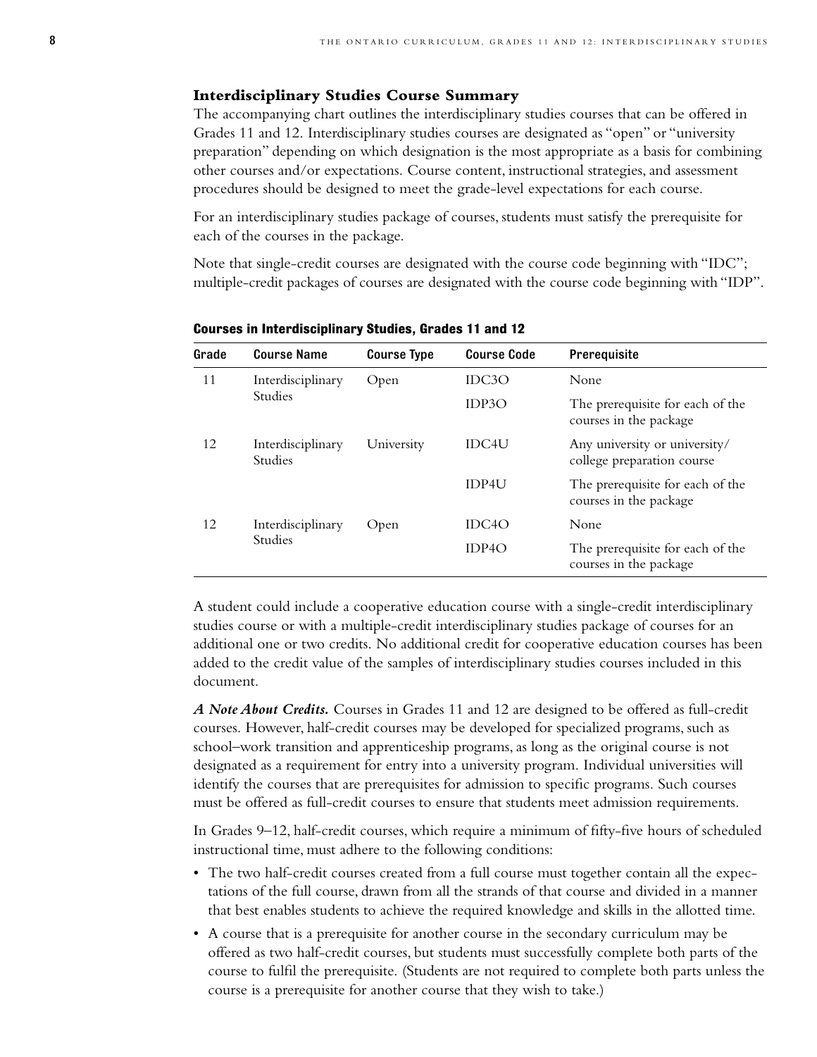### Interdisciplinary Studies Course Summary

The accompanying chart outlines the interdisciplinary studies courses that can be offered in Grades 11 and 12. Interdisciplinary studies courses are designated as "open" or "university preparation" depending on which designation is the most appropriate as a basis for combining other courses and/or expectations. Course content, instructional strategies, and assessment procedures should be designed to meet the grade-level expectations for each course.

For an interdisciplinary studies package of courses, students must satisfy the prerequisite for each of the courses in the package.

Note that single-credit courses are designated with the course code beginning with "IDC"; multiple-credit packages of courses are designated with the course code beginning with "IDP".

**Courses in Interdisciplinary Studies, Grades 11 and 12**

| Grade | Course Name | Course Type | Course Code | Prerequisite |
|---|---|---|---|---|
| 11 | Interdisciplinary Studies | Open | IDC3O | None |
| | | | IDP3O | The prerequisite for each of the courses in the package |
| 12 | Interdisciplinary Studies | University | IDC4U | Any university or university/ college preparation course |
| | | | IDP4U | The prerequisite for each of the courses in the package |
| 12 | Interdisciplinary Studies | Open | IDC4O | None |
| | | | IDP4O | The prerequisite for each of the courses in the package |

A student could include a cooperative education course with a single-credit interdisciplinary studies course or with a multiple-credit interdisciplinary studies package of courses for an additional one or two credits. No additional credit for cooperative education courses has been added to the credit value of the samples of interdisciplinary studies courses included in this document.

***A Note About Credits.*** Courses in Grades 11 and 12 are designed to be offered as full-credit courses. However, half-credit courses may be developed for specialized programs, such as school–work transition and apprenticeship programs, as long as the original course is not designated as a requirement for entry into a university program. Individual universities will identify the courses that are prerequisites for admission to specific programs. Such courses must be offered as full-credit courses to ensure that students meet admission requirements.

In Grades 9–12, half-credit courses, which require a minimum of fifty-five hours of scheduled instructional time, must adhere to the following conditions:

- The two half-credit courses created from a full course must together contain all the expectations of the full course, drawn from all the strands of that course and divided in a manner that best enables students to achieve the required knowledge and skills in the allotted time.
- A course that is a prerequisite for another course in the secondary curriculum may be offered as two half-credit courses, but students must successfully complete both parts of the course to fulfil the prerequisite. (Students are not required to complete both parts unless the course is a prerequisite for another course that they wish to take.)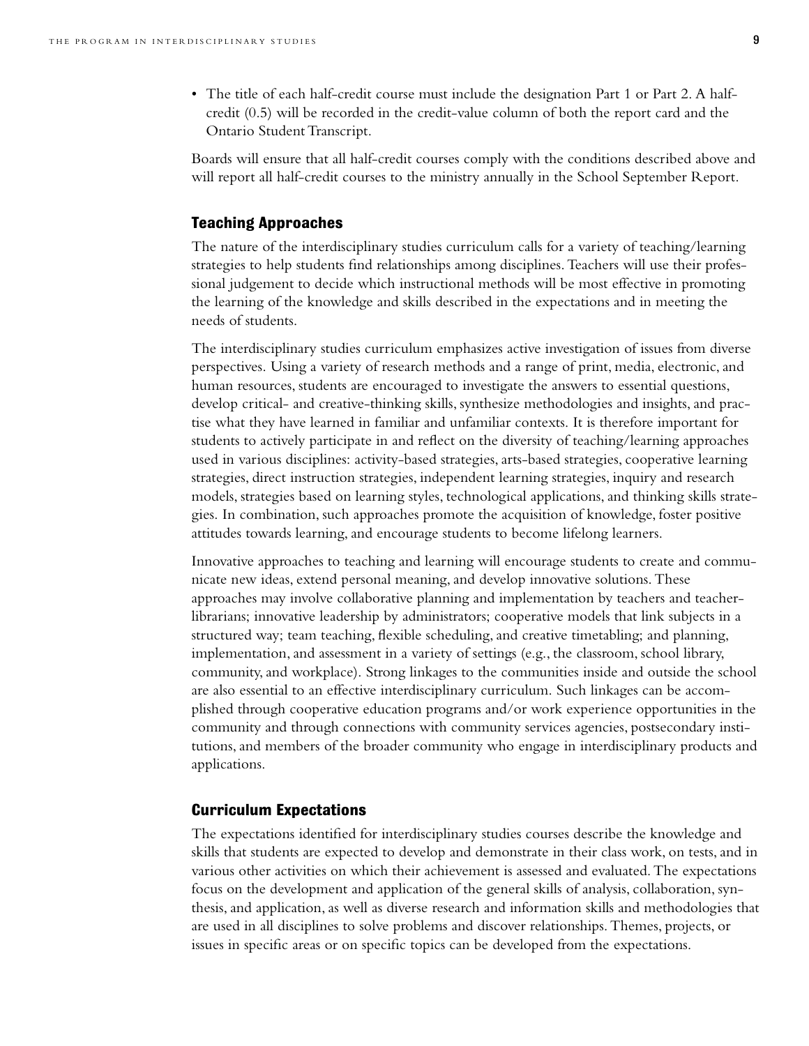- The title of each half-credit course must include the designation Part 1 or Part 2. A half-credit (0.5) will be recorded in the credit-value column of both the report card and the Ontario Student Transcript.

Boards will ensure that all half-credit courses comply with the conditions described above and will report all half-credit courses to the ministry annually in the School September Report.

### Teaching Approaches

The nature of the interdisciplinary studies curriculum calls for a variety of teaching/learning strategies to help students find relationships among disciplines. Teachers will use their professional judgement to decide which instructional methods will be most effective in promoting the learning of the knowledge and skills described in the expectations and in meeting the needs of students.

The interdisciplinary studies curriculum emphasizes active investigation of issues from diverse perspectives. Using a variety of research methods and a range of print, media, electronic, and human resources, students are encouraged to investigate the answers to essential questions, develop critical- and creative-thinking skills, synthesize methodologies and insights, and practise what they have learned in familiar and unfamiliar contexts. It is therefore important for students to actively participate in and reflect on the diversity of teaching/learning approaches used in various disciplines: activity-based strategies, arts-based strategies, cooperative learning strategies, direct instruction strategies, independent learning strategies, inquiry and research models, strategies based on learning styles, technological applications, and thinking skills strategies. In combination, such approaches promote the acquisition of knowledge, foster positive attitudes towards learning, and encourage students to become lifelong learners.

Innovative approaches to teaching and learning will encourage students to create and communicate new ideas, extend personal meaning, and develop innovative solutions. These approaches may involve collaborative planning and implementation by teachers and teacher-librarians; innovative leadership by administrators; cooperative models that link subjects in a structured way; team teaching, flexible scheduling, and creative timetabling; and planning, implementation, and assessment in a variety of settings (e.g., the classroom, school library, community, and workplace). Strong linkages to the communities inside and outside the school are also essential to an effective interdisciplinary curriculum. Such linkages can be accomplished through cooperative education programs and/or work experience opportunities in the community and through connections with community services agencies, postsecondary institutions, and members of the broader community who engage in interdisciplinary products and applications.

### Curriculum Expectations

The expectations identified for interdisciplinary studies courses describe the knowledge and skills that students are expected to develop and demonstrate in their class work, on tests, and in various other activities on which their achievement is assessed and evaluated. The expectations focus on the development and application of the general skills of analysis, collaboration, synthesis, and application, as well as diverse research and information skills and methodologies that are used in all disciplines to solve problems and discover relationships. Themes, projects, or issues in specific areas or on specific topics can be developed from the expectations.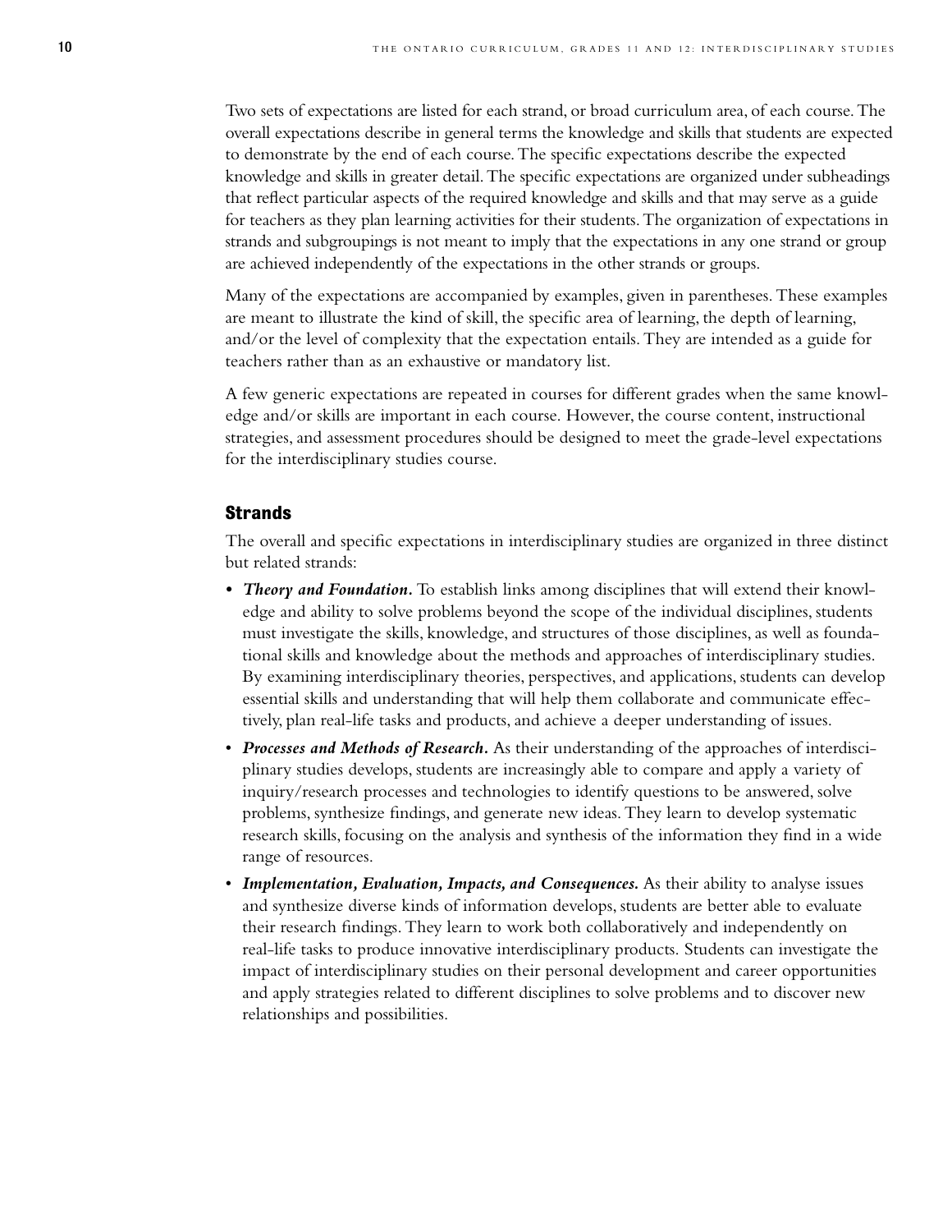Two sets of expectations are listed for each strand, or broad curriculum area, of each course. The overall expectations describe in general terms the knowledge and skills that students are expected to demonstrate by the end of each course. The specific expectations describe the expected knowledge and skills in greater detail. The specific expectations are organized under subheadings that reflect particular aspects of the required knowledge and skills and that may serve as a guide for teachers as they plan learning activities for their students. The organization of expectations in strands and subgroupings is not meant to imply that the expectations in any one strand or group are achieved independently of the expectations in the other strands or groups.

Many of the expectations are accompanied by examples, given in parentheses. These examples are meant to illustrate the kind of skill, the specific area of learning, the depth of learning, and/or the level of complexity that the expectation entails. They are intended as a guide for teachers rather than as an exhaustive or mandatory list.

A few generic expectations are repeated in courses for different grades when the same knowledge and/or skills are important in each course. However, the course content, instructional strategies, and assessment procedures should be designed to meet the grade-level expectations for the interdisciplinary studies course.

## Strands

The overall and specific expectations in interdisciplinary studies are organized in three distinct but related strands:

- ***Theory and Foundation.*** To establish links among disciplines that will extend their knowledge and ability to solve problems beyond the scope of the individual disciplines, students must investigate the skills, knowledge, and structures of those disciplines, as well as foundational skills and knowledge about the methods and approaches of interdisciplinary studies. By examining interdisciplinary theories, perspectives, and applications, students can develop essential skills and understanding that will help them collaborate and communicate effectively, plan real-life tasks and products, and achieve a deeper understanding of issues.
- ***Processes and Methods of Research.*** As their understanding of the approaches of interdisciplinary studies develops, students are increasingly able to compare and apply a variety of inquiry/research processes and technologies to identify questions to be answered, solve problems, synthesize findings, and generate new ideas. They learn to develop systematic research skills, focusing on the analysis and synthesis of the information they find in a wide range of resources.
- ***Implementation, Evaluation, Impacts, and Consequences.*** As their ability to analyse issues and synthesize diverse kinds of information develops, students are better able to evaluate their research findings. They learn to work both collaboratively and independently on real-life tasks to produce innovative interdisciplinary products. Students can investigate the impact of interdisciplinary studies on their personal development and career opportunities and apply strategies related to different disciplines to solve problems and to discover new relationships and possibilities.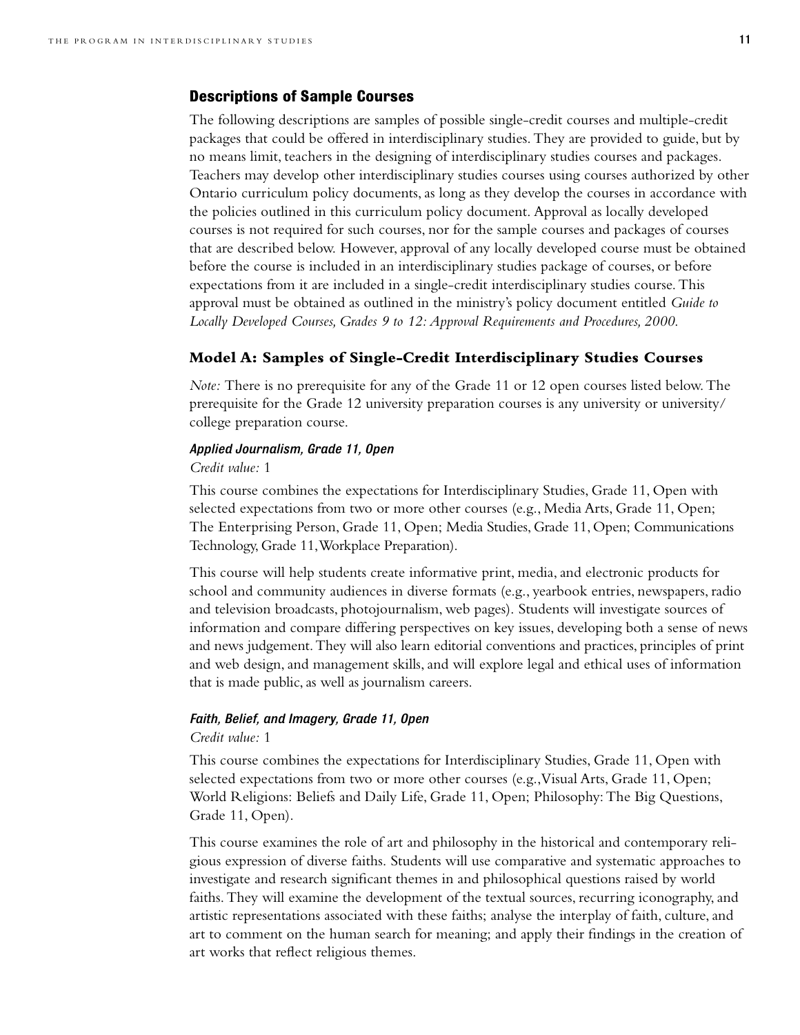## Descriptions of Sample Courses

The following descriptions are samples of possible single-credit courses and multiple-credit packages that could be offered in interdisciplinary studies. They are provided to guide, but by no means limit, teachers in the designing of interdisciplinary studies courses and packages. Teachers may develop other interdisciplinary studies courses using courses authorized by other Ontario curriculum policy documents, as long as they develop the courses in accordance with the policies outlined in this curriculum policy document. Approval as locally developed courses is not required for such courses, nor for the sample courses and packages of courses that are described below. However, approval of any locally developed course must be obtained before the course is included in an interdisciplinary studies package of courses, or before expectations from it are included in a single-credit interdisciplinary studies course. This approval must be obtained as outlined in the ministry's policy document entitled *Guide to Locally Developed Courses, Grades 9 to 12: Approval Requirements and Procedures, 2000.*

### Model A: Samples of Single-Credit Interdisciplinary Studies Courses

*Note:* There is no prerequisite for any of the Grade 11 or 12 open courses listed below. The prerequisite for the Grade 12 university preparation courses is any university or university/college preparation course.

#### *Applied Journalism, Grade 11, Open*

*Credit value:* 1

This course combines the expectations for Interdisciplinary Studies, Grade 11, Open with selected expectations from two or more other courses (e.g., Media Arts, Grade 11, Open; The Enterprising Person, Grade 11, Open; Media Studies, Grade 11, Open; Communications Technology, Grade 11, Workplace Preparation).

This course will help students create informative print, media, and electronic products for school and community audiences in diverse formats (e.g., yearbook entries, newspapers, radio and television broadcasts, photojournalism, web pages). Students will investigate sources of information and compare differing perspectives on key issues, developing both a sense of news and news judgement. They will also learn editorial conventions and practices, principles of print and web design, and management skills, and will explore legal and ethical uses of information that is made public, as well as journalism careers.

#### *Faith, Belief, and Imagery, Grade 11, Open*

*Credit value:* 1

This course combines the expectations for Interdisciplinary Studies, Grade 11, Open with selected expectations from two or more other courses (e.g., Visual Arts, Grade 11, Open; World Religions: Beliefs and Daily Life, Grade 11, Open; Philosophy: The Big Questions, Grade 11, Open).

This course examines the role of art and philosophy in the historical and contemporary religious expression of diverse faiths. Students will use comparative and systematic approaches to investigate and research significant themes in and philosophical questions raised by world faiths. They will examine the development of the textual sources, recurring iconography, and artistic representations associated with these faiths; analyse the interplay of faith, culture, and art to comment on the human search for meaning; and apply their findings in the creation of art works that reflect religious themes.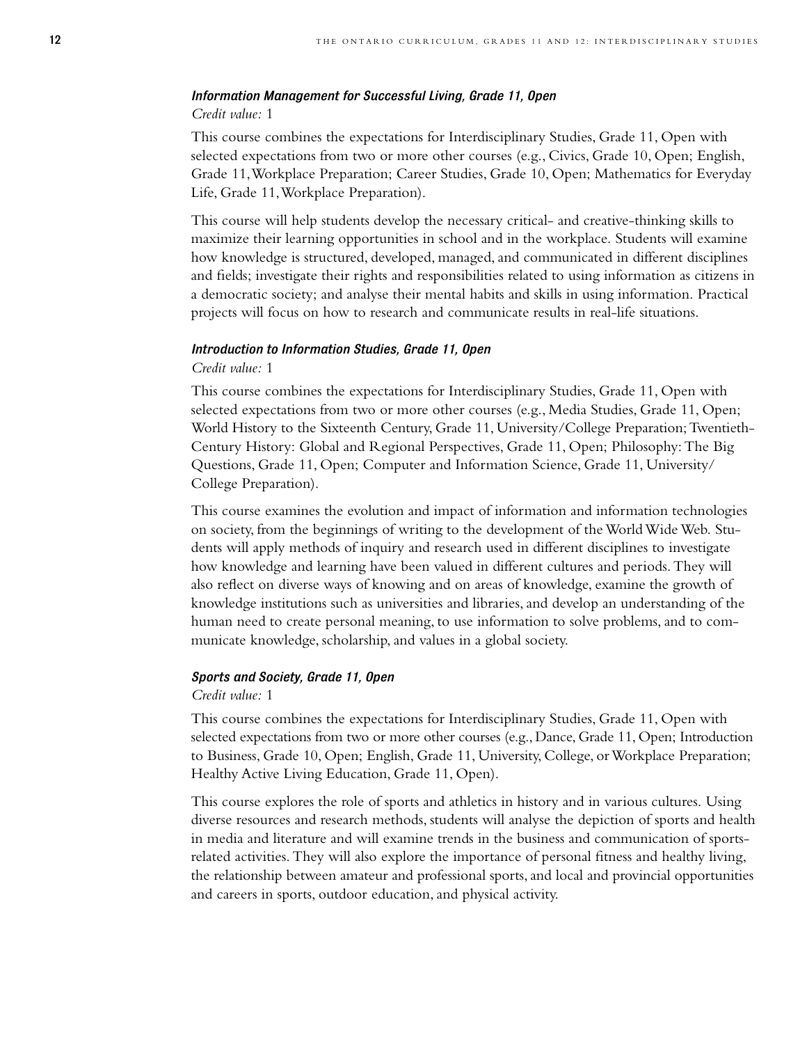#### *Information Management for Successful Living, Grade 11, Open*

*Credit value:* 1

This course combines the expectations for Interdisciplinary Studies, Grade 11, Open with selected expectations from two or more other courses (e.g., Civics, Grade 10, Open; English, Grade 11, Workplace Preparation; Career Studies, Grade 10, Open; Mathematics for Everyday Life, Grade 11, Workplace Preparation).

This course will help students develop the necessary critical- and creative-thinking skills to maximize their learning opportunities in school and in the workplace. Students will examine how knowledge is structured, developed, managed, and communicated in different disciplines and fields; investigate their rights and responsibilities related to using information as citizens in a democratic society; and analyse their mental habits and skills in using information. Practical projects will focus on how to research and communicate results in real-life situations.

#### *Introduction to Information Studies, Grade 11, Open*

*Credit value:* 1

This course combines the expectations for Interdisciplinary Studies, Grade 11, Open with selected expectations from two or more other courses (e.g., Media Studies, Grade 11, Open; World History to the Sixteenth Century, Grade 11, University/College Preparation; Twentieth-Century History: Global and Regional Perspectives, Grade 11, Open; Philosophy: The Big Questions, Grade 11, Open; Computer and Information Science, Grade 11, University/College Preparation).

This course examines the evolution and impact of information and information technologies on society, from the beginnings of writing to the development of the World Wide Web. Students will apply methods of inquiry and research used in different disciplines to investigate how knowledge and learning have been valued in different cultures and periods. They will also reflect on diverse ways of knowing and on areas of knowledge, examine the growth of knowledge institutions such as universities and libraries, and develop an understanding of the human need to create personal meaning, to use information to solve problems, and to communicate knowledge, scholarship, and values in a global society.

#### *Sports and Society, Grade 11, Open*

*Credit value:* 1

This course combines the expectations for Interdisciplinary Studies, Grade 11, Open with selected expectations from two or more other courses (e.g., Dance, Grade 11, Open; Introduction to Business, Grade 10, Open; English, Grade 11, University, College, or Workplace Preparation; Healthy Active Living Education, Grade 11, Open).

This course explores the role of sports and athletics in history and in various cultures. Using diverse resources and research methods, students will analyse the depiction of sports and health in media and literature and will examine trends in the business and communication of sports-related activities. They will also explore the importance of personal fitness and healthy living, the relationship between amateur and professional sports, and local and provincial opportunities and careers in sports, outdoor education, and physical activity.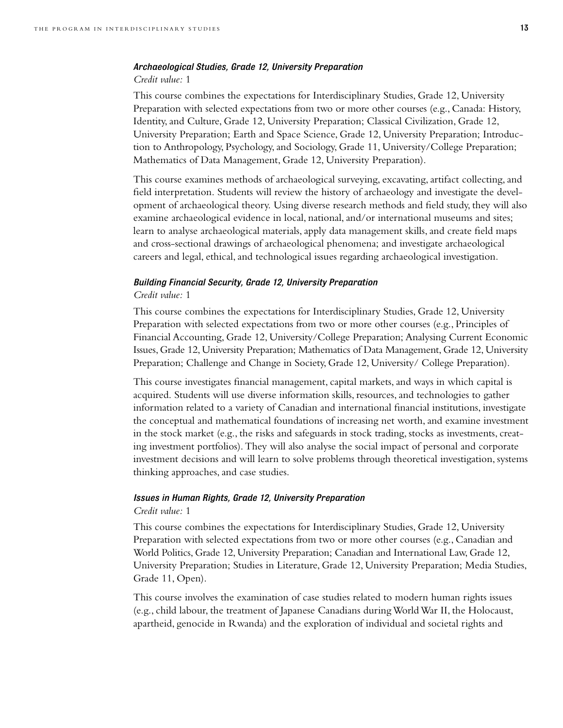### *Archaeological Studies, Grade 12, University Preparation*

*Credit value:* 1

This course combines the expectations for Interdisciplinary Studies, Grade 12, University Preparation with selected expectations from two or more other courses (e.g., Canada: History, Identity, and Culture, Grade 12, University Preparation; Classical Civilization, Grade 12, University Preparation; Earth and Space Science, Grade 12, University Preparation; Introduction to Anthropology, Psychology, and Sociology, Grade 11, University/College Preparation; Mathematics of Data Management, Grade 12, University Preparation).

This course examines methods of archaeological surveying, excavating, artifact collecting, and field interpretation. Students will review the history of archaeology and investigate the development of archaeological theory. Using diverse research methods and field study, they will also examine archaeological evidence in local, national, and/or international museums and sites; learn to analyse archaeological materials, apply data management skills, and create field maps and cross-sectional drawings of archaeological phenomena; and investigate archaeological careers and legal, ethical, and technological issues regarding archaeological investigation.

### *Building Financial Security, Grade 12, University Preparation*

*Credit value:* 1

This course combines the expectations for Interdisciplinary Studies, Grade 12, University Preparation with selected expectations from two or more other courses (e.g., Principles of Financial Accounting, Grade 12, University/College Preparation; Analysing Current Economic Issues, Grade 12, University Preparation; Mathematics of Data Management, Grade 12, University Preparation; Challenge and Change in Society, Grade 12, University/ College Preparation).

This course investigates financial management, capital markets, and ways in which capital is acquired. Students will use diverse information skills, resources, and technologies to gather information related to a variety of Canadian and international financial institutions, investigate the conceptual and mathematical foundations of increasing net worth, and examine investment in the stock market (e.g., the risks and safeguards in stock trading, stocks as investments, creating investment portfolios). They will also analyse the social impact of personal and corporate investment decisions and will learn to solve problems through theoretical investigation, systems thinking approaches, and case studies.

### *Issues in Human Rights, Grade 12, University Preparation*

*Credit value:* 1

This course combines the expectations for Interdisciplinary Studies, Grade 12, University Preparation with selected expectations from two or more other courses (e.g., Canadian and World Politics, Grade 12, University Preparation; Canadian and International Law, Grade 12, University Preparation; Studies in Literature, Grade 12, University Preparation; Media Studies, Grade 11, Open).

This course involves the examination of case studies related to modern human rights issues (e.g., child labour, the treatment of Japanese Canadians during World War II, the Holocaust, apartheid, genocide in Rwanda) and the exploration of individual and societal rights and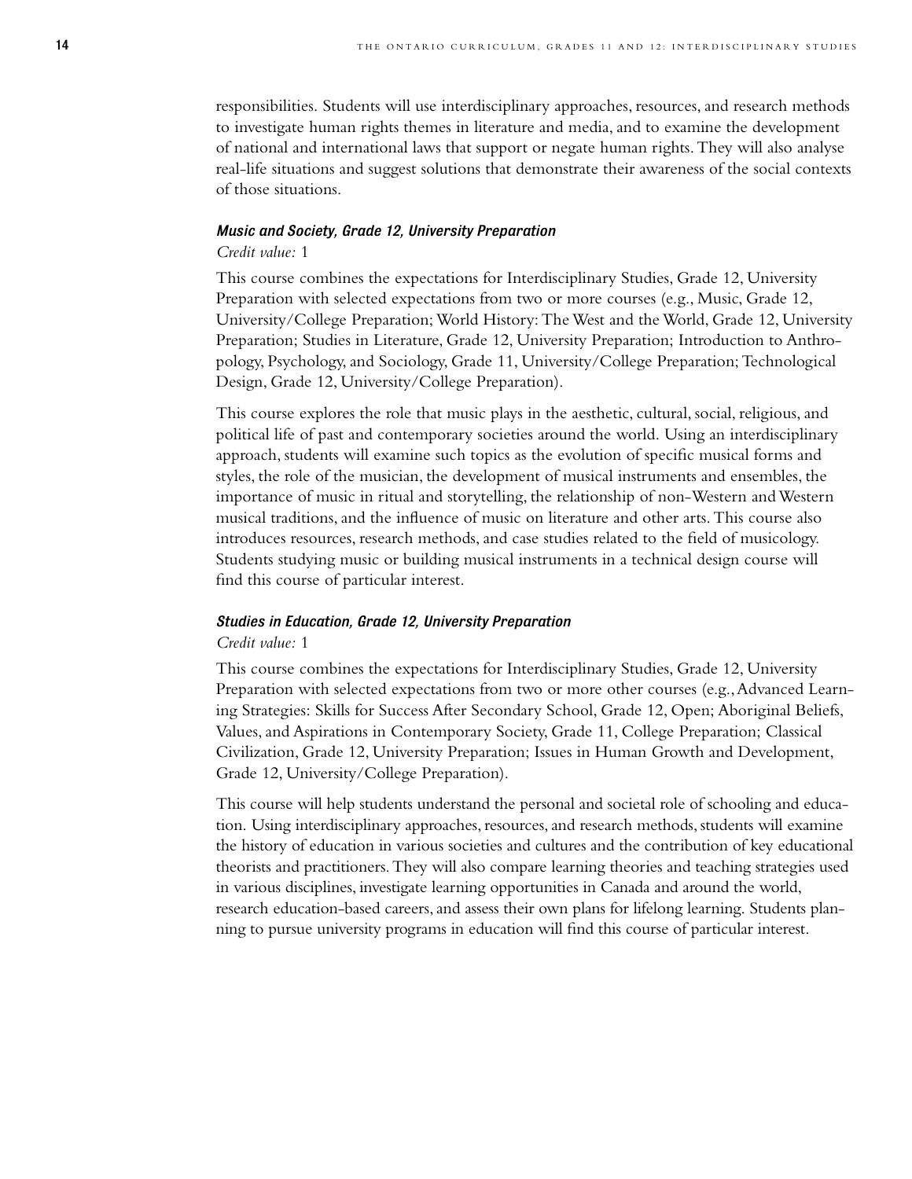responsibilities. Students will use interdisciplinary approaches, resources, and research methods to investigate human rights themes in literature and media, and to examine the development of national and international laws that support or negate human rights. They will also analyse real-life situations and suggest solutions that demonstrate their awareness of the social contexts of those situations.

#### *Music and Society, Grade 12, University Preparation*

*Credit value:* 1

This course combines the expectations for Interdisciplinary Studies, Grade 12, University Preparation with selected expectations from two or more courses (e.g., Music, Grade 12, University/College Preparation; World History: The West and the World, Grade 12, University Preparation; Studies in Literature, Grade 12, University Preparation; Introduction to Anthropology, Psychology, and Sociology, Grade 11, University/College Preparation; Technological Design, Grade 12, University/College Preparation).

This course explores the role that music plays in the aesthetic, cultural, social, religious, and political life of past and contemporary societies around the world. Using an interdisciplinary approach, students will examine such topics as the evolution of specific musical forms and styles, the role of the musician, the development of musical instruments and ensembles, the importance of music in ritual and storytelling, the relationship of non-Western and Western musical traditions, and the influence of music on literature and other arts. This course also introduces resources, research methods, and case studies related to the field of musicology. Students studying music or building musical instruments in a technical design course will find this course of particular interest.

#### *Studies in Education, Grade 12, University Preparation*

*Credit value:* 1

This course combines the expectations for Interdisciplinary Studies, Grade 12, University Preparation with selected expectations from two or more other courses (e.g., Advanced Learning Strategies: Skills for Success After Secondary School, Grade 12, Open; Aboriginal Beliefs, Values, and Aspirations in Contemporary Society, Grade 11, College Preparation; Classical Civilization, Grade 12, University Preparation; Issues in Human Growth and Development, Grade 12, University/College Preparation).

This course will help students understand the personal and societal role of schooling and education. Using interdisciplinary approaches, resources, and research methods, students will examine the history of education in various societies and cultures and the contribution of key educational theorists and practitioners. They will also compare learning theories and teaching strategies used in various disciplines, investigate learning opportunities in Canada and around the world, research education-based careers, and assess their own plans for lifelong learning. Students planning to pursue university programs in education will find this course of particular interest.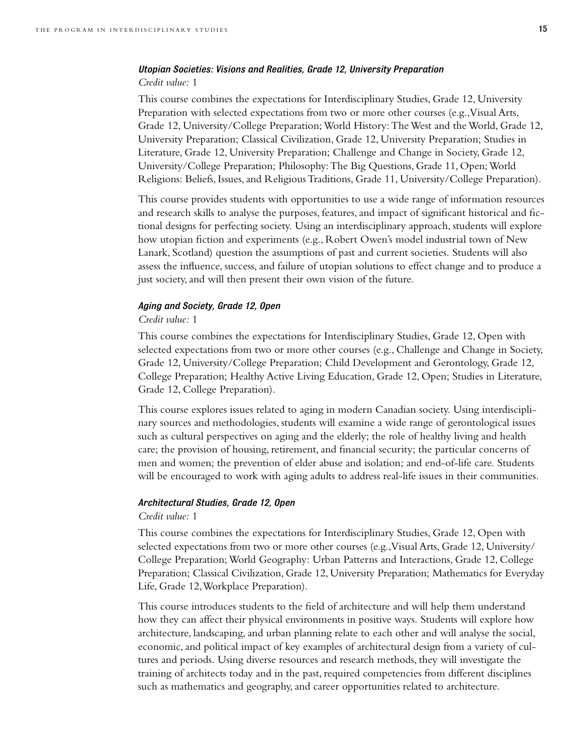### *Utopian Societies: Visions and Realities, Grade 12, University Preparation*

*Credit value:* 1

This course combines the expectations for Interdisciplinary Studies, Grade 12, University Preparation with selected expectations from two or more other courses (e.g., Visual Arts, Grade 12, University/College Preparation; World History: The West and the World, Grade 12, University Preparation; Classical Civilization, Grade 12, University Preparation; Studies in Literature, Grade 12, University Preparation; Challenge and Change in Society, Grade 12, University/College Preparation; Philosophy: The Big Questions, Grade 11, Open; World Religions: Beliefs, Issues, and Religious Traditions, Grade 11, University/College Preparation).

This course provides students with opportunities to use a wide range of information resources and research skills to analyse the purposes, features, and impact of significant historical and fictional designs for perfecting society. Using an interdisciplinary approach, students will explore how utopian fiction and experiments (e.g., Robert Owen's model industrial town of New Lanark, Scotland) question the assumptions of past and current societies. Students will also assess the influence, success, and failure of utopian solutions to effect change and to produce a just society, and will then present their own vision of the future.

### *Aging and Society, Grade 12, Open*

*Credit value:* 1

This course combines the expectations for Interdisciplinary Studies, Grade 12, Open with selected expectations from two or more other courses (e.g., Challenge and Change in Society, Grade 12, University/College Preparation; Child Development and Gerontology, Grade 12, College Preparation; Healthy Active Living Education, Grade 12, Open; Studies in Literature, Grade 12, College Preparation).

This course explores issues related to aging in modern Canadian society. Using interdisciplinary sources and methodologies, students will examine a wide range of gerontological issues such as cultural perspectives on aging and the elderly; the role of healthy living and health care; the provision of housing, retirement, and financial security; the particular concerns of men and women; the prevention of elder abuse and isolation; and end-of-life care. Students will be encouraged to work with aging adults to address real-life issues in their communities.

### *Architectural Studies, Grade 12, Open*

*Credit value:* 1

This course combines the expectations for Interdisciplinary Studies, Grade 12, Open with selected expectations from two or more other courses (e.g., Visual Arts, Grade 12, University/College Preparation; World Geography: Urban Patterns and Interactions, Grade 12, College Preparation; Classical Civilization, Grade 12, University Preparation; Mathematics for Everyday Life, Grade 12, Workplace Preparation).

This course introduces students to the field of architecture and will help them understand how they can affect their physical environments in positive ways. Students will explore how architecture, landscaping, and urban planning relate to each other and will analyse the social, economic, and political impact of key examples of architectural design from a variety of cultures and periods. Using diverse resources and research methods, they will investigate the training of architects today and in the past, required competencies from different disciplines such as mathematics and geography, and career opportunities related to architecture.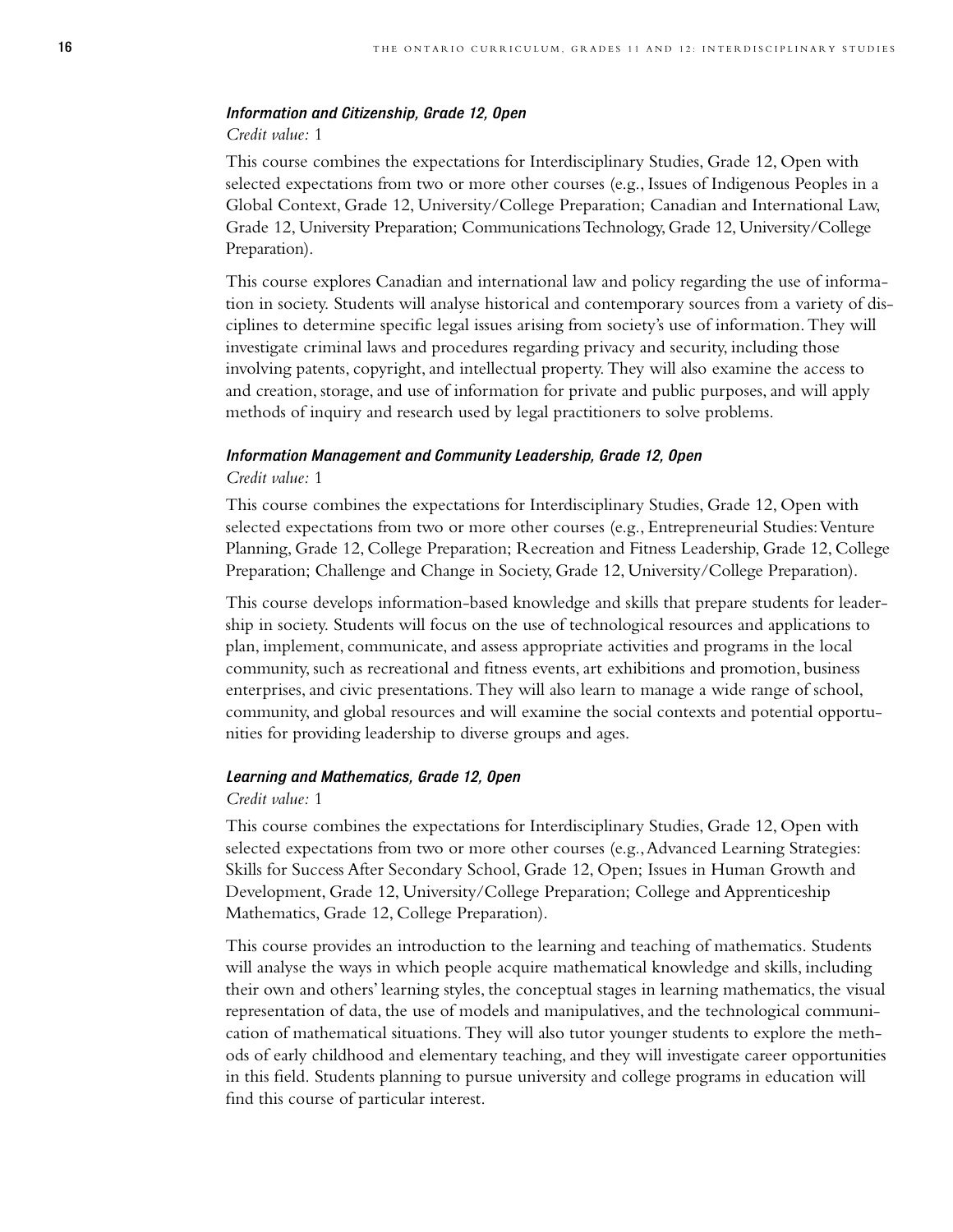#### *Information and Citizenship, Grade 12, Open*

*Credit value:* 1

This course combines the expectations for Interdisciplinary Studies, Grade 12, Open with selected expectations from two or more other courses (e.g., Issues of Indigenous Peoples in a Global Context, Grade 12, University/College Preparation; Canadian and International Law, Grade 12, University Preparation; Communications Technology, Grade 12, University/College Preparation).

This course explores Canadian and international law and policy regarding the use of information in society. Students will analyse historical and contemporary sources from a variety of disciplines to determine specific legal issues arising from society's use of information. They will investigate criminal laws and procedures regarding privacy and security, including those involving patents, copyright, and intellectual property. They will also examine the access to and creation, storage, and use of information for private and public purposes, and will apply methods of inquiry and research used by legal practitioners to solve problems.

#### *Information Management and Community Leadership, Grade 12, Open*

*Credit value:* 1

This course combines the expectations for Interdisciplinary Studies, Grade 12, Open with selected expectations from two or more other courses (e.g., Entrepreneurial Studies: Venture Planning, Grade 12, College Preparation; Recreation and Fitness Leadership, Grade 12, College Preparation; Challenge and Change in Society, Grade 12, University/College Preparation).

This course develops information-based knowledge and skills that prepare students for leadership in society. Students will focus on the use of technological resources and applications to plan, implement, communicate, and assess appropriate activities and programs in the local community, such as recreational and fitness events, art exhibitions and promotion, business enterprises, and civic presentations. They will also learn to manage a wide range of school, community, and global resources and will examine the social contexts and potential opportunities for providing leadership to diverse groups and ages.

#### *Learning and Mathematics, Grade 12, Open*

*Credit value:* 1

This course combines the expectations for Interdisciplinary Studies, Grade 12, Open with selected expectations from two or more other courses (e.g., Advanced Learning Strategies: Skills for Success After Secondary School, Grade 12, Open; Issues in Human Growth and Development, Grade 12, University/College Preparation; College and Apprenticeship Mathematics, Grade 12, College Preparation).

This course provides an introduction to the learning and teaching of mathematics. Students will analyse the ways in which people acquire mathematical knowledge and skills, including their own and others' learning styles, the conceptual stages in learning mathematics, the visual representation of data, the use of models and manipulatives, and the technological communication of mathematical situations. They will also tutor younger students to explore the methods of early childhood and elementary teaching, and they will investigate career opportunities in this field. Students planning to pursue university and college programs in education will find this course of particular interest.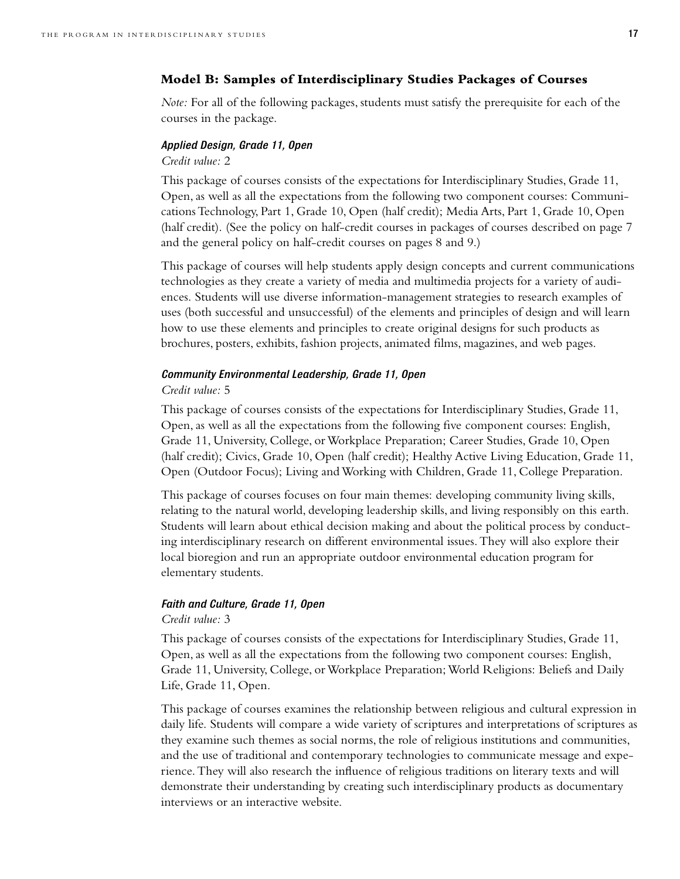### Model B: Samples of Interdisciplinary Studies Packages of Courses

*Note:* For all of the following packages, students must satisfy the prerequisite for each of the courses in the package.

#### *Applied Design, Grade 11, Open*

*Credit value:* 2

This package of courses consists of the expectations for Interdisciplinary Studies, Grade 11, Open, as well as all the expectations from the following two component courses: Communications Technology, Part 1, Grade 10, Open (half credit); Media Arts, Part 1, Grade 10, Open (half credit). (See the policy on half-credit courses in packages of courses described on page 7 and the general policy on half-credit courses on pages 8 and 9.)

This package of courses will help students apply design concepts and current communications technologies as they create a variety of media and multimedia projects for a variety of audiences. Students will use diverse information-management strategies to research examples of uses (both successful and unsuccessful) of the elements and principles of design and will learn how to use these elements and principles to create original designs for such products as brochures, posters, exhibits, fashion projects, animated films, magazines, and web pages.

#### *Community Environmental Leadership, Grade 11, Open*

*Credit value:* 5

This package of courses consists of the expectations for Interdisciplinary Studies, Grade 11, Open, as well as all the expectations from the following five component courses: English, Grade 11, University, College, or Workplace Preparation; Career Studies, Grade 10, Open (half credit); Civics, Grade 10, Open (half credit); Healthy Active Living Education, Grade 11, Open (Outdoor Focus); Living and Working with Children, Grade 11, College Preparation.

This package of courses focuses on four main themes: developing community living skills, relating to the natural world, developing leadership skills, and living responsibly on this earth. Students will learn about ethical decision making and about the political process by conducting interdisciplinary research on different environmental issues. They will also explore their local bioregion and run an appropriate outdoor environmental education program for elementary students.

#### *Faith and Culture, Grade 11, Open*

*Credit value:* 3

This package of courses consists of the expectations for Interdisciplinary Studies, Grade 11, Open, as well as all the expectations from the following two component courses: English, Grade 11, University, College, or Workplace Preparation; World Religions: Beliefs and Daily Life, Grade 11, Open.

This package of courses examines the relationship between religious and cultural expression in daily life. Students will compare a wide variety of scriptures and interpretations of scriptures as they examine such themes as social norms, the role of religious institutions and communities, and the use of traditional and contemporary technologies to communicate message and experience. They will also research the influence of religious traditions on literary texts and will demonstrate their understanding by creating such interdisciplinary products as documentary interviews or an interactive website.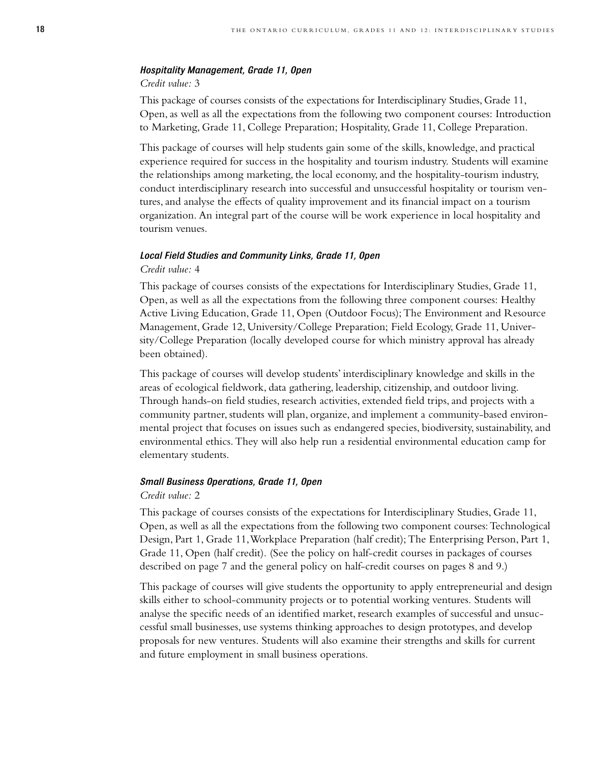#### *Hospitality Management, Grade 11, Open*

*Credit value:* 3

This package of courses consists of the expectations for Interdisciplinary Studies, Grade 11, Open, as well as all the expectations from the following two component courses: Introduction to Marketing, Grade 11, College Preparation; Hospitality, Grade 11, College Preparation.

This package of courses will help students gain some of the skills, knowledge, and practical experience required for success in the hospitality and tourism industry. Students will examine the relationships among marketing, the local economy, and the hospitality-tourism industry, conduct interdisciplinary research into successful and unsuccessful hospitality or tourism ventures, and analyse the effects of quality improvement and its financial impact on a tourism organization. An integral part of the course will be work experience in local hospitality and tourism venues.

#### *Local Field Studies and Community Links, Grade 11, Open*

*Credit value:* 4

This package of courses consists of the expectations for Interdisciplinary Studies, Grade 11, Open, as well as all the expectations from the following three component courses: Healthy Active Living Education, Grade 11, Open (Outdoor Focus); The Environment and Resource Management, Grade 12, University/College Preparation; Field Ecology, Grade 11, University/College Preparation (locally developed course for which ministry approval has already been obtained).

This package of courses will develop students' interdisciplinary knowledge and skills in the areas of ecological fieldwork, data gathering, leadership, citizenship, and outdoor living. Through hands-on field studies, research activities, extended field trips, and projects with a community partner, students will plan, organize, and implement a community-based environmental project that focuses on issues such as endangered species, biodiversity, sustainability, and environmental ethics. They will also help run a residential environmental education camp for elementary students.

#### *Small Business Operations, Grade 11, Open*

*Credit value:* 2

This package of courses consists of the expectations for Interdisciplinary Studies, Grade 11, Open, as well as all the expectations from the following two component courses: Technological Design, Part 1, Grade 11, Workplace Preparation (half credit); The Enterprising Person, Part 1, Grade 11, Open (half credit). (See the policy on half-credit courses in packages of courses described on page 7 and the general policy on half-credit courses on pages 8 and 9.)

This package of courses will give students the opportunity to apply entrepreneurial and design skills either to school-community projects or to potential working ventures. Students will analyse the specific needs of an identified market, research examples of successful and unsuccessful small businesses, use systems thinking approaches to design prototypes, and develop proposals for new ventures. Students will also examine their strengths and skills for current and future employment in small business operations.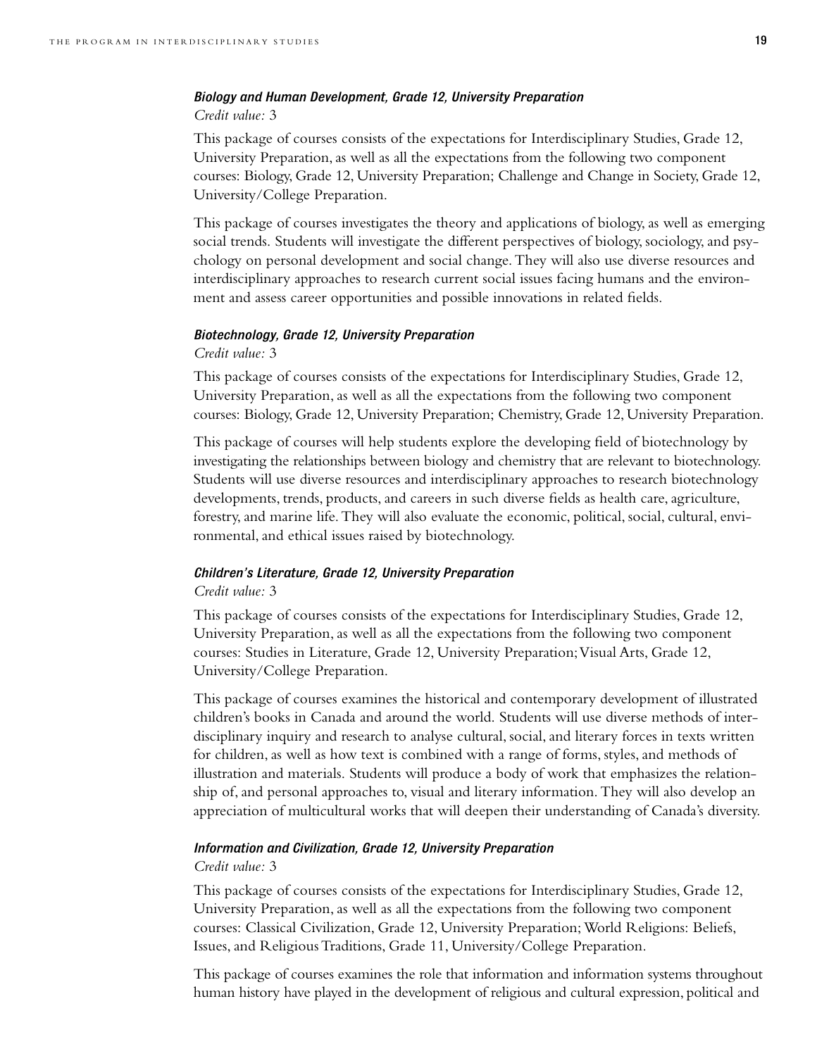### *Biology and Human Development, Grade 12, University Preparation*

*Credit value:* 3

This package of courses consists of the expectations for Interdisciplinary Studies, Grade 12, University Preparation, as well as all the expectations from the following two component courses: Biology, Grade 12, University Preparation; Challenge and Change in Society, Grade 12, University/College Preparation.

This package of courses investigates the theory and applications of biology, as well as emerging social trends. Students will investigate the different perspectives of biology, sociology, and psychology on personal development and social change. They will also use diverse resources and interdisciplinary approaches to research current social issues facing humans and the environment and assess career opportunities and possible innovations in related fields.

### *Biotechnology, Grade 12, University Preparation*

*Credit value:* 3

This package of courses consists of the expectations for Interdisciplinary Studies, Grade 12, University Preparation, as well as all the expectations from the following two component courses: Biology, Grade 12, University Preparation; Chemistry, Grade 12, University Preparation.

This package of courses will help students explore the developing field of biotechnology by investigating the relationships between biology and chemistry that are relevant to biotechnology. Students will use diverse resources and interdisciplinary approaches to research biotechnology developments, trends, products, and careers in such diverse fields as health care, agriculture, forestry, and marine life. They will also evaluate the economic, political, social, cultural, environmental, and ethical issues raised by biotechnology.

### *Children's Literature, Grade 12, University Preparation*

*Credit value:* 3

This package of courses consists of the expectations for Interdisciplinary Studies, Grade 12, University Preparation, as well as all the expectations from the following two component courses: Studies in Literature, Grade 12, University Preparation; Visual Arts, Grade 12, University/College Preparation.

This package of courses examines the historical and contemporary development of illustrated children's books in Canada and around the world. Students will use diverse methods of interdisciplinary inquiry and research to analyse cultural, social, and literary forces in texts written for children, as well as how text is combined with a range of forms, styles, and methods of illustration and materials. Students will produce a body of work that emphasizes the relationship of, and personal approaches to, visual and literary information. They will also develop an appreciation of multicultural works that will deepen their understanding of Canada's diversity.

### *Information and Civilization, Grade 12, University Preparation*

*Credit value:* 3

This package of courses consists of the expectations for Interdisciplinary Studies, Grade 12, University Preparation, as well as all the expectations from the following two component courses: Classical Civilization, Grade 12, University Preparation; World Religions: Beliefs, Issues, and Religious Traditions, Grade 11, University/College Preparation.

This package of courses examines the role that information and information systems throughout human history have played in the development of religious and cultural expression, political and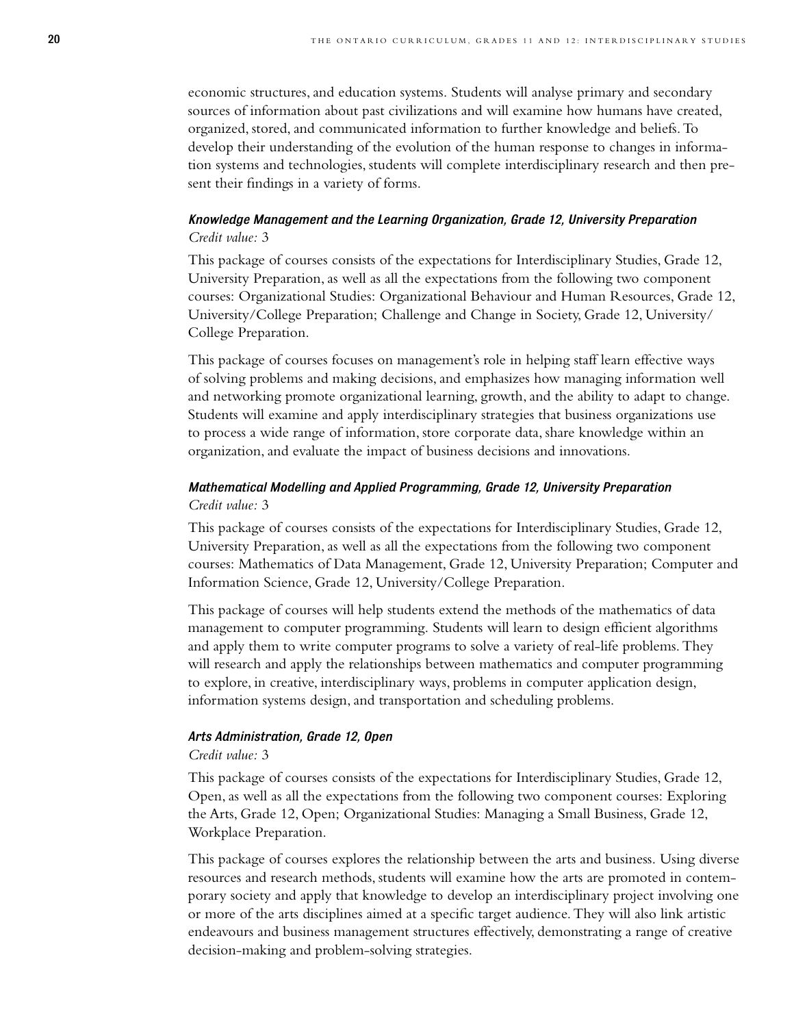economic structures, and education systems. Students will analyse primary and secondary sources of information about past civilizations and will examine how humans have created, organized, stored, and communicated information to further knowledge and beliefs. To develop their understanding of the evolution of the human response to changes in information systems and technologies, students will complete interdisciplinary research and then present their findings in a variety of forms.

#### *Knowledge Management and the Learning Organization, Grade 12, University Preparation*

*Credit value:* 3

This package of courses consists of the expectations for Interdisciplinary Studies, Grade 12, University Preparation, as well as all the expectations from the following two component courses: Organizational Studies: Organizational Behaviour and Human Resources, Grade 12, University/College Preparation; Challenge and Change in Society, Grade 12, University/College Preparation.

This package of courses focuses on management's role in helping staff learn effective ways of solving problems and making decisions, and emphasizes how managing information well and networking promote organizational learning, growth, and the ability to adapt to change. Students will examine and apply interdisciplinary strategies that business organizations use to process a wide range of information, store corporate data, share knowledge within an organization, and evaluate the impact of business decisions and innovations.

#### *Mathematical Modelling and Applied Programming, Grade 12, University Preparation*

*Credit value:* 3

This package of courses consists of the expectations for Interdisciplinary Studies, Grade 12, University Preparation, as well as all the expectations from the following two component courses: Mathematics of Data Management, Grade 12, University Preparation; Computer and Information Science, Grade 12, University/College Preparation.

This package of courses will help students extend the methods of the mathematics of data management to computer programming. Students will learn to design efficient algorithms and apply them to write computer programs to solve a variety of real-life problems. They will research and apply the relationships between mathematics and computer programming to explore, in creative, interdisciplinary ways, problems in computer application design, information systems design, and transportation and scheduling problems.

#### *Arts Administration, Grade 12, Open*

*Credit value:* 3

This package of courses consists of the expectations for Interdisciplinary Studies, Grade 12, Open, as well as all the expectations from the following two component courses: Exploring the Arts, Grade 12, Open; Organizational Studies: Managing a Small Business, Grade 12, Workplace Preparation.

This package of courses explores the relationship between the arts and business. Using diverse resources and research methods, students will examine how the arts are promoted in contemporary society and apply that knowledge to develop an interdisciplinary project involving one or more of the arts disciplines aimed at a specific target audience. They will also link artistic endeavours and business management structures effectively, demonstrating a range of creative decision-making and problem-solving strategies.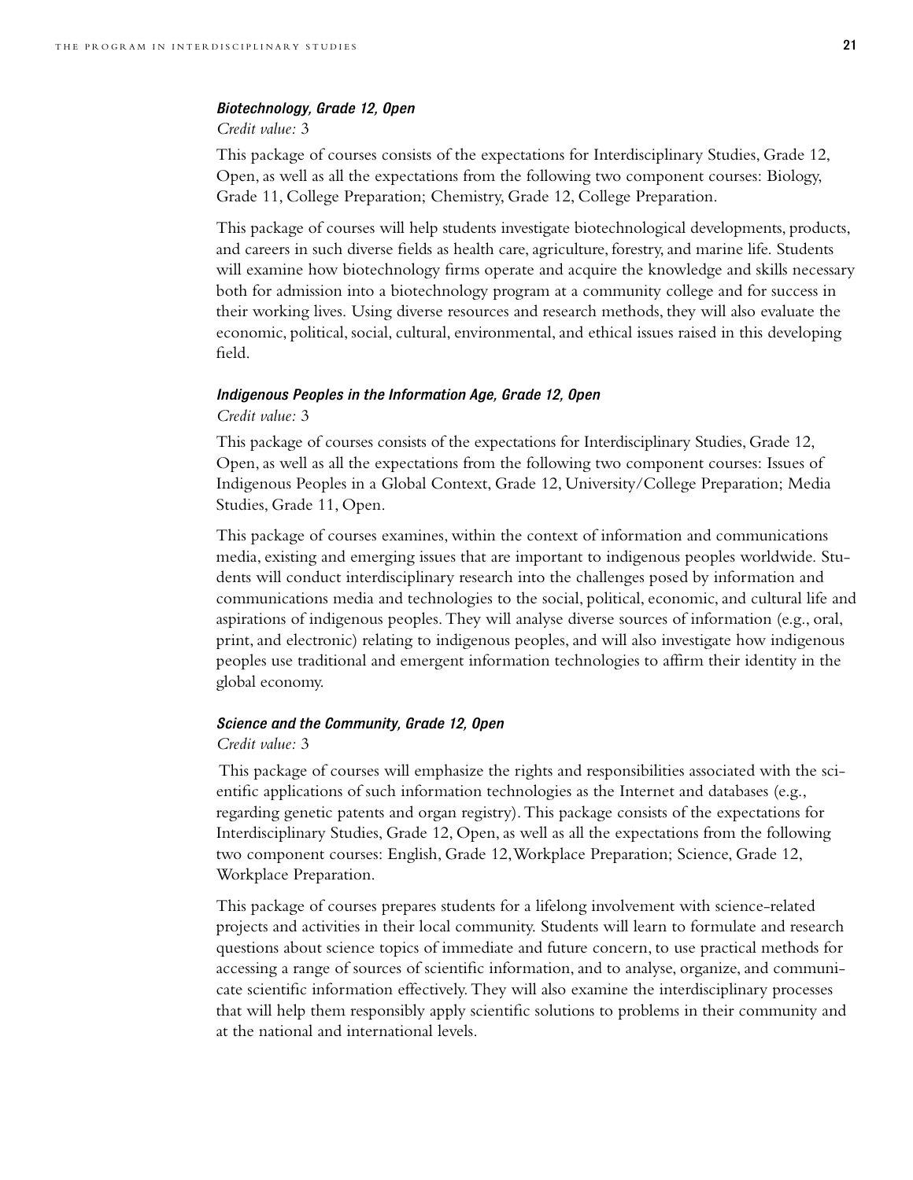#### *Biotechnology, Grade 12, Open*

*Credit value:* 3

This package of courses consists of the expectations for Interdisciplinary Studies, Grade 12, Open, as well as all the expectations from the following two component courses: Biology, Grade 11, College Preparation; Chemistry, Grade 12, College Preparation.

This package of courses will help students investigate biotechnological developments, products, and careers in such diverse fields as health care, agriculture, forestry, and marine life. Students will examine how biotechnology firms operate and acquire the knowledge and skills necessary both for admission into a biotechnology program at a community college and for success in their working lives. Using diverse resources and research methods, they will also evaluate the economic, political, social, cultural, environmental, and ethical issues raised in this developing field.

#### *Indigenous Peoples in the Information Age, Grade 12, Open*

*Credit value:* 3

This package of courses consists of the expectations for Interdisciplinary Studies, Grade 12, Open, as well as all the expectations from the following two component courses: Issues of Indigenous Peoples in a Global Context, Grade 12, University/College Preparation; Media Studies, Grade 11, Open.

This package of courses examines, within the context of information and communications media, existing and emerging issues that are important to indigenous peoples worldwide. Students will conduct interdisciplinary research into the challenges posed by information and communications media and technologies to the social, political, economic, and cultural life and aspirations of indigenous peoples. They will analyse diverse sources of information (e.g., oral, print, and electronic) relating to indigenous peoples, and will also investigate how indigenous peoples use traditional and emergent information technologies to affirm their identity in the global economy.

#### *Science and the Community, Grade 12, Open*

*Credit value:* 3

This package of courses will emphasize the rights and responsibilities associated with the scientific applications of such information technologies as the Internet and databases (e.g., regarding genetic patents and organ registry). This package consists of the expectations for Interdisciplinary Studies, Grade 12, Open, as well as all the expectations from the following two component courses: English, Grade 12, Workplace Preparation; Science, Grade 12, Workplace Preparation.

This package of courses prepares students for a lifelong involvement with science-related projects and activities in their local community. Students will learn to formulate and research questions about science topics of immediate and future concern, to use practical methods for accessing a range of sources of scientific information, and to analyse, organize, and communicate scientific information effectively. They will also examine the interdisciplinary processes that will help them responsibly apply scientific solutions to problems in their community and at the national and international levels.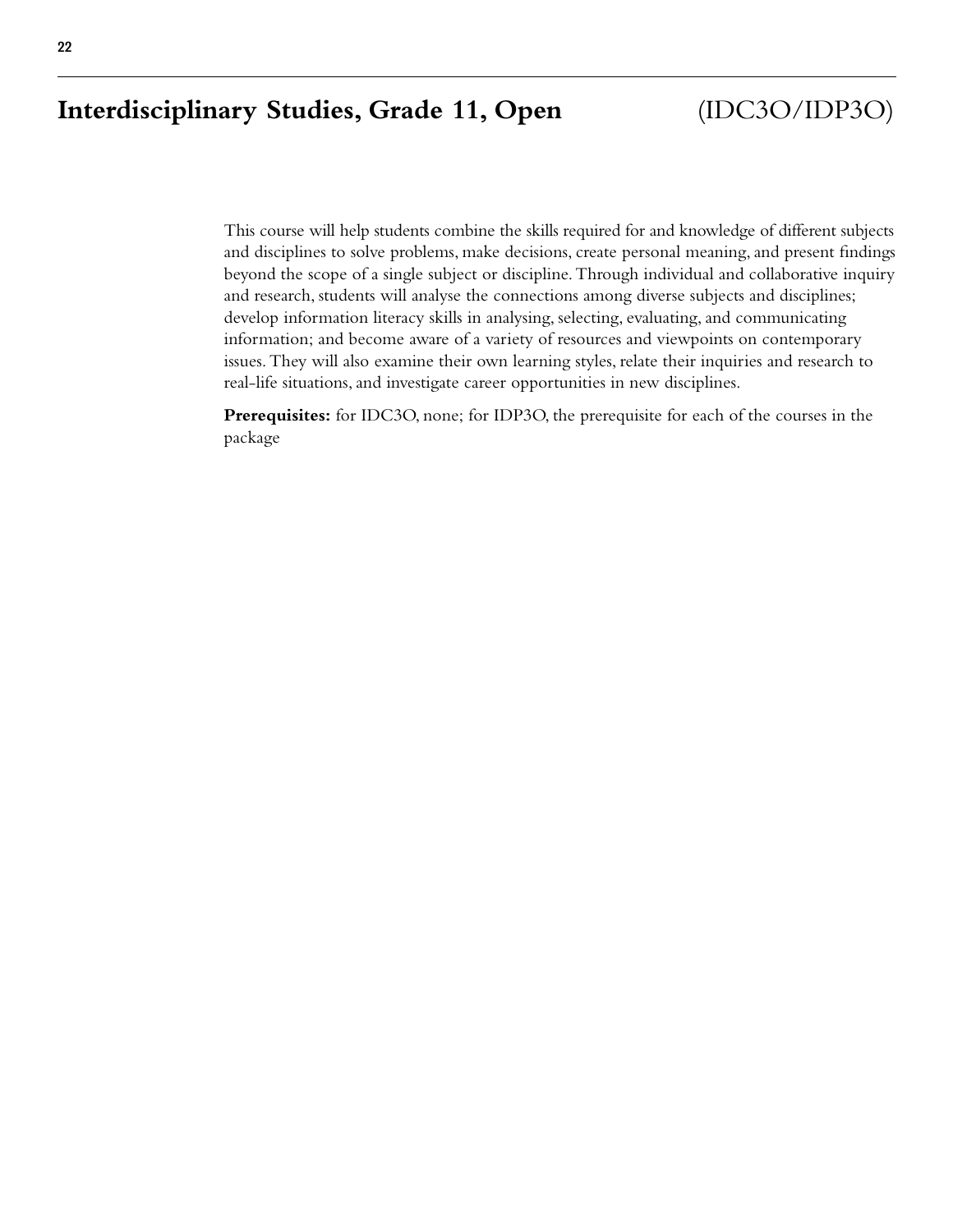# Interdisciplinary Studies, Grade 11, Open (IDC3O/IDP3O)

This course will help students combine the skills required for and knowledge of different subjects and disciplines to solve problems, make decisions, create personal meaning, and present findings beyond the scope of a single subject or discipline. Through individual and collaborative inquiry and research, students will analyse the connections among diverse subjects and disciplines; develop information literacy skills in analysing, selecting, evaluating, and communicating information; and become aware of a variety of resources and viewpoints on contemporary issues. They will also examine their own learning styles, relate their inquiries and research to real-life situations, and investigate career opportunities in new disciplines.

**Prerequisites:** for IDC3O, none; for IDP3O, the prerequisite for each of the courses in the package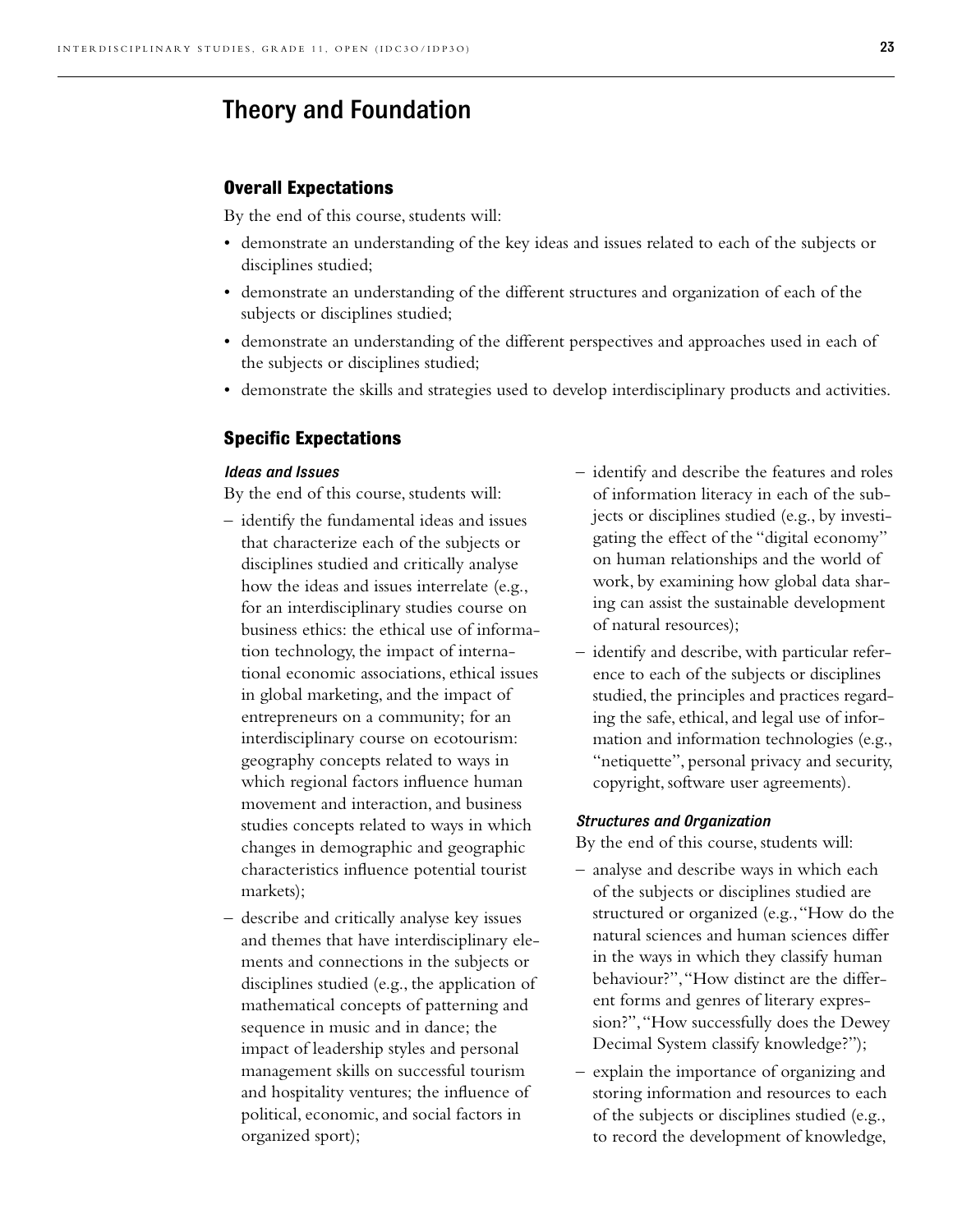# Theory and Foundation

## Overall Expectations

By the end of this course, students will:

- demonstrate an understanding of the key ideas and issues related to each of the subjects or disciplines studied;
- demonstrate an understanding of the different structures and organization of each of the subjects or disciplines studied;
- demonstrate an understanding of the different perspectives and approaches used in each of the subjects or disciplines studied;
- demonstrate the skills and strategies used to develop interdisciplinary products and activities.

## Specific Expectations

### *Ideas and Issues*

By the end of this course, students will:

– identify the fundamental ideas and issues that characterize each of the subjects or disciplines studied and critically analyse how the ideas and issues interrelate (e.g., for an interdisciplinary studies course on business ethics: the ethical use of information technology, the impact of international economic associations, ethical issues in global marketing, and the impact of entrepreneurs on a community; for an interdisciplinary course on ecotourism: geography concepts related to ways in which regional factors influence human movement and interaction, and business studies concepts related to ways in which changes in demographic and geographic characteristics influence potential tourist markets);

– describe and critically analyse key issues and themes that have interdisciplinary elements and connections in the subjects or disciplines studied (e.g., the application of mathematical concepts of patterning and sequence in music and in dance; the impact of leadership styles and personal management skills on successful tourism and hospitality ventures; the influence of political, economic, and social factors in organized sport);

– identify and describe the features and roles of information literacy in each of the subjects or disciplines studied (e.g., by investigating the effect of the "digital economy" on human relationships and the world of work, by examining how global data sharing can assist the sustainable development of natural resources);

– identify and describe, with particular reference to each of the subjects or disciplines studied, the principles and practices regarding the safe, ethical, and legal use of information and information technologies (e.g., "netiquette", personal privacy and security, copyright, software user agreements).

### *Structures and Organization*

By the end of this course, students will:

– analyse and describe ways in which each of the subjects or disciplines studied are structured or organized (e.g., "How do the natural sciences and human sciences differ in the ways in which they classify human behaviour?", "How distinct are the different forms and genres of literary expression?", "How successfully does the Dewey Decimal System classify knowledge?");

– explain the importance of organizing and storing information and resources to each of the subjects or disciplines studied (e.g., to record the development of knowledge,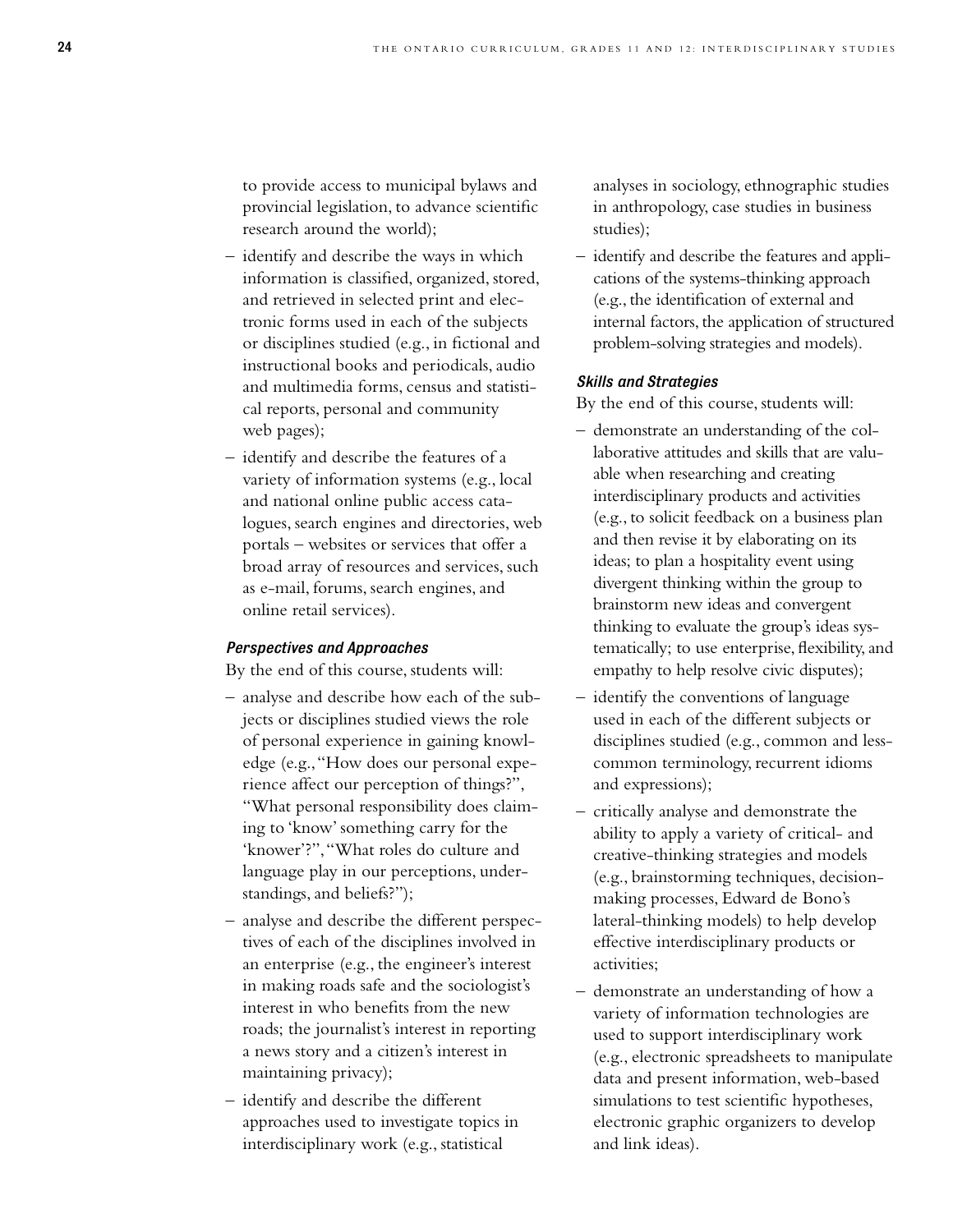to provide access to municipal bylaws and provincial legislation, to advance scientific research around the world);

– identify and describe the ways in which information is classified, organized, stored, and retrieved in selected print and electronic forms used in each of the subjects or disciplines studied (e.g., in fictional and instructional books and periodicals, audio and multimedia forms, census and statistical reports, personal and community web pages);

– identify and describe the features of a variety of information systems (e.g., local and national online public access catalogues, search engines and directories, web portals – websites or services that offer a broad array of resources and services, such as e-mail, forums, search engines, and online retail services).

#### *Perspectives and Approaches*

By the end of this course, students will:

– analyse and describe how each of the subjects or disciplines studied views the role of personal experience in gaining knowledge (e.g., "How does our personal experience affect our perception of things?", "What personal responsibility does claiming to 'know' something carry for the 'knower'?", "What roles do culture and language play in our perceptions, understandings, and beliefs?");

– analyse and describe the different perspectives of each of the disciplines involved in an enterprise (e.g., the engineer's interest in making roads safe and the sociologist's interest in who benefits from the new roads; the journalist's interest in reporting a news story and a citizen's interest in maintaining privacy);

– identify and describe the different approaches used to investigate topics in interdisciplinary work (e.g., statistical analyses in sociology, ethnographic studies in anthropology, case studies in business studies);

– identify and describe the features and applications of the systems-thinking approach (e.g., the identification of external and internal factors, the application of structured problem-solving strategies and models).

#### *Skills and Strategies*

By the end of this course, students will:

– demonstrate an understanding of the collaborative attitudes and skills that are valuable when researching and creating interdisciplinary products and activities (e.g., to solicit feedback on a business plan and then revise it by elaborating on its ideas; to plan a hospitality event using divergent thinking within the group to brainstorm new ideas and convergent thinking to evaluate the group's ideas systematically; to use enterprise, flexibility, and empathy to help resolve civic disputes);

– identify the conventions of language used in each of the different subjects or disciplines studied (e.g., common and less-common terminology, recurrent idioms and expressions);

– critically analyse and demonstrate the ability to apply a variety of critical- and creative-thinking strategies and models (e.g., brainstorming techniques, decision-making processes, Edward de Bono's lateral-thinking models) to help develop effective interdisciplinary products or activities;

– demonstrate an understanding of how a variety of information technologies are used to support interdisciplinary work (e.g., electronic spreadsheets to manipulate data and present information, web-based simulations to test scientific hypotheses, electronic graphic organizers to develop and link ideas).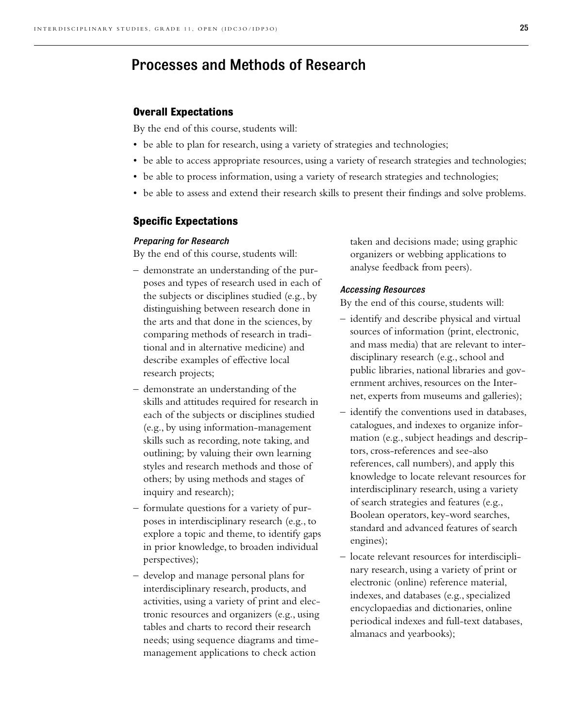# Processes and Methods of Research

## Overall Expectations

By the end of this course, students will:

- be able to plan for research, using a variety of strategies and technologies;
- be able to access appropriate resources, using a variety of research strategies and technologies;
- be able to process information, using a variety of research strategies and technologies;
- be able to assess and extend their research skills to present their findings and solve problems.

## Specific Expectations

### *Preparing for Research*

By the end of this course, students will:

– demonstrate an understanding of the purposes and types of research used in each of the subjects or disciplines studied (e.g., by distinguishing between research done in the arts and that done in the sciences, by comparing methods of research in traditional and in alternative medicine) and describe examples of effective local research projects;

– demonstrate an understanding of the skills and attitudes required for research in each of the subjects or disciplines studied (e.g., by using information-management skills such as recording, note taking, and outlining; by valuing their own learning styles and research methods and those of others; by using methods and stages of inquiry and research);

– formulate questions for a variety of purposes in interdisciplinary research (e.g., to explore a topic and theme, to identify gaps in prior knowledge, to broaden individual perspectives);

– develop and manage personal plans for interdisciplinary research, products, and activities, using a variety of print and electronic resources and organizers (e.g., using tables and charts to record their research needs; using sequence diagrams and time-management applications to check action taken and decisions made; using graphic organizers or webbing applications to analyse feedback from peers).

### *Accessing Resources*

By the end of this course, students will:

– identify and describe physical and virtual sources of information (print, electronic, and mass media) that are relevant to interdisciplinary research (e.g., school and public libraries, national libraries and government archives, resources on the Internet, experts from museums and galleries);

– identify the conventions used in databases, catalogues, and indexes to organize information (e.g., subject headings and descriptors, cross-references and see-also references, call numbers), and apply this knowledge to locate relevant resources for interdisciplinary research, using a variety of search strategies and features (e.g., Boolean operators, key-word searches, standard and advanced features of search engines);

– locate relevant resources for interdisciplinary research, using a variety of print or electronic (online) reference material, indexes, and databases (e.g., specialized encyclopaedias and dictionaries, online periodical indexes and full-text databases, almanacs and yearbooks);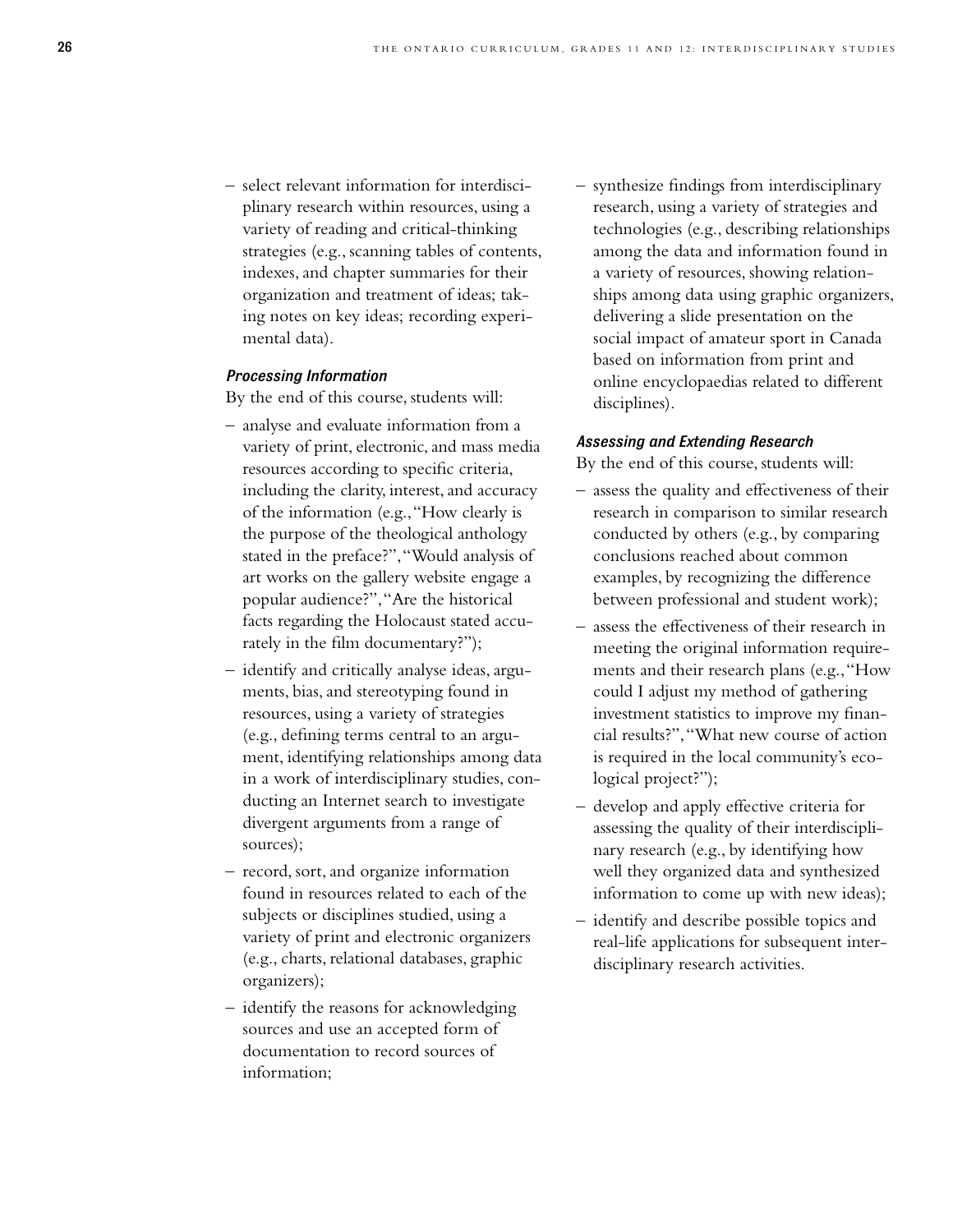– select relevant information for interdisciplinary research within resources, using a variety of reading and critical-thinking strategies (e.g., scanning tables of contents, indexes, and chapter summaries for their organization and treatment of ideas; taking notes on key ideas; recording experimental data).

#### *Processing Information*

By the end of this course, students will:

– analyse and evaluate information from a variety of print, electronic, and mass media resources according to specific criteria, including the clarity, interest, and accuracy of the information (e.g., "How clearly is the purpose of the theological anthology stated in the preface?", "Would analysis of art works on the gallery website engage a popular audience?", "Are the historical facts regarding the Holocaust stated accurately in the film documentary?");

– identify and critically analyse ideas, arguments, bias, and stereotyping found in resources, using a variety of strategies (e.g., defining terms central to an argument, identifying relationships among data in a work of interdisciplinary studies, conducting an Internet search to investigate divergent arguments from a range of sources);

– record, sort, and organize information found in resources related to each of the subjects or disciplines studied, using a variety of print and electronic organizers (e.g., charts, relational databases, graphic organizers);

– identify the reasons for acknowledging sources and use an accepted form of documentation to record sources of information;

– synthesize findings from interdisciplinary research, using a variety of strategies and technologies (e.g., describing relationships among the data and information found in a variety of resources, showing relationships among data using graphic organizers, delivering a slide presentation on the social impact of amateur sport in Canada based on information from print and online encyclopaedias related to different disciplines).

#### *Assessing and Extending Research*

By the end of this course, students will:

– assess the quality and effectiveness of their research in comparison to similar research conducted by others (e.g., by comparing conclusions reached about common examples, by recognizing the difference between professional and student work);

– assess the effectiveness of their research in meeting the original information requirements and their research plans (e.g., "How could I adjust my method of gathering investment statistics to improve my financial results?", "What new course of action is required in the local community's ecological project?");

– develop and apply effective criteria for assessing the quality of their interdisciplinary research (e.g., by identifying how well they organized data and synthesized information to come up with new ideas);

– identify and describe possible topics and real-life applications for subsequent interdisciplinary research activities.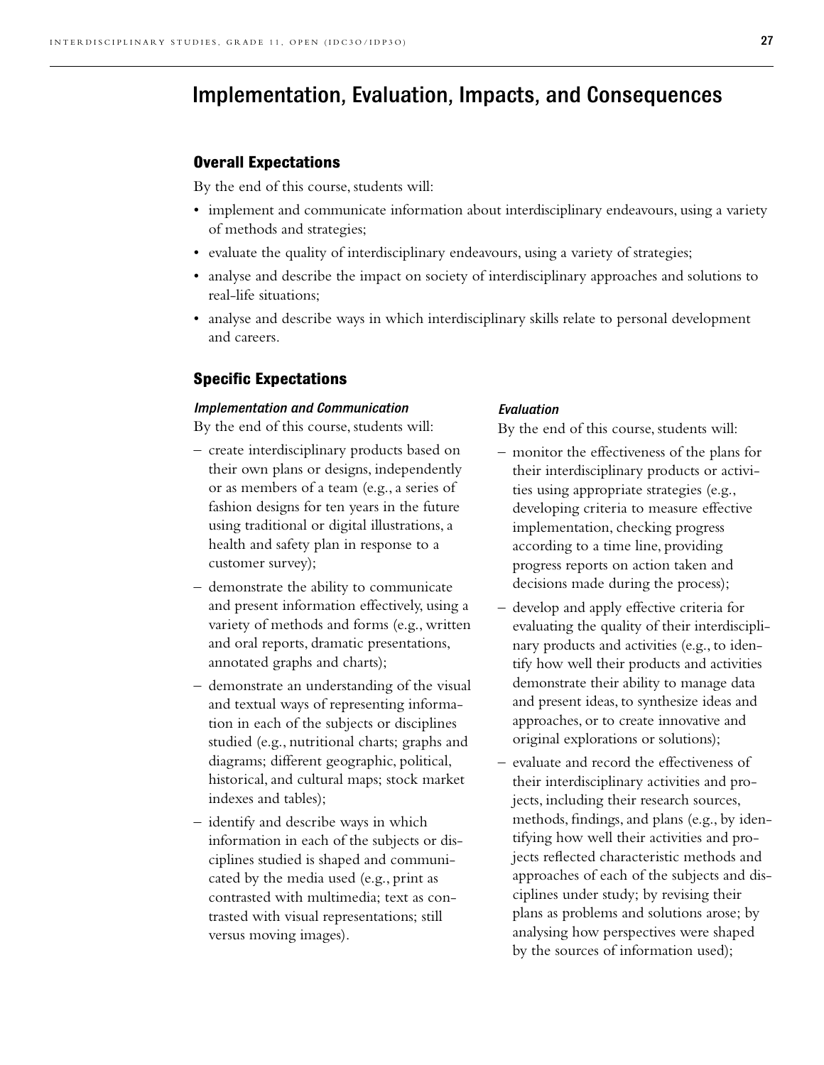# Implementation, Evaluation, Impacts, and Consequences

## Overall Expectations

By the end of this course, students will:

- implement and communicate information about interdisciplinary endeavours, using a variety of methods and strategies;
- evaluate the quality of interdisciplinary endeavours, using a variety of strategies;
- analyse and describe the impact on society of interdisciplinary approaches and solutions to real-life situations;
- analyse and describe ways in which interdisciplinary skills relate to personal development and careers.

## Specific Expectations

### *Implementation and Communication*

By the end of this course, students will:

- create interdisciplinary products based on their own plans or designs, independently or as members of a team (e.g., a series of fashion designs for ten years in the future using traditional or digital illustrations, a health and safety plan in response to a customer survey);
- demonstrate the ability to communicate and present information effectively, using a variety of methods and forms (e.g., written and oral reports, dramatic presentations, annotated graphs and charts);
- demonstrate an understanding of the visual and textual ways of representing information in each of the subjects or disciplines studied (e.g., nutritional charts; graphs and diagrams; different geographic, political, historical, and cultural maps; stock market indexes and tables);
- identify and describe ways in which information in each of the subjects or disciplines studied is shaped and communicated by the media used (e.g., print as contrasted with multimedia; text as contrasted with visual representations; still versus moving images).

### *Evaluation*

By the end of this course, students will:

- monitor the effectiveness of the plans for their interdisciplinary products or activities using appropriate strategies (e.g., developing criteria to measure effective implementation, checking progress according to a time line, providing progress reports on action taken and decisions made during the process);
- develop and apply effective criteria for evaluating the quality of their interdisciplinary products and activities (e.g., to identify how well their products and activities demonstrate their ability to manage data and present ideas, to synthesize ideas and approaches, or to create innovative and original explorations or solutions);
- evaluate and record the effectiveness of their interdisciplinary activities and projects, including their research sources, methods, findings, and plans (e.g., by identifying how well their activities and projects reflected characteristic methods and approaches of each of the subjects and disciplines under study; by revising their plans as problems and solutions arose; by analysing how perspectives were shaped by the sources of information used);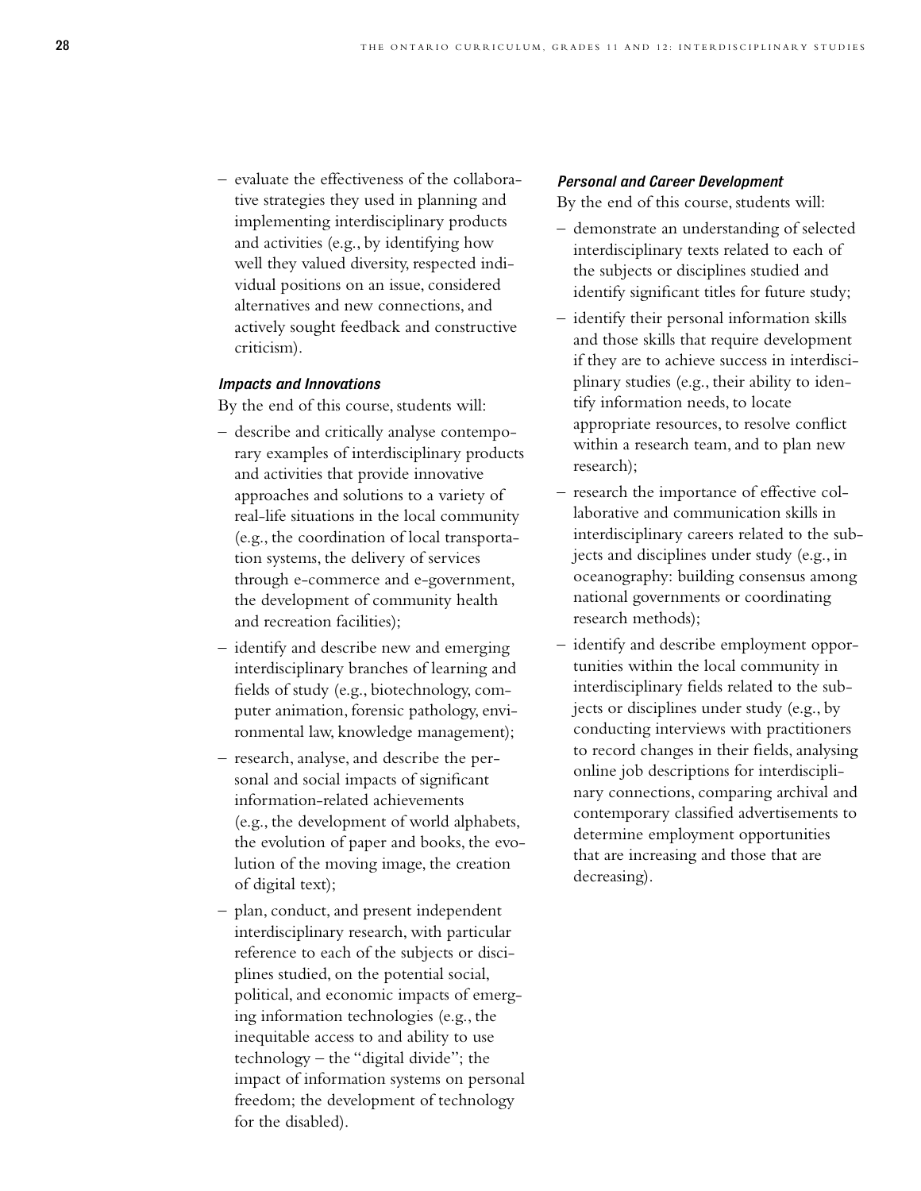– evaluate the effectiveness of the collaborative strategies they used in planning and implementing interdisciplinary products and activities (e.g., by identifying how well they valued diversity, respected individual positions on an issue, considered alternatives and new connections, and actively sought feedback and constructive criticism).

***Impacts and Innovations***

By the end of this course, students will:

– describe and critically analyse contemporary examples of interdisciplinary products and activities that provide innovative approaches and solutions to a variety of real-life situations in the local community (e.g., the coordination of local transportation systems, the delivery of services through e-commerce and e-government, the development of community health and recreation facilities);

– identify and describe new and emerging interdisciplinary branches of learning and fields of study (e.g., biotechnology, computer animation, forensic pathology, environmental law, knowledge management);

– research, analyse, and describe the personal and social impacts of significant information-related achievements (e.g., the development of world alphabets, the evolution of paper and books, the evolution of the moving image, the creation of digital text);

– plan, conduct, and present independent interdisciplinary research, with particular reference to each of the subjects or disciplines studied, on the potential social, political, and economic impacts of emerging information technologies (e.g., the inequitable access to and ability to use technology – the "digital divide"; the impact of information systems on personal freedom; the development of technology for the disabled).

***Personal and Career Development***

By the end of this course, students will:

– demonstrate an understanding of selected interdisciplinary texts related to each of the subjects or disciplines studied and identify significant titles for future study;

– identify their personal information skills and those skills that require development if they are to achieve success in interdisciplinary studies (e.g., their ability to identify information needs, to locate appropriate resources, to resolve conflict within a research team, and to plan new research);

– research the importance of effective collaborative and communication skills in interdisciplinary careers related to the subjects and disciplines under study (e.g., in oceanography: building consensus among national governments or coordinating research methods);

– identify and describe employment opportunities within the local community in interdisciplinary fields related to the subjects or disciplines under study (e.g., by conducting interviews with practitioners to record changes in their fields, analysing online job descriptions for interdisciplinary connections, comparing archival and contemporary classified advertisements to determine employment opportunities that are increasing and those that are decreasing).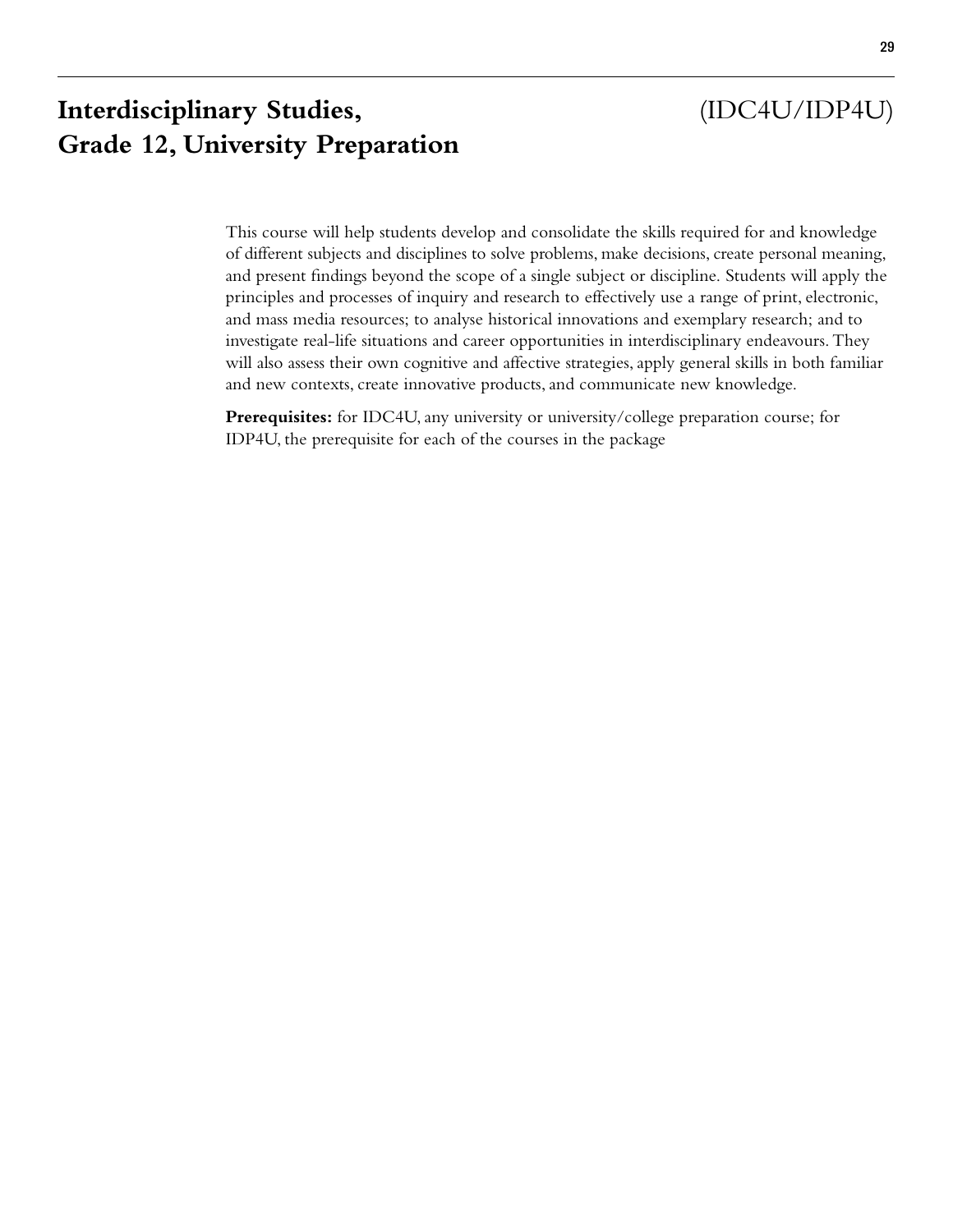# Interdisciplinary Studies, Grade 12, University Preparation (IDC4U/IDP4U)

This course will help students develop and consolidate the skills required for and knowledge of different subjects and disciplines to solve problems, make decisions, create personal meaning, and present findings beyond the scope of a single subject or discipline. Students will apply the principles and processes of inquiry and research to effectively use a range of print, electronic, and mass media resources; to analyse historical innovations and exemplary research; and to investigate real-life situations and career opportunities in interdisciplinary endeavours. They will also assess their own cognitive and affective strategies, apply general skills in both familiar and new contexts, create innovative products, and communicate new knowledge.

**Prerequisites:** for IDC4U, any university or university/college preparation course; for IDP4U, the prerequisite for each of the courses in the package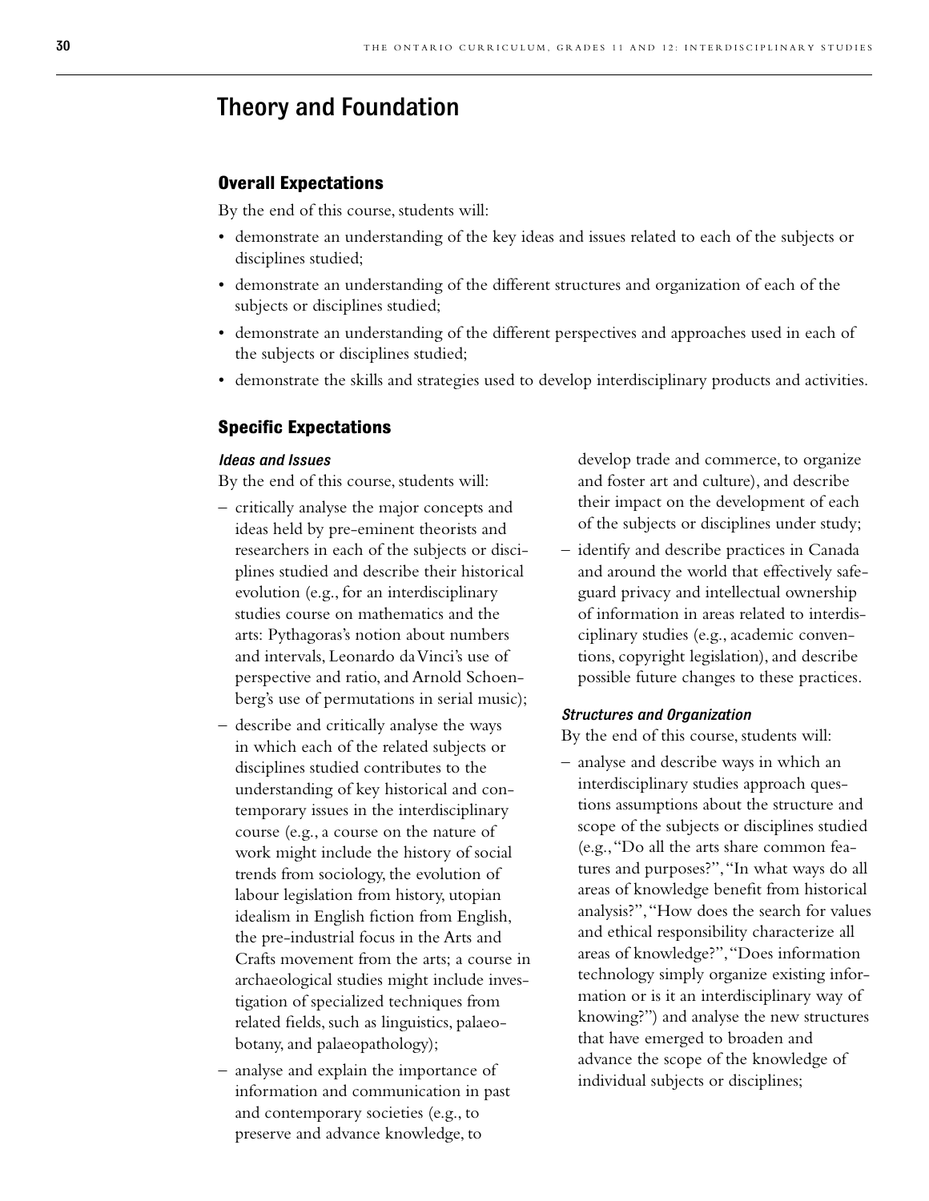## Theory and Foundation

### Overall Expectations

By the end of this course, students will:

- demonstrate an understanding of the key ideas and issues related to each of the subjects or disciplines studied;
- demonstrate an understanding of the different structures and organization of each of the subjects or disciplines studied;
- demonstrate an understanding of the different perspectives and approaches used in each of the subjects or disciplines studied;
- demonstrate the skills and strategies used to develop interdisciplinary products and activities.

### Specific Expectations

#### *Ideas and Issues*

By the end of this course, students will:

– critically analyse the major concepts and ideas held by pre-eminent theorists and researchers in each of the subjects or disciplines studied and describe their historical evolution (e.g., for an interdisciplinary studies course on mathematics and the arts: Pythagoras's notion about numbers and intervals, Leonardo da Vinci's use of perspective and ratio, and Arnold Schoenberg's use of permutations in serial music);

– describe and critically analyse the ways in which each of the related subjects or disciplines studied contributes to the understanding of key historical and contemporary issues in the interdisciplinary course (e.g., a course on the nature of work might include the history of social trends from sociology, the evolution of labour legislation from history, utopian idealism in English fiction from English, the pre-industrial focus in the Arts and Crafts movement from the arts; a course in archaeological studies might include investigation of specialized techniques from related fields, such as linguistics, palaeobotany, and palaeopathology);

– analyse and explain the importance of information and communication in past and contemporary societies (e.g., to preserve and advance knowledge, to develop trade and commerce, to organize and foster art and culture), and describe their impact on the development of each of the subjects or disciplines under study;

– identify and describe practices in Canada and around the world that effectively safeguard privacy and intellectual ownership of information in areas related to interdisciplinary studies (e.g., academic conventions, copyright legislation), and describe possible future changes to these practices.

#### *Structures and Organization*

By the end of this course, students will:

– analyse and describe ways in which an interdisciplinary studies approach questions assumptions about the structure and scope of the subjects or disciplines studied (e.g., "Do all the arts share common features and purposes?", "In what ways do all areas of knowledge benefit from historical analysis?", "How does the search for values and ethical responsibility characterize all areas of knowledge?", "Does information technology simply organize existing information or is it an interdisciplinary way of knowing?") and analyse the new structures that have emerged to broaden and advance the scope of the knowledge of individual subjects or disciplines;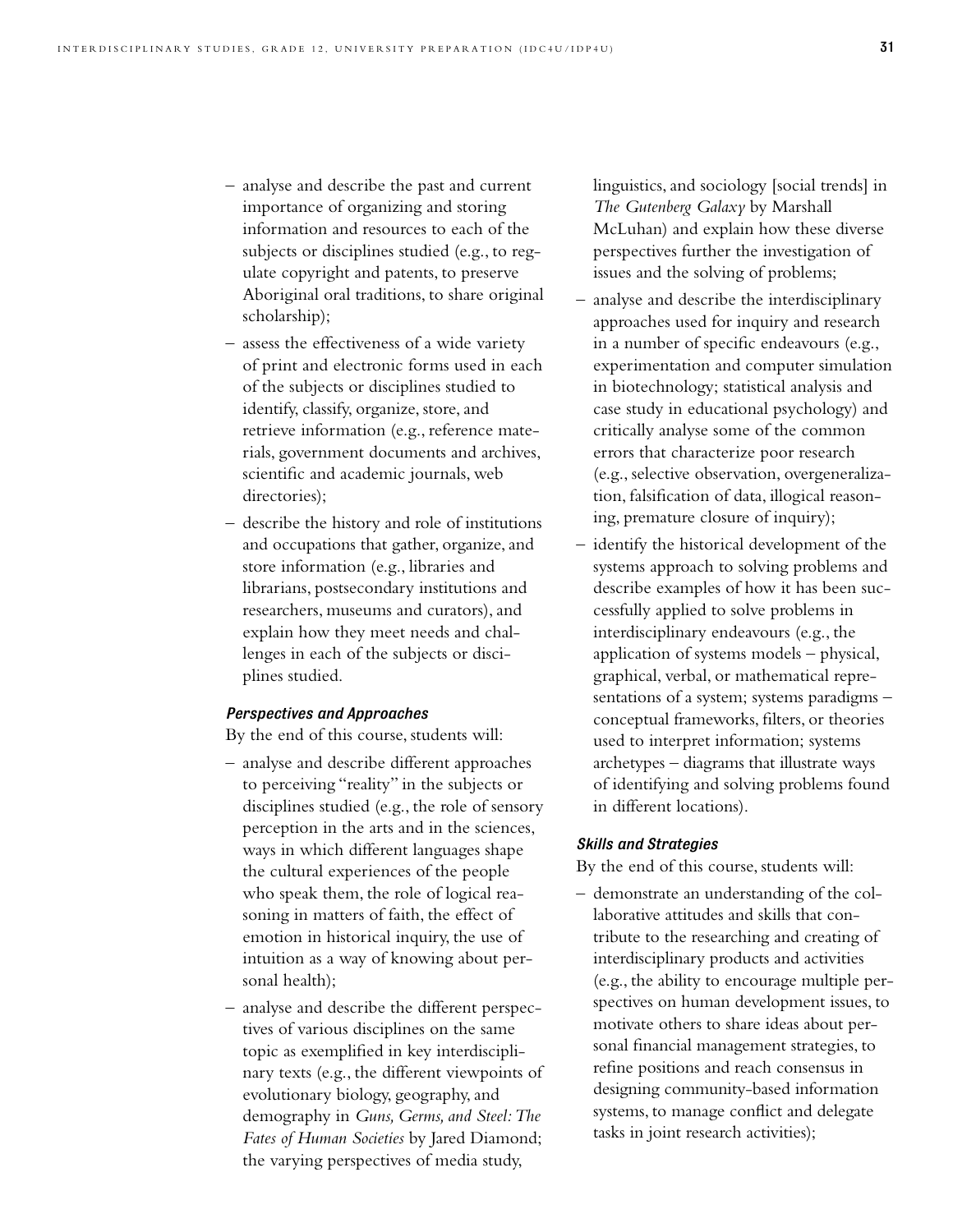- analyse and describe the past and current importance of organizing and storing information and resources to each of the subjects or disciplines studied (e.g., to regulate copyright and patents, to preserve Aboriginal oral traditions, to share original scholarship);
- assess the effectiveness of a wide variety of print and electronic forms used in each of the subjects or disciplines studied to identify, classify, organize, store, and retrieve information (e.g., reference materials, government documents and archives, scientific and academic journals, web directories);
- describe the history and role of institutions and occupations that gather, organize, and store information (e.g., libraries and librarians, postsecondary institutions and researchers, museums and curators), and explain how they meet needs and challenges in each of the subjects or disciplines studied.

#### *Perspectives and Approaches*

By the end of this course, students will:

- analyse and describe different approaches to perceiving "reality" in the subjects or disciplines studied (e.g., the role of sensory perception in the arts and in the sciences, ways in which different languages shape the cultural experiences of the people who speak them, the role of logical reasoning in matters of faith, the effect of emotion in historical inquiry, the use of intuition as a way of knowing about personal health);
- analyse and describe the different perspectives of various disciplines on the same topic as exemplified in key interdisciplinary texts (e.g., the different viewpoints of evolutionary biology, geography, and demography in *Guns, Germs, and Steel: The Fates of Human Societies* by Jared Diamond; the varying perspectives of media study, linguistics, and sociology [social trends] in *The Gutenberg Galaxy* by Marshall McLuhan) and explain how these diverse perspectives further the investigation of issues and the solving of problems;
- analyse and describe the interdisciplinary approaches used for inquiry and research in a number of specific endeavours (e.g., experimentation and computer simulation in biotechnology; statistical analysis and case study in educational psychology) and critically analyse some of the common errors that characterize poor research (e.g., selective observation, overgeneralization, falsification of data, illogical reasoning, premature closure of inquiry);
- identify the historical development of the systems approach to solving problems and describe examples of how it has been successfully applied to solve problems in interdisciplinary endeavours (e.g., the application of systems models – physical, graphical, verbal, or mathematical representations of a system; systems paradigms – conceptual frameworks, filters, or theories used to interpret information; systems archetypes – diagrams that illustrate ways of identifying and solving problems found in different locations).

#### *Skills and Strategies*

By the end of this course, students will:

- demonstrate an understanding of the collaborative attitudes and skills that contribute to the researching and creating of interdisciplinary products and activities (e.g., the ability to encourage multiple perspectives on human development issues, to motivate others to share ideas about personal financial management strategies, to refine positions and reach consensus in designing community-based information systems, to manage conflict and delegate tasks in joint research activities);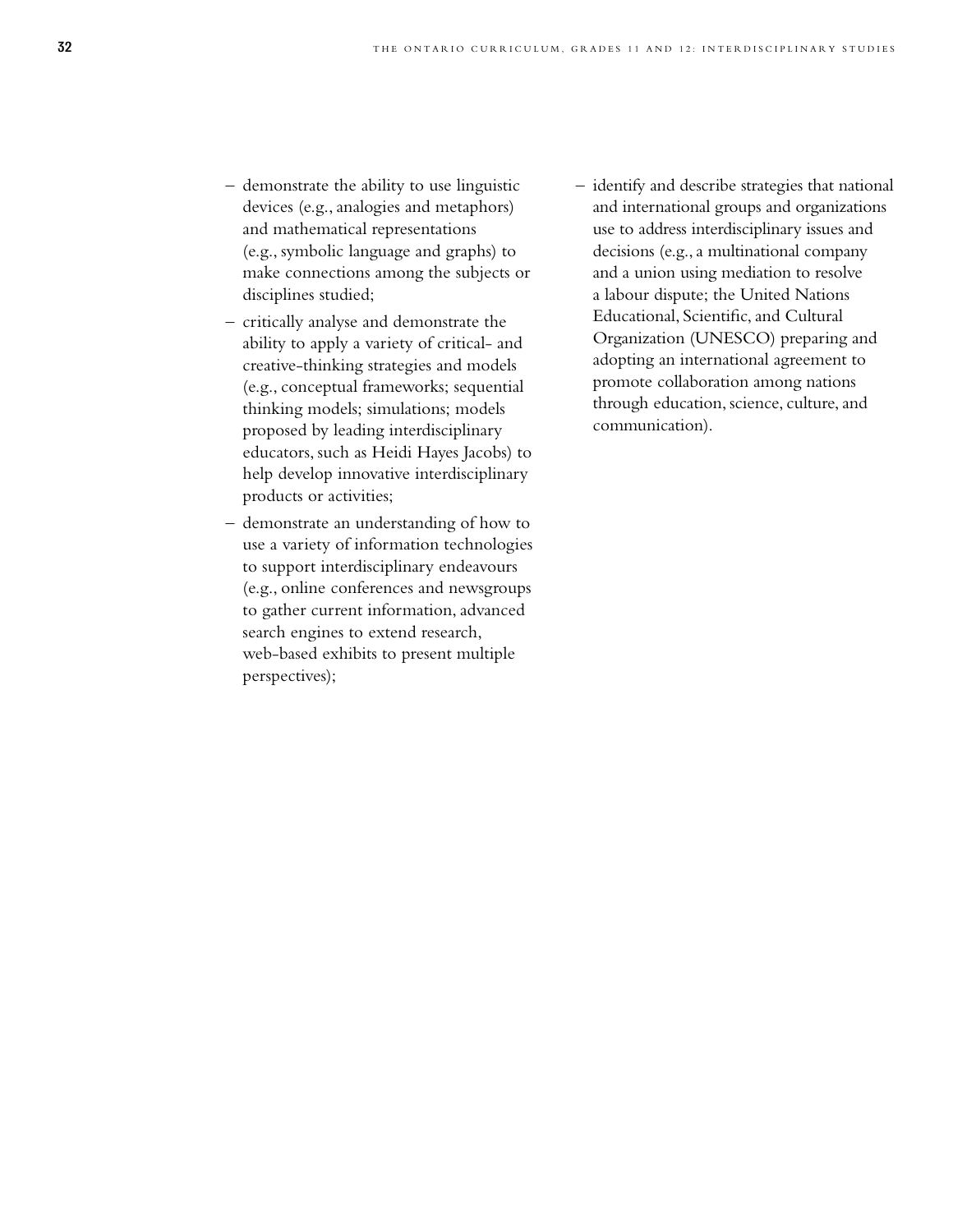- demonstrate the ability to use linguistic devices (e.g., analogies and metaphors) and mathematical representations (e.g., symbolic language and graphs) to make connections among the subjects or disciplines studied;
- critically analyse and demonstrate the ability to apply a variety of critical- and creative-thinking strategies and models (e.g., conceptual frameworks; sequential thinking models; simulations; models proposed by leading interdisciplinary educators, such as Heidi Hayes Jacobs) to help develop innovative interdisciplinary products or activities;
- demonstrate an understanding of how to use a variety of information technologies to support interdisciplinary endeavours (e.g., online conferences and newsgroups to gather current information, advanced search engines to extend research, web-based exhibits to present multiple perspectives);
- identify and describe strategies that national and international groups and organizations use to address interdisciplinary issues and decisions (e.g., a multinational company and a union using mediation to resolve a labour dispute; the United Nations Educational, Scientific, and Cultural Organization (UNESCO) preparing and adopting an international agreement to promote collaboration among nations through education, science, culture, and communication).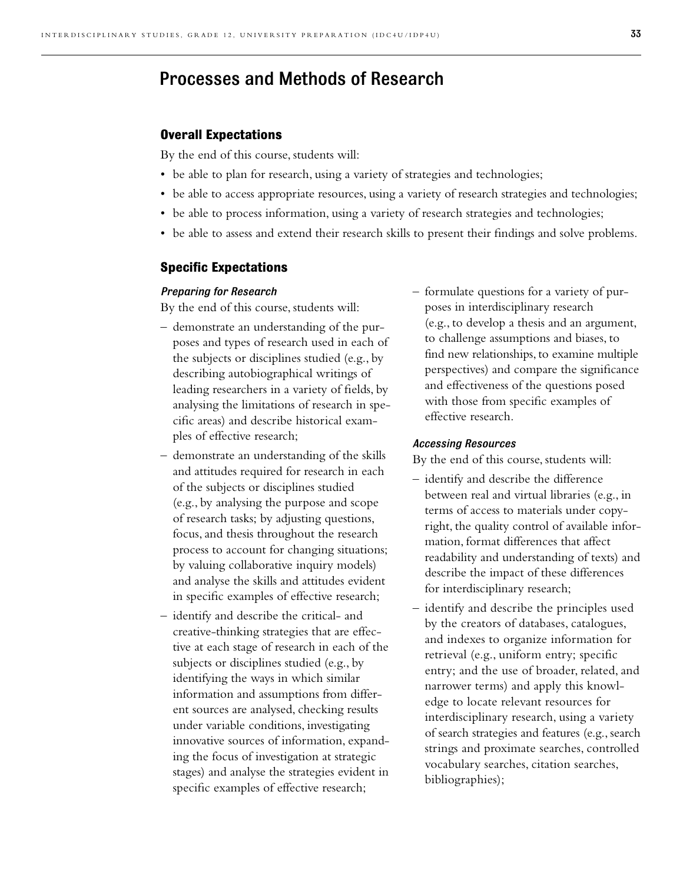## Processes and Methods of Research

### Overall Expectations

By the end of this course, students will:

- be able to plan for research, using a variety of strategies and technologies;
- be able to access appropriate resources, using a variety of research strategies and technologies;
- be able to process information, using a variety of research strategies and technologies;
- be able to assess and extend their research skills to present their findings and solve problems.

### Specific Expectations

#### *Preparing for Research*

By the end of this course, students will:

- demonstrate an understanding of the purposes and types of research used in each of the subjects or disciplines studied (e.g., by describing autobiographical writings of leading researchers in a variety of fields, by analysing the limitations of research in specific areas) and describe historical examples of effective research;
- demonstrate an understanding of the skills and attitudes required for research in each of the subjects or disciplines studied (e.g., by analysing the purpose and scope of research tasks; by adjusting questions, focus, and thesis throughout the research process to account for changing situations; by valuing collaborative inquiry models) and analyse the skills and attitudes evident in specific examples of effective research;
- identify and describe the critical- and creative-thinking strategies that are effective at each stage of research in each of the subjects or disciplines studied (e.g., by identifying the ways in which similar information and assumptions from different sources are analysed, checking results under variable conditions, investigating innovative sources of information, expanding the focus of investigation at strategic stages) and analyse the strategies evident in specific examples of effective research;
- formulate questions for a variety of purposes in interdisciplinary research (e.g., to develop a thesis and an argument, to challenge assumptions and biases, to find new relationships, to examine multiple perspectives) and compare the significance and effectiveness of the questions posed with those from specific examples of effective research.

#### *Accessing Resources*

By the end of this course, students will:

- identify and describe the difference between real and virtual libraries (e.g., in terms of access to materials under copyright, the quality control of available information, format differences that affect readability and understanding of texts) and describe the impact of these differences for interdisciplinary research;
- identify and describe the principles used by the creators of databases, catalogues, and indexes to organize information for retrieval (e.g., uniform entry; specific entry; and the use of broader, related, and narrower terms) and apply this knowledge to locate relevant resources for interdisciplinary research, using a variety of search strategies and features (e.g., search strings and proximate searches, controlled vocabulary searches, citation searches, bibliographies);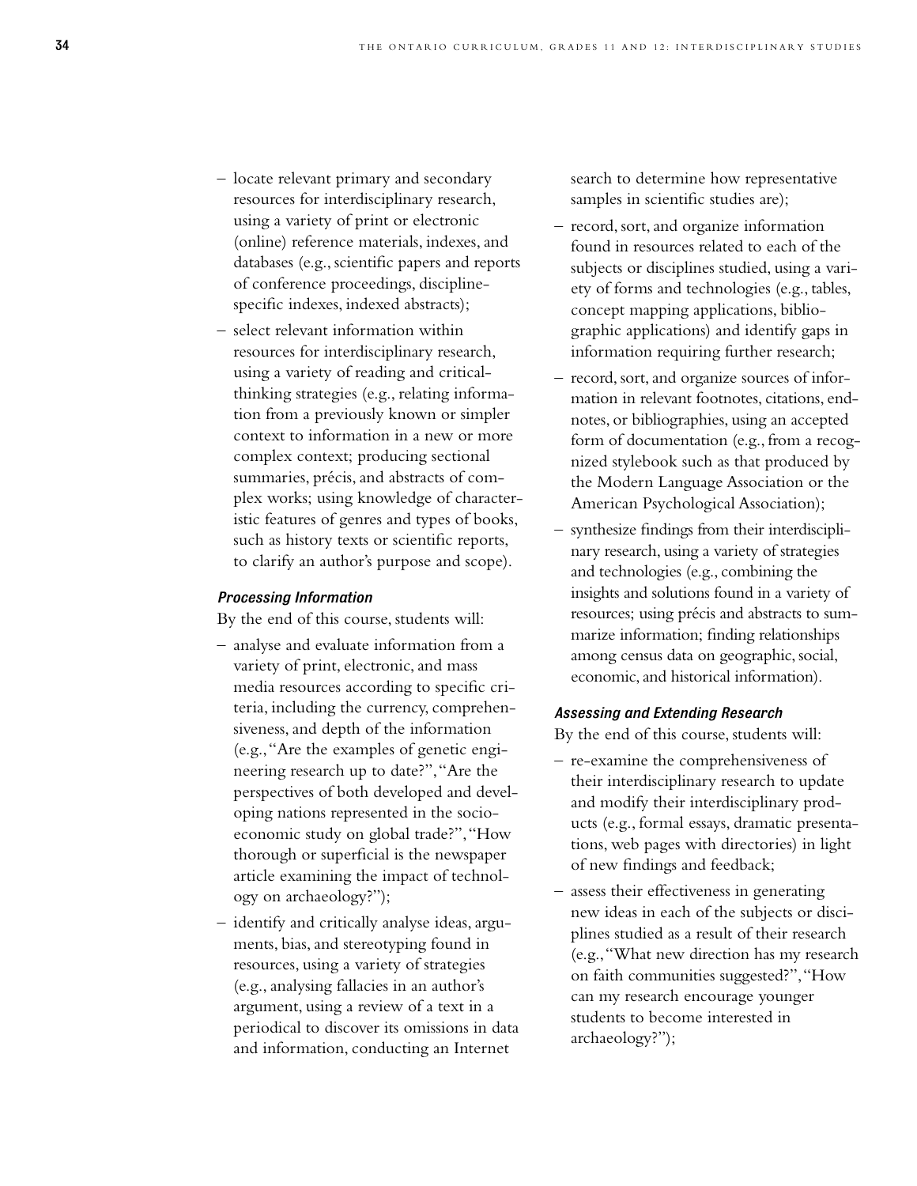- locate relevant primary and secondary resources for interdisciplinary research, using a variety of print or electronic (online) reference materials, indexes, and databases (e.g., scientific papers and reports of conference proceedings, discipline-specific indexes, indexed abstracts);
- select relevant information within resources for interdisciplinary research, using a variety of reading and critical-thinking strategies (e.g., relating information from a previously known or simpler context to information in a new or more complex context; producing sectional summaries, précis, and abstracts of complex works; using knowledge of characteristic features of genres and types of books, such as history texts or scientific reports, to clarify an author's purpose and scope).

### *Processing Information*

By the end of this course, students will:

- analyse and evaluate information from a variety of print, electronic, and mass media resources according to specific criteria, including the currency, comprehensiveness, and depth of the information (e.g., "Are the examples of genetic engineering research up to date?", "Are the perspectives of both developed and developing nations represented in the socio-economic study on global trade?", "How thorough or superficial is the newspaper article examining the impact of technology on archaeology?");
- identify and critically analyse ideas, arguments, bias, and stereotyping found in resources, using a variety of strategies (e.g., analysing fallacies in an author's argument, using a review of a text in a periodical to discover its omissions in data and information, conducting an Internet search to determine how representative samples in scientific studies are);
- record, sort, and organize information found in resources related to each of the subjects or disciplines studied, using a variety of forms and technologies (e.g., tables, concept mapping applications, bibliographic applications) and identify gaps in information requiring further research;
- record, sort, and organize sources of information in relevant footnotes, citations, endnotes, or bibliographies, using an accepted form of documentation (e.g., from a recognized stylebook such as that produced by the Modern Language Association or the American Psychological Association);
- synthesize findings from their interdisciplinary research, using a variety of strategies and technologies (e.g., combining the insights and solutions found in a variety of resources; using précis and abstracts to summarize information; finding relationships among census data on geographic, social, economic, and historical information).

### *Assessing and Extending Research*

By the end of this course, students will:

- re-examine the comprehensiveness of their interdisciplinary research to update and modify their interdisciplinary products (e.g., formal essays, dramatic presentations, web pages with directories) in light of new findings and feedback;
- assess their effectiveness in generating new ideas in each of the subjects or disciplines studied as a result of their research (e.g., "What new direction has my research on faith communities suggested?", "How can my research encourage younger students to become interested in archaeology?");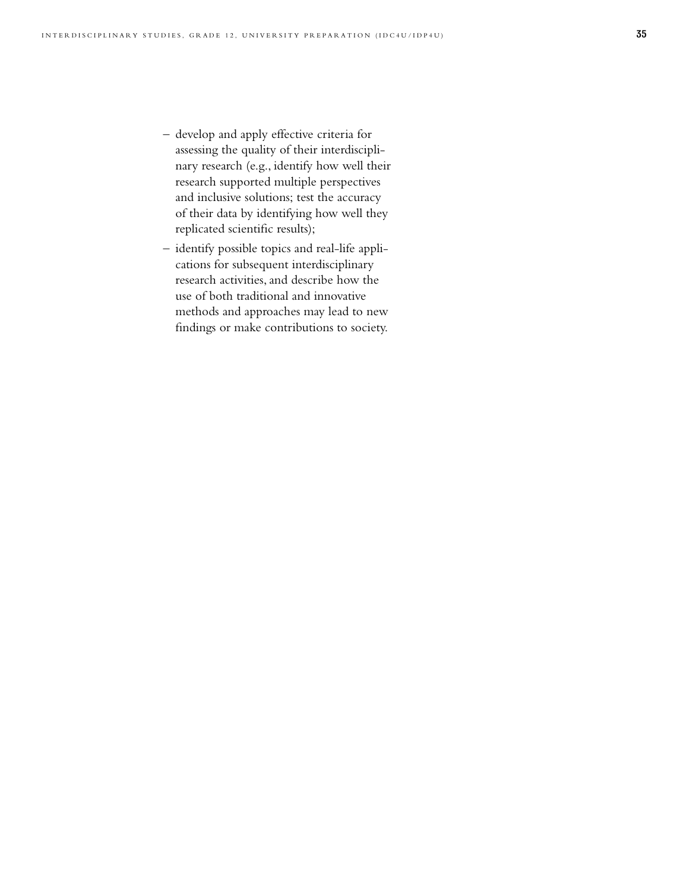- develop and apply effective criteria for assessing the quality of their interdisciplinary research (e.g., identify how well their research supported multiple perspectives and inclusive solutions; test the accuracy of their data by identifying how well they replicated scientific results);
- identify possible topics and real-life applications for subsequent interdisciplinary research activities, and describe how the use of both traditional and innovative methods and approaches may lead to new findings or make contributions to society.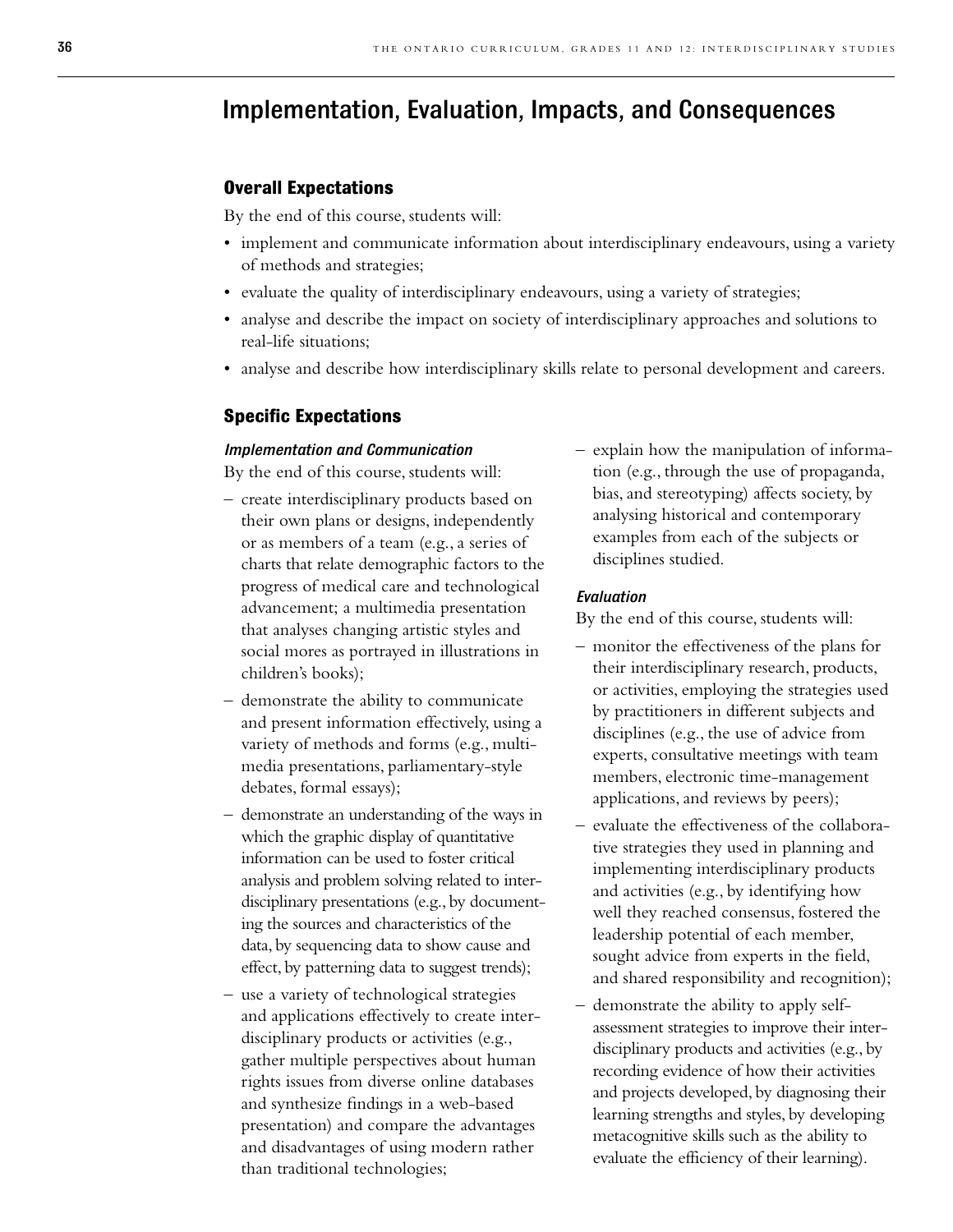# Implementation, Evaluation, Impacts, and Consequences

## Overall Expectations

By the end of this course, students will:

- implement and communicate information about interdisciplinary endeavours, using a variety of methods and strategies;
- evaluate the quality of interdisciplinary endeavours, using a variety of strategies;
- analyse and describe the impact on society of interdisciplinary approaches and solutions to real-life situations;
- analyse and describe how interdisciplinary skills relate to personal development and careers.

## Specific Expectations

### *Implementation and Communication*

By the end of this course, students will:

- create interdisciplinary products based on their own plans or designs, independently or as members of a team (e.g., a series of charts that relate demographic factors to the progress of medical care and technological advancement; a multimedia presentation that analyses changing artistic styles and social mores as portrayed in illustrations in children's books);
- demonstrate the ability to communicate and present information effectively, using a variety of methods and forms (e.g., multimedia presentations, parliamentary-style debates, formal essays);
- demonstrate an understanding of the ways in which the graphic display of quantitative information can be used to foster critical analysis and problem solving related to interdisciplinary presentations (e.g., by documenting the sources and characteristics of the data, by sequencing data to show cause and effect, by patterning data to suggest trends);
- use a variety of technological strategies and applications effectively to create interdisciplinary products or activities (e.g., gather multiple perspectives about human rights issues from diverse online databases and synthesize findings in a web-based presentation) and compare the advantages and disadvantages of using modern rather than traditional technologies;
- explain how the manipulation of information (e.g., through the use of propaganda, bias, and stereotyping) affects society, by analysing historical and contemporary examples from each of the subjects or disciplines studied.

### *Evaluation*

By the end of this course, students will:

- monitor the effectiveness of the plans for their interdisciplinary research, products, or activities, employing the strategies used by practitioners in different subjects and disciplines (e.g., the use of advice from experts, consultative meetings with team members, electronic time-management applications, and reviews by peers);
- evaluate the effectiveness of the collaborative strategies they used in planning and implementing interdisciplinary products and activities (e.g., by identifying how well they reached consensus, fostered the leadership potential of each member, sought advice from experts in the field, and shared responsibility and recognition);
- demonstrate the ability to apply self-assessment strategies to improve their interdisciplinary products and activities (e.g., by recording evidence of how their activities and projects developed, by diagnosing their learning strengths and styles, by developing metacognitive skills such as the ability to evaluate the efficiency of their learning).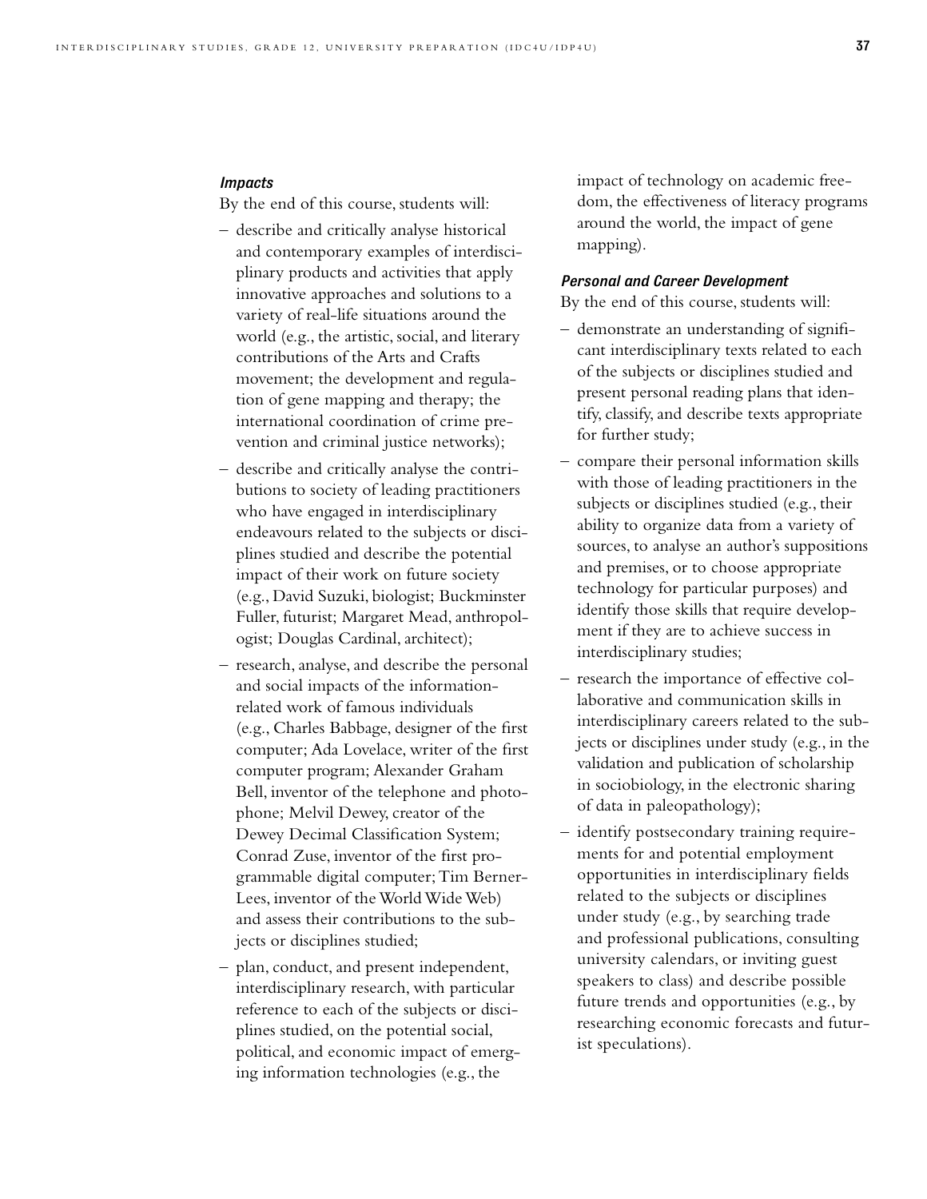#### *Impacts*

By the end of this course, students will:

– describe and critically analyse historical and contemporary examples of interdisciplinary products and activities that apply innovative approaches and solutions to a variety of real-life situations around the world (e.g., the artistic, social, and literary contributions of the Arts and Crafts movement; the development and regulation of gene mapping and therapy; the international coordination of crime prevention and criminal justice networks);

– describe and critically analyse the contributions to society of leading practitioners who have engaged in interdisciplinary endeavours related to the subjects or disciplines studied and describe the potential impact of their work on future society (e.g., David Suzuki, biologist; Buckminster Fuller, futurist; Margaret Mead, anthropologist; Douglas Cardinal, architect);

– research, analyse, and describe the personal and social impacts of the information-related work of famous individuals (e.g., Charles Babbage, designer of the first computer; Ada Lovelace, writer of the first computer program; Alexander Graham Bell, inventor of the telephone and photophone; Melvil Dewey, creator of the Dewey Decimal Classification System; Conrad Zuse, inventor of the first programmable digital computer; Tim Berner-Lees, inventor of the World Wide Web) and assess their contributions to the subjects or disciplines studied;

– plan, conduct, and present independent, interdisciplinary research, with particular reference to each of the subjects or disciplines studied, on the potential social, political, and economic impact of emerging information technologies (e.g., the impact of technology on academic freedom, the effectiveness of literacy programs around the world, the impact of gene mapping).

#### *Personal and Career Development*

By the end of this course, students will:

– demonstrate an understanding of significant interdisciplinary texts related to each of the subjects or disciplines studied and present personal reading plans that identify, classify, and describe texts appropriate for further study;

– compare their personal information skills with those of leading practitioners in the subjects or disciplines studied (e.g., their ability to organize data from a variety of sources, to analyse an author's suppositions and premises, or to choose appropriate technology for particular purposes) and identify those skills that require development if they are to achieve success in interdisciplinary studies;

– research the importance of effective collaborative and communication skills in interdisciplinary careers related to the subjects or disciplines under study (e.g., in the validation and publication of scholarship in sociobiology, in the electronic sharing of data in paleopathology);

– identify postsecondary training requirements for and potential employment opportunities in interdisciplinary fields related to the subjects or disciplines under study (e.g., by searching trade and professional publications, consulting university calendars, or inviting guest speakers to class) and describe possible future trends and opportunities (e.g., by researching economic forecasts and futurist speculations).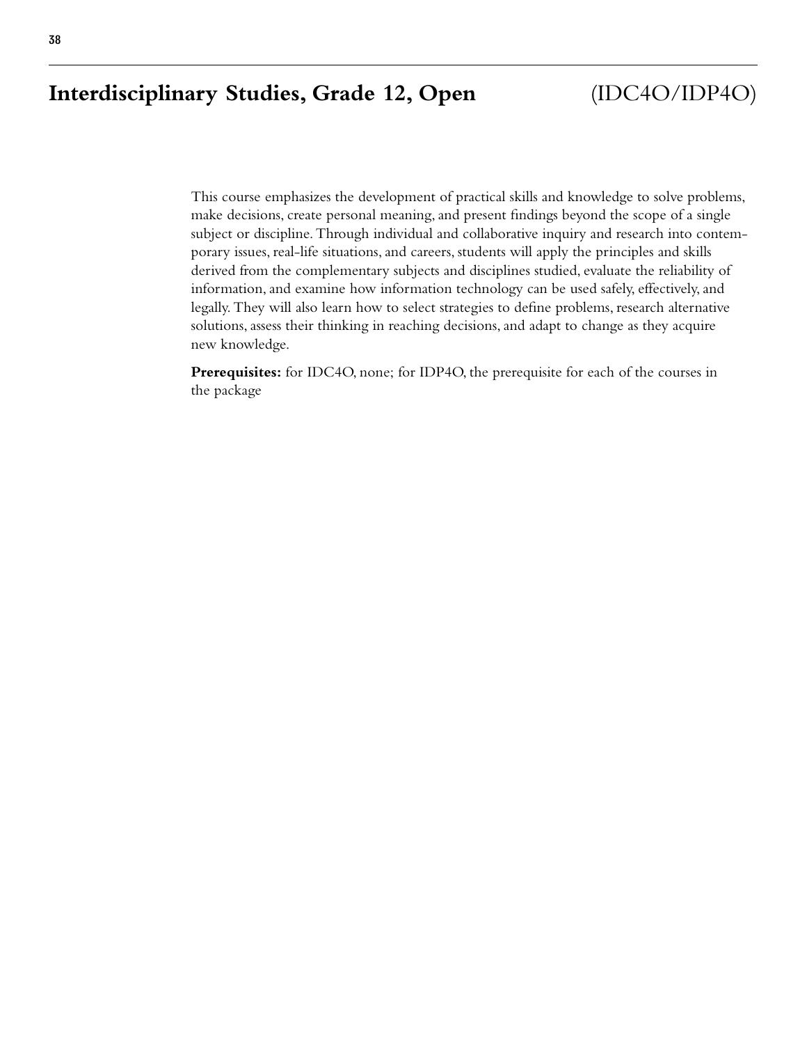# Interdisciplinary Studies, Grade 12, Open (IDC4O/IDP4O)

This course emphasizes the development of practical skills and knowledge to solve problems, make decisions, create personal meaning, and present findings beyond the scope of a single subject or discipline. Through individual and collaborative inquiry and research into contemporary issues, real-life situations, and careers, students will apply the principles and skills derived from the complementary subjects and disciplines studied, evaluate the reliability of information, and examine how information technology can be used safely, effectively, and legally. They will also learn how to select strategies to define problems, research alternative solutions, assess their thinking in reaching decisions, and adapt to change as they acquire new knowledge.

**Prerequisites:** for IDC4O, none; for IDP4O, the prerequisite for each of the courses in the package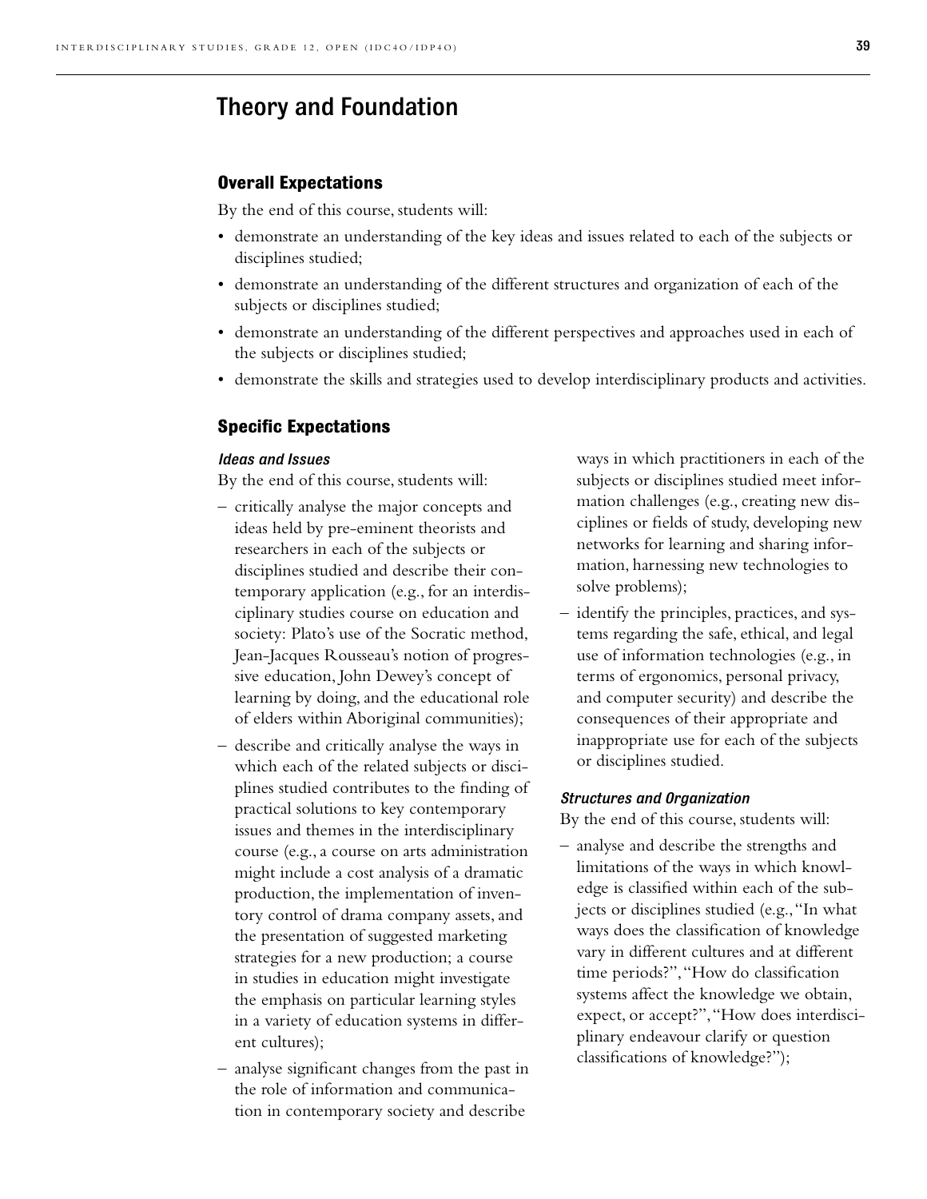## Theory and Foundation

### Overall Expectations

By the end of this course, students will:

- demonstrate an understanding of the key ideas and issues related to each of the subjects or disciplines studied;
- demonstrate an understanding of the different structures and organization of each of the subjects or disciplines studied;
- demonstrate an understanding of the different perspectives and approaches used in each of the subjects or disciplines studied;
- demonstrate the skills and strategies used to develop interdisciplinary products and activities.

### Specific Expectations

#### *Ideas and Issues*

By the end of this course, students will:

- critically analyse the major concepts and ideas held by pre-eminent theorists and researchers in each of the subjects or disciplines studied and describe their contemporary application (e.g., for an interdisciplinary studies course on education and society: Plato's use of the Socratic method, Jean-Jacques Rousseau's notion of progressive education, John Dewey's concept of learning by doing, and the educational role of elders within Aboriginal communities);
- describe and critically analyse the ways in which each of the related subjects or disciplines studied contributes to the finding of practical solutions to key contemporary issues and themes in the interdisciplinary course (e.g., a course on arts administration might include a cost analysis of a dramatic production, the implementation of inventory control of drama company assets, and the presentation of suggested marketing strategies for a new production; a course in studies in education might investigate the emphasis on particular learning styles in a variety of education systems in different cultures);
- analyse significant changes from the past in the role of information and communication in contemporary society and describe ways in which practitioners in each of the subjects or disciplines studied meet information challenges (e.g., creating new disciplines or fields of study, developing new networks for learning and sharing information, harnessing new technologies to solve problems);
- identify the principles, practices, and systems regarding the safe, ethical, and legal use of information technologies (e.g., in terms of ergonomics, personal privacy, and computer security) and describe the consequences of their appropriate and inappropriate use for each of the subjects or disciplines studied.

#### *Structures and Organization*

By the end of this course, students will:

- analyse and describe the strengths and limitations of the ways in which knowledge is classified within each of the subjects or disciplines studied (e.g., "In what ways does the classification of knowledge vary in different cultures and at different time periods?", "How do classification systems affect the knowledge we obtain, expect, or accept?", "How does interdisciplinary endeavour clarify or question classifications of knowledge?");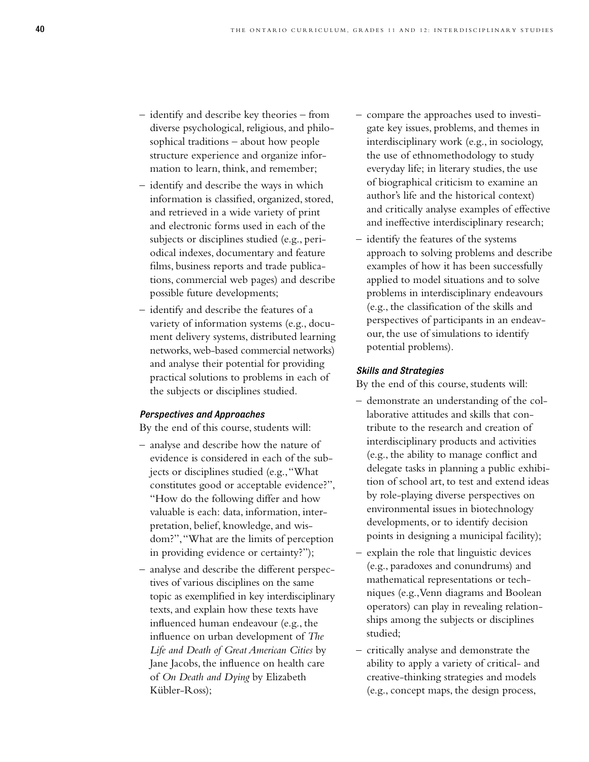- identify and describe key theories – from diverse psychological, religious, and philosophical traditions – about how people structure experience and organize information to learn, think, and remember;
- identify and describe the ways in which information is classified, organized, stored, and retrieved in a wide variety of print and electronic forms used in each of the subjects or disciplines studied (e.g., periodical indexes, documentary and feature films, business reports and trade publications, commercial web pages) and describe possible future developments;
- identify and describe the features of a variety of information systems (e.g., document delivery systems, distributed learning networks, web-based commercial networks) and analyse their potential for providing practical solutions to problems in each of the subjects or disciplines studied.

#### *Perspectives and Approaches*

By the end of this course, students will:

- analyse and describe how the nature of evidence is considered in each of the subjects or disciplines studied (e.g., "What constitutes good or acceptable evidence?", "How do the following differ and how valuable is each: data, information, interpretation, belief, knowledge, and wisdom?", "What are the limits of perception in providing evidence or certainty?");
- analyse and describe the different perspectives of various disciplines on the same topic as exemplified in key interdisciplinary texts, and explain how these texts have influenced human endeavour (e.g., the influence on urban development of *The Life and Death of Great American Cities* by Jane Jacobs, the influence on health care of *On Death and Dying* by Elizabeth Kübler-Ross);
- compare the approaches used to investigate key issues, problems, and themes in interdisciplinary work (e.g., in sociology, the use of ethnomethodology to study everyday life; in literary studies, the use of biographical criticism to examine an author's life and the historical context) and critically analyse examples of effective and ineffective interdisciplinary research;
- identify the features of the systems approach to solving problems and describe examples of how it has been successfully applied to model situations and to solve problems in interdisciplinary endeavours (e.g., the classification of the skills and perspectives of participants in an endeavour, the use of simulations to identify potential problems).

#### *Skills and Strategies*

By the end of this course, students will:

- demonstrate an understanding of the collaborative attitudes and skills that contribute to the research and creation of interdisciplinary products and activities (e.g., the ability to manage conflict and delegate tasks in planning a public exhibition of school art, to test and extend ideas by role-playing diverse perspectives on environmental issues in biotechnology developments, or to identify decision points in designing a municipal facility);
- explain the role that linguistic devices (e.g., paradoxes and conundrums) and mathematical representations or techniques (e.g., Venn diagrams and Boolean operators) can play in revealing relationships among the subjects or disciplines studied;
- critically analyse and demonstrate the ability to apply a variety of critical- and creative-thinking strategies and models (e.g., concept maps, the design process,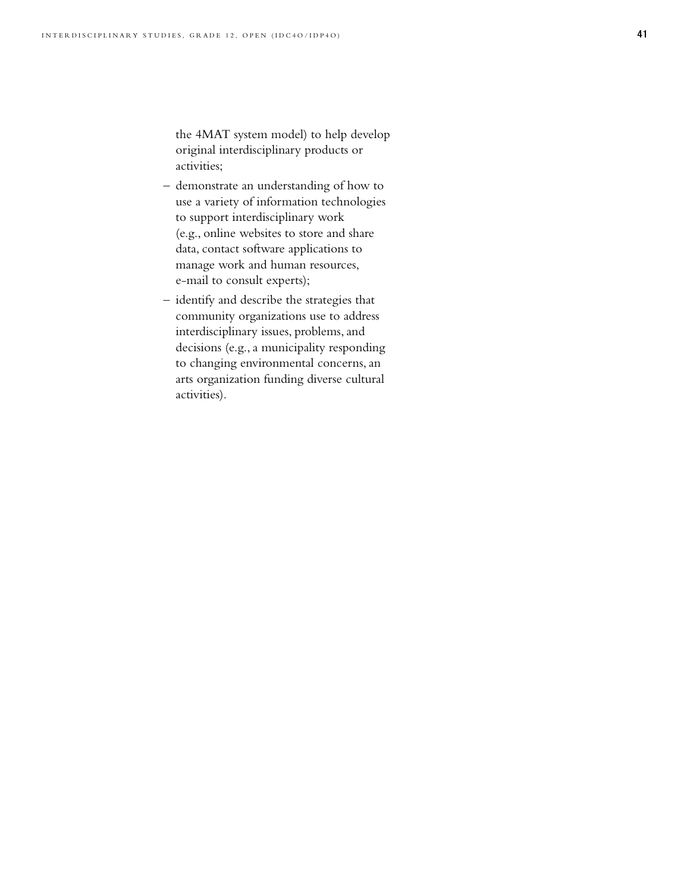the 4MAT system model) to help develop original interdisciplinary products or activities;

– demonstrate an understanding of how to use a variety of information technologies to support interdisciplinary work (e.g., online websites to store and share data, contact software applications to manage work and human resources, e-mail to consult experts);

– identify and describe the strategies that community organizations use to address interdisciplinary issues, problems, and decisions (e.g., a municipality responding to changing environmental concerns, an arts organization funding diverse cultural activities).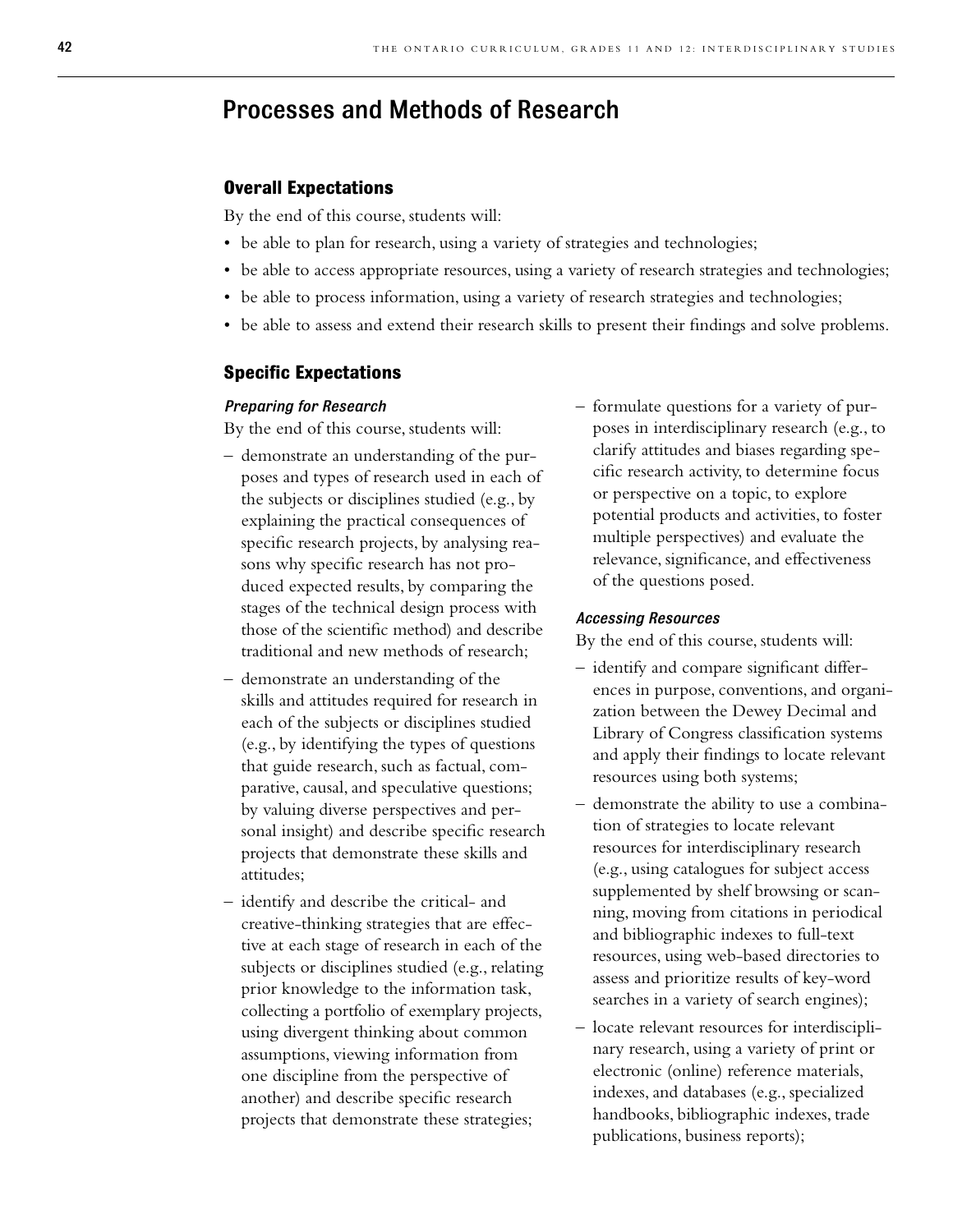## Processes and Methods of Research

### Overall Expectations

By the end of this course, students will:

- be able to plan for research, using a variety of strategies and technologies;
- be able to access appropriate resources, using a variety of research strategies and technologies;
- be able to process information, using a variety of research strategies and technologies;
- be able to assess and extend their research skills to present their findings and solve problems.

### Specific Expectations

#### *Preparing for Research*

By the end of this course, students will:

- demonstrate an understanding of the purposes and types of research used in each of the subjects or disciplines studied (e.g., by explaining the practical consequences of specific research projects, by analysing reasons why specific research has not produced expected results, by comparing the stages of the technical design process with those of the scientific method) and describe traditional and new methods of research;
- demonstrate an understanding of the skills and attitudes required for research in each of the subjects or disciplines studied (e.g., by identifying the types of questions that guide research, such as factual, comparative, causal, and speculative questions; by valuing diverse perspectives and personal insight) and describe specific research projects that demonstrate these skills and attitudes;
- identify and describe the critical- and creative-thinking strategies that are effective at each stage of research in each of the subjects or disciplines studied (e.g., relating prior knowledge to the information task, collecting a portfolio of exemplary projects, using divergent thinking about common assumptions, viewing information from one discipline from the perspective of another) and describe specific research projects that demonstrate these strategies;
- formulate questions for a variety of purposes in interdisciplinary research (e.g., to clarify attitudes and biases regarding specific research activity, to determine focus or perspective on a topic, to explore potential products and activities, to foster multiple perspectives) and evaluate the relevance, significance, and effectiveness of the questions posed.

#### *Accessing Resources*

By the end of this course, students will:

- identify and compare significant differences in purpose, conventions, and organization between the Dewey Decimal and Library of Congress classification systems and apply their findings to locate relevant resources using both systems;
- demonstrate the ability to use a combination of strategies to locate relevant resources for interdisciplinary research (e.g., using catalogues for subject access supplemented by shelf browsing or scanning, moving from citations in periodical and bibliographic indexes to full-text resources, using web-based directories to assess and prioritize results of key-word searches in a variety of search engines);
- locate relevant resources for interdisciplinary research, using a variety of print or electronic (online) reference materials, indexes, and databases (e.g., specialized handbooks, bibliographic indexes, trade publications, business reports);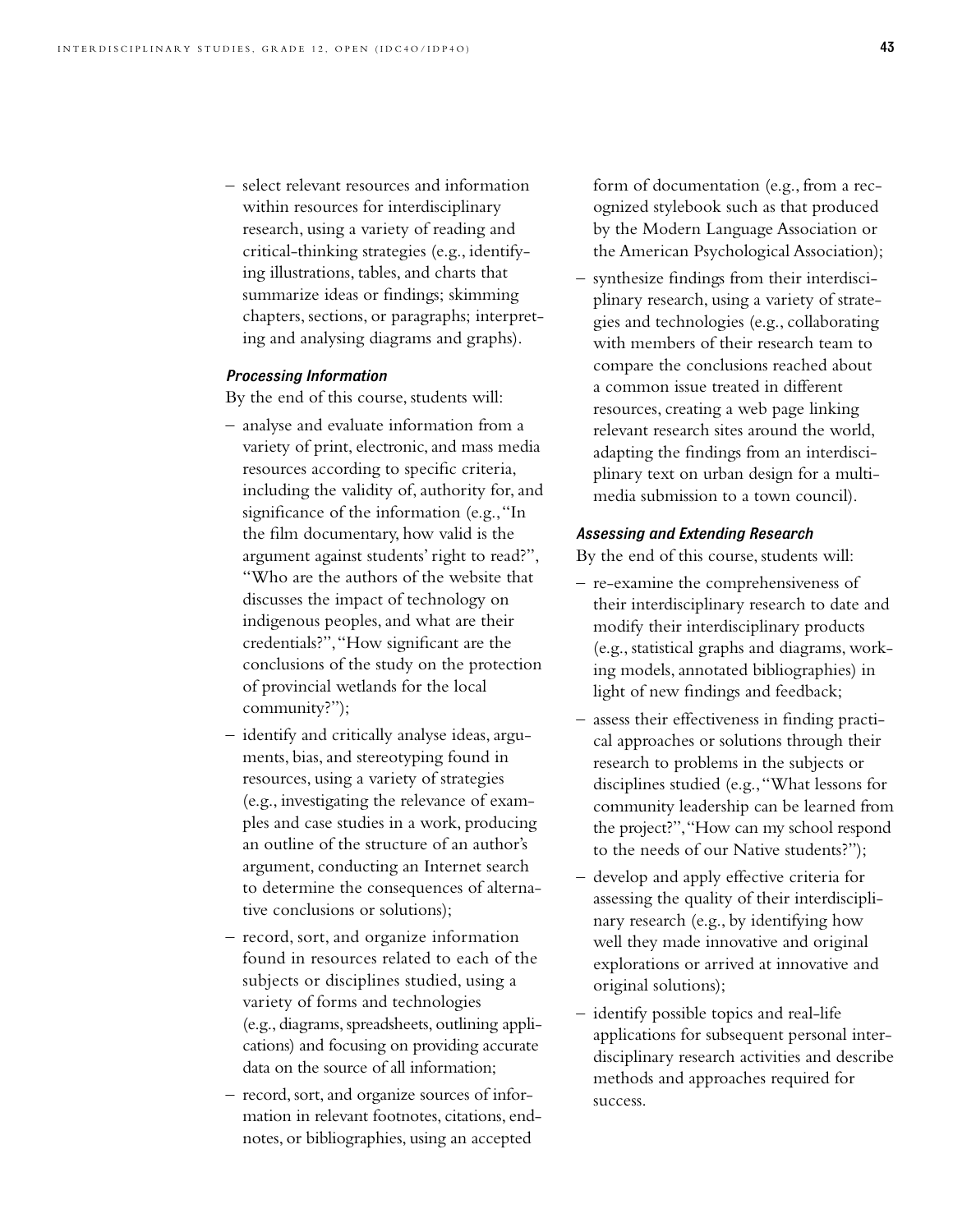– select relevant resources and information within resources for interdisciplinary research, using a variety of reading and critical-thinking strategies (e.g., identifying illustrations, tables, and charts that summarize ideas or findings; skimming chapters, sections, or paragraphs; interpreting and analysing diagrams and graphs).

#### *Processing Information*

By the end of this course, students will:

– analyse and evaluate information from a variety of print, electronic, and mass media resources according to specific criteria, including the validity of, authority for, and significance of the information (e.g., "In the film documentary, how valid is the argument against students' right to read?", "Who are the authors of the website that discusses the impact of technology on indigenous peoples, and what are their credentials?", "How significant are the conclusions of the study on the protection of provincial wetlands for the local community?");

– identify and critically analyse ideas, arguments, bias, and stereotyping found in resources, using a variety of strategies (e.g., investigating the relevance of examples and case studies in a work, producing an outline of the structure of an author's argument, conducting an Internet search to determine the consequences of alternative conclusions or solutions);

– record, sort, and organize information found in resources related to each of the subjects or disciplines studied, using a variety of forms and technologies (e.g., diagrams, spreadsheets, outlining applications) and focusing on providing accurate data on the source of all information;

– record, sort, and organize sources of information in relevant footnotes, citations, endnotes, or bibliographies, using an accepted form of documentation (e.g., from a recognized stylebook such as that produced by the Modern Language Association or the American Psychological Association);

– synthesize findings from their interdisciplinary research, using a variety of strategies and technologies (e.g., collaborating with members of their research team to compare the conclusions reached about a common issue treated in different resources, creating a web page linking relevant research sites around the world, adapting the findings from an interdisciplinary text on urban design for a multimedia submission to a town council).

#### *Assessing and Extending Research*

By the end of this course, students will:

– re-examine the comprehensiveness of their interdisciplinary research to date and modify their interdisciplinary products (e.g., statistical graphs and diagrams, working models, annotated bibliographies) in light of new findings and feedback;

– assess their effectiveness in finding practical approaches or solutions through their research to problems in the subjects or disciplines studied (e.g., "What lessons for community leadership can be learned from the project?", "How can my school respond to the needs of our Native students?");

– develop and apply effective criteria for assessing the quality of their interdisciplinary research (e.g., by identifying how well they made innovative and original explorations or arrived at innovative and original solutions);

– identify possible topics and real-life applications for subsequent personal interdisciplinary research activities and describe methods and approaches required for success.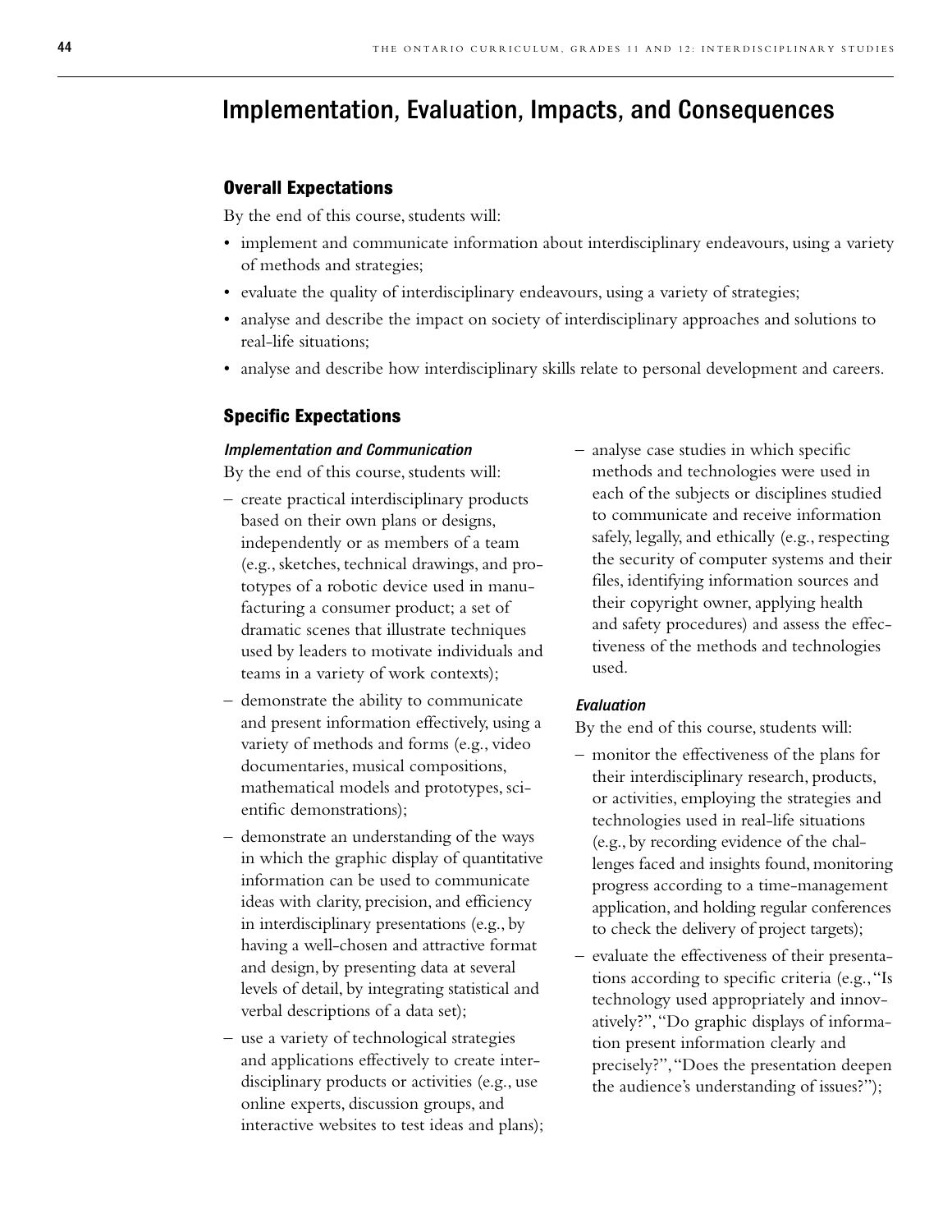## Implementation, Evaluation, Impacts, and Consequences

### Overall Expectations

By the end of this course, students will:

- implement and communicate information about interdisciplinary endeavours, using a variety of methods and strategies;
- evaluate the quality of interdisciplinary endeavours, using a variety of strategies;
- analyse and describe the impact on society of interdisciplinary approaches and solutions to real-life situations;
- analyse and describe how interdisciplinary skills relate to personal development and careers.

### Specific Expectations

#### *Implementation and Communication*

By the end of this course, students will:

- create practical interdisciplinary products based on their own plans or designs, independently or as members of a team (e.g., sketches, technical drawings, and prototypes of a robotic device used in manufacturing a consumer product; a set of dramatic scenes that illustrate techniques used by leaders to motivate individuals and teams in a variety of work contexts);
- demonstrate the ability to communicate and present information effectively, using a variety of methods and forms (e.g., video documentaries, musical compositions, mathematical models and prototypes, scientific demonstrations);
- demonstrate an understanding of the ways in which the graphic display of quantitative information can be used to communicate ideas with clarity, precision, and efficiency in interdisciplinary presentations (e.g., by having a well-chosen and attractive format and design, by presenting data at several levels of detail, by integrating statistical and verbal descriptions of a data set);
- use a variety of technological strategies and applications effectively to create interdisciplinary products or activities (e.g., use online experts, discussion groups, and interactive websites to test ideas and plans);
- analyse case studies in which specific methods and technologies were used in each of the subjects or disciplines studied to communicate and receive information safely, legally, and ethically (e.g., respecting the security of computer systems and their files, identifying information sources and their copyright owner, applying health and safety procedures) and assess the effectiveness of the methods and technologies used.

#### *Evaluation*

By the end of this course, students will:

- monitor the effectiveness of the plans for their interdisciplinary research, products, or activities, employing the strategies and technologies used in real-life situations (e.g., by recording evidence of the challenges faced and insights found, monitoring progress according to a time-management application, and holding regular conferences to check the delivery of project targets);
- evaluate the effectiveness of their presentations according to specific criteria (e.g., "Is technology used appropriately and innovatively?", "Do graphic displays of information present information clearly and precisely?", "Does the presentation deepen the audience's understanding of issues?");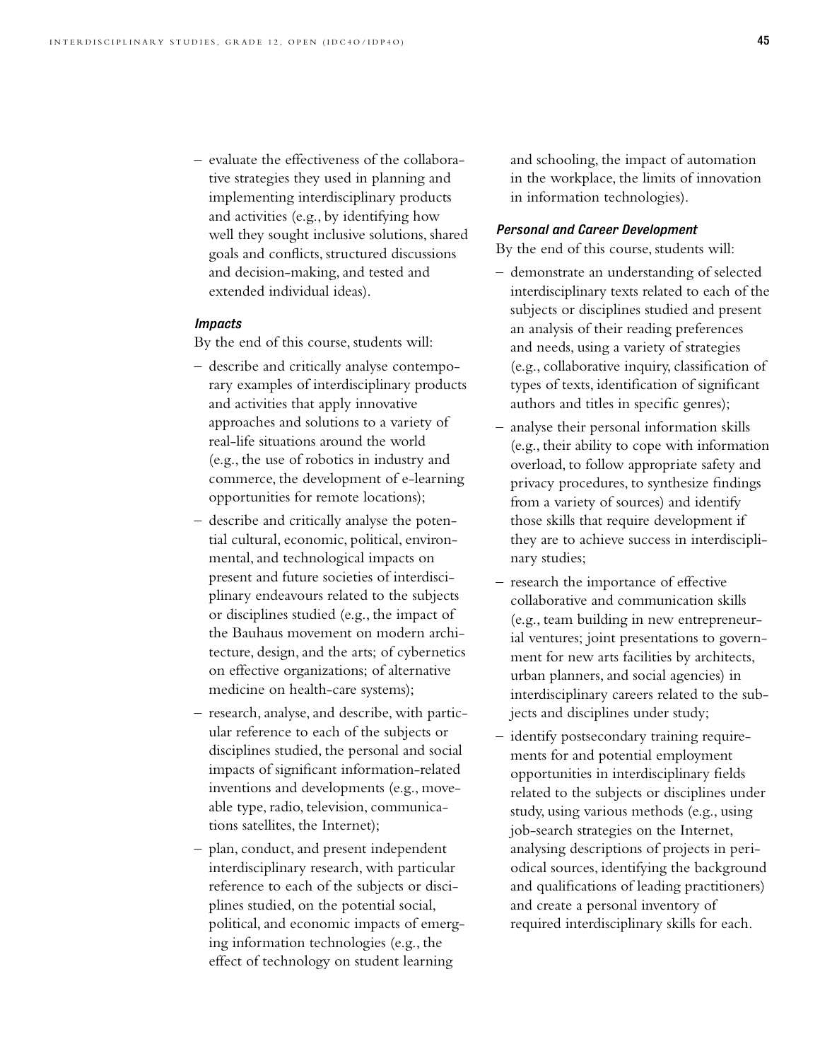– evaluate the effectiveness of the collaborative strategies they used in planning and implementing interdisciplinary products and activities (e.g., by identifying how well they sought inclusive solutions, shared goals and conflicts, structured discussions and decision-making, and tested and extended individual ideas).

#### *Impacts*

By the end of this course, students will:

– describe and critically analyse contemporary examples of interdisciplinary products and activities that apply innovative approaches and solutions to a variety of real-life situations around the world (e.g., the use of robotics in industry and commerce, the development of e-learning opportunities for remote locations);

– describe and critically analyse the potential cultural, economic, political, environmental, and technological impacts on present and future societies of interdisciplinary endeavours related to the subjects or disciplines studied (e.g., the impact of the Bauhaus movement on modern architecture, design, and the arts; of cybernetics on effective organizations; of alternative medicine on health-care systems);

– research, analyse, and describe, with particular reference to each of the subjects or disciplines studied, the personal and social impacts of significant information-related inventions and developments (e.g., moveable type, radio, television, communications satellites, the Internet);

– plan, conduct, and present independent interdisciplinary research, with particular reference to each of the subjects or disciplines studied, on the potential social, political, and economic impacts of emerging information technologies (e.g., the effect of technology on student learning and schooling, the impact of automation in the workplace, the limits of innovation in information technologies).

#### *Personal and Career Development*

By the end of this course, students will:

– demonstrate an understanding of selected interdisciplinary texts related to each of the subjects or disciplines studied and present an analysis of their reading preferences and needs, using a variety of strategies (e.g., collaborative inquiry, classification of types of texts, identification of significant authors and titles in specific genres);

– analyse their personal information skills (e.g., their ability to cope with information overload, to follow appropriate safety and privacy procedures, to synthesize findings from a variety of sources) and identify those skills that require development if they are to achieve success in interdisciplinary studies;

– research the importance of effective collaborative and communication skills (e.g., team building in new entrepreneurial ventures; joint presentations to government for new arts facilities by architects, urban planners, and social agencies) in interdisciplinary careers related to the subjects and disciplines under study;

– identify postsecondary training requirements for and potential employment opportunities in interdisciplinary fields related to the subjects or disciplines under study, using various methods (e.g., using job-search strategies on the Internet, analysing descriptions of projects in periodical sources, identifying the background and qualifications of leading practitioners) and create a personal inventory of required interdisciplinary skills for each.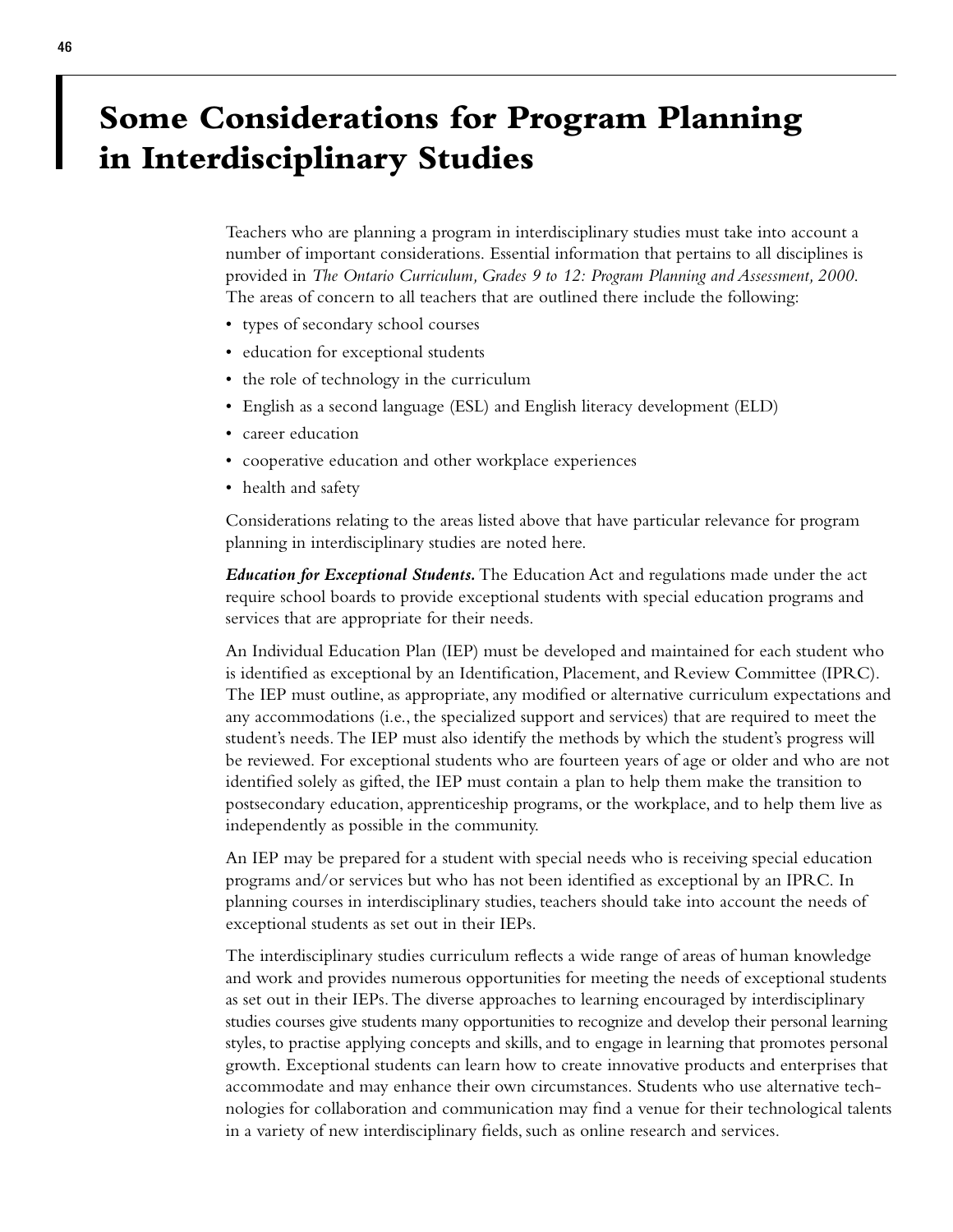# Some Considerations for Program Planning in Interdisciplinary Studies

Teachers who are planning a program in interdisciplinary studies must take into account a number of important considerations. Essential information that pertains to all disciplines is provided in *The Ontario Curriculum, Grades 9 to 12: Program Planning and Assessment, 2000*. The areas of concern to all teachers that are outlined there include the following:

- types of secondary school courses
- education for exceptional students
- the role of technology in the curriculum
- English as a second language (ESL) and English literacy development (ELD)
- career education
- cooperative education and other workplace experiences
- health and safety

Considerations relating to the areas listed above that have particular relevance for program planning in interdisciplinary studies are noted here.

***Education for Exceptional Students.*** The Education Act and regulations made under the act require school boards to provide exceptional students with special education programs and services that are appropriate for their needs.

An Individual Education Plan (IEP) must be developed and maintained for each student who is identified as exceptional by an Identification, Placement, and Review Committee (IPRC). The IEP must outline, as appropriate, any modified or alternative curriculum expectations and any accommodations (i.e., the specialized support and services) that are required to meet the student's needs. The IEP must also identify the methods by which the student's progress will be reviewed. For exceptional students who are fourteen years of age or older and who are not identified solely as gifted, the IEP must contain a plan to help them make the transition to postsecondary education, apprenticeship programs, or the workplace, and to help them live as independently as possible in the community.

An IEP may be prepared for a student with special needs who is receiving special education programs and/or services but who has not been identified as exceptional by an IPRC. In planning courses in interdisciplinary studies, teachers should take into account the needs of exceptional students as set out in their IEPs.

The interdisciplinary studies curriculum reflects a wide range of areas of human knowledge and work and provides numerous opportunities for meeting the needs of exceptional students as set out in their IEPs. The diverse approaches to learning encouraged by interdisciplinary studies courses give students many opportunities to recognize and develop their personal learning styles, to practise applying concepts and skills, and to engage in learning that promotes personal growth. Exceptional students can learn how to create innovative products and enterprises that accommodate and may enhance their own circumstances. Students who use alternative technologies for collaboration and communication may find a venue for their technological talents in a variety of new interdisciplinary fields, such as online research and services.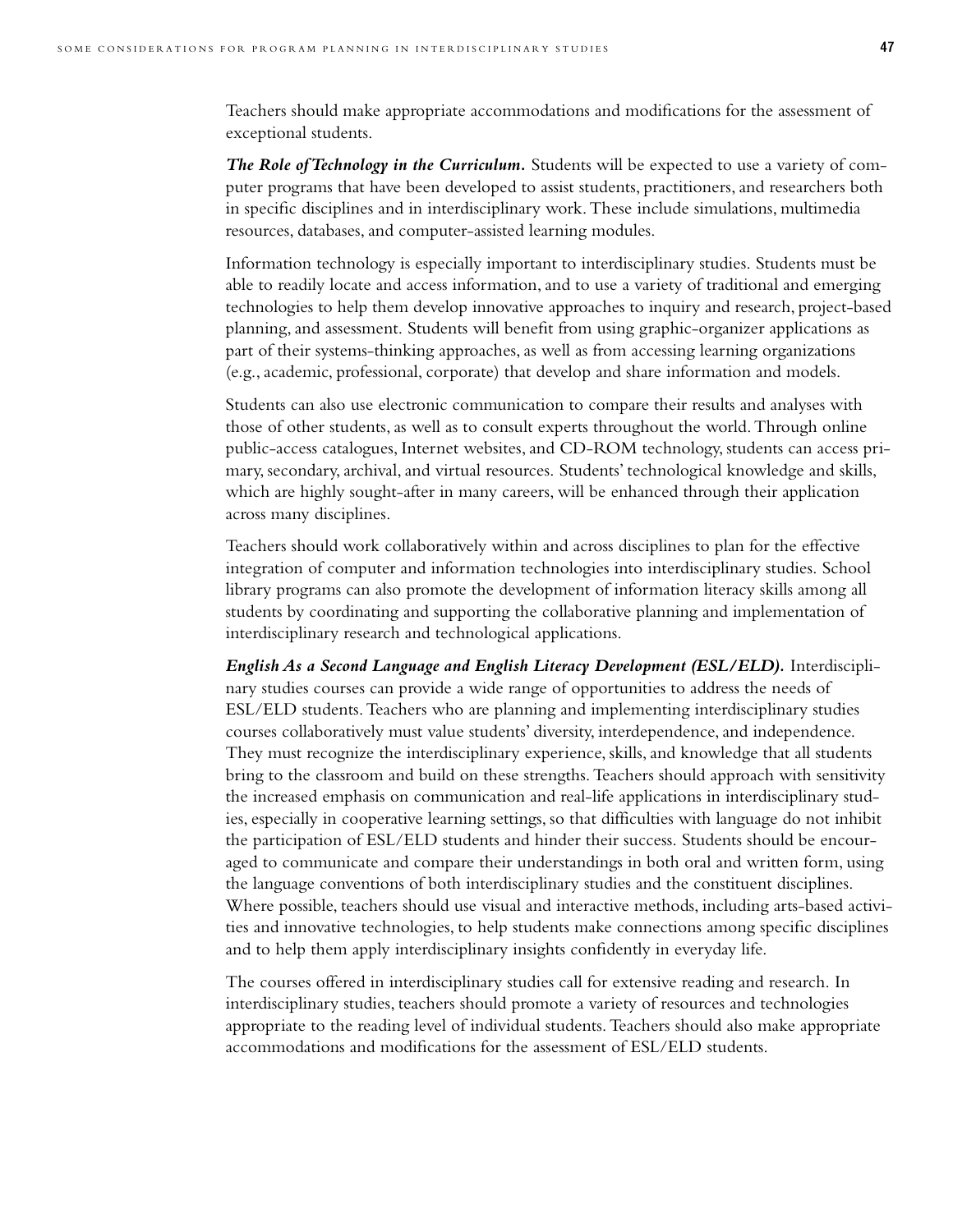Teachers should make appropriate accommodations and modifications for the assessment of exceptional students.

***The Role of Technology in the Curriculum.*** Students will be expected to use a variety of computer programs that have been developed to assist students, practitioners, and researchers both in specific disciplines and in interdisciplinary work. These include simulations, multimedia resources, databases, and computer-assisted learning modules.

Information technology is especially important to interdisciplinary studies. Students must be able to readily locate and access information, and to use a variety of traditional and emerging technologies to help them develop innovative approaches to inquiry and research, project-based planning, and assessment. Students will benefit from using graphic-organizer applications as part of their systems-thinking approaches, as well as from accessing learning organizations (e.g., academic, professional, corporate) that develop and share information and models.

Students can also use electronic communication to compare their results and analyses with those of other students, as well as to consult experts throughout the world. Through online public-access catalogues, Internet websites, and CD-ROM technology, students can access primary, secondary, archival, and virtual resources. Students' technological knowledge and skills, which are highly sought-after in many careers, will be enhanced through their application across many disciplines.

Teachers should work collaboratively within and across disciplines to plan for the effective integration of computer and information technologies into interdisciplinary studies. School library programs can also promote the development of information literacy skills among all students by coordinating and supporting the collaborative planning and implementation of interdisciplinary research and technological applications.

***English As a Second Language and English Literacy Development (ESL/ELD).*** Interdisciplinary studies courses can provide a wide range of opportunities to address the needs of ESL/ELD students. Teachers who are planning and implementing interdisciplinary studies courses collaboratively must value students' diversity, interdependence, and independence. They must recognize the interdisciplinary experience, skills, and knowledge that all students bring to the classroom and build on these strengths. Teachers should approach with sensitivity the increased emphasis on communication and real-life applications in interdisciplinary studies, especially in cooperative learning settings, so that difficulties with language do not inhibit the participation of ESL/ELD students and hinder their success. Students should be encouraged to communicate and compare their understandings in both oral and written form, using the language conventions of both interdisciplinary studies and the constituent disciplines. Where possible, teachers should use visual and interactive methods, including arts-based activities and innovative technologies, to help students make connections among specific disciplines and to help them apply interdisciplinary insights confidently in everyday life.

The courses offered in interdisciplinary studies call for extensive reading and research. In interdisciplinary studies, teachers should promote a variety of resources and technologies appropriate to the reading level of individual students. Teachers should also make appropriate accommodations and modifications for the assessment of ESL/ELD students.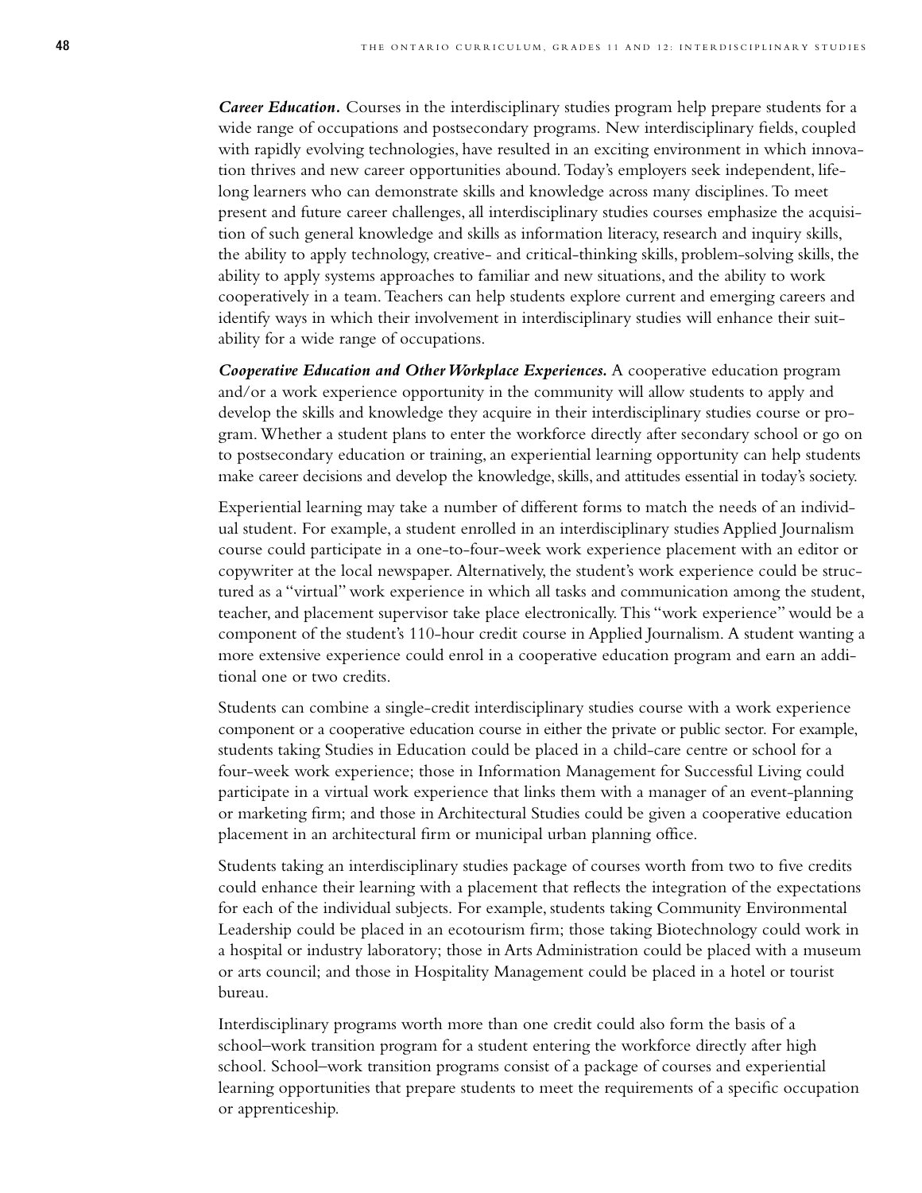***Career Education.*** Courses in the interdisciplinary studies program help prepare students for a wide range of occupations and postsecondary programs. New interdisciplinary fields, coupled with rapidly evolving technologies, have resulted in an exciting environment in which innovation thrives and new career opportunities abound. Today's employers seek independent, lifelong learners who can demonstrate skills and knowledge across many disciplines. To meet present and future career challenges, all interdisciplinary studies courses emphasize the acquisition of such general knowledge and skills as information literacy, research and inquiry skills, the ability to apply technology, creative- and critical-thinking skills, problem-solving skills, the ability to apply systems approaches to familiar and new situations, and the ability to work cooperatively in a team. Teachers can help students explore current and emerging careers and identify ways in which their involvement in interdisciplinary studies will enhance their suitability for a wide range of occupations.

***Cooperative Education and Other Workplace Experiences.*** A cooperative education program and/or a work experience opportunity in the community will allow students to apply and develop the skills and knowledge they acquire in their interdisciplinary studies course or program. Whether a student plans to enter the workforce directly after secondary school or go on to postsecondary education or training, an experiential learning opportunity can help students make career decisions and develop the knowledge, skills, and attitudes essential in today's society.

Experiential learning may take a number of different forms to match the needs of an individual student. For example, a student enrolled in an interdisciplinary studies Applied Journalism course could participate in a one-to-four-week work experience placement with an editor or copywriter at the local newspaper. Alternatively, the student's work experience could be structured as a "virtual" work experience in which all tasks and communication among the student, teacher, and placement supervisor take place electronically. This "work experience" would be a component of the student's 110-hour credit course in Applied Journalism. A student wanting a more extensive experience could enrol in a cooperative education program and earn an additional one or two credits.

Students can combine a single-credit interdisciplinary studies course with a work experience component or a cooperative education course in either the private or public sector. For example, students taking Studies in Education could be placed in a child-care centre or school for a four-week work experience; those in Information Management for Successful Living could participate in a virtual work experience that links them with a manager of an event-planning or marketing firm; and those in Architectural Studies could be given a cooperative education placement in an architectural firm or municipal urban planning office.

Students taking an interdisciplinary studies package of courses worth from two to five credits could enhance their learning with a placement that reflects the integration of the expectations for each of the individual subjects. For example, students taking Community Environmental Leadership could be placed in an ecotourism firm; those taking Biotechnology could work in a hospital or industry laboratory; those in Arts Administration could be placed with a museum or arts council; and those in Hospitality Management could be placed in a hotel or tourist bureau.

Interdisciplinary programs worth more than one credit could also form the basis of a school–work transition program for a student entering the workforce directly after high school. School–work transition programs consist of a package of courses and experiential learning opportunities that prepare students to meet the requirements of a specific occupation or apprenticeship.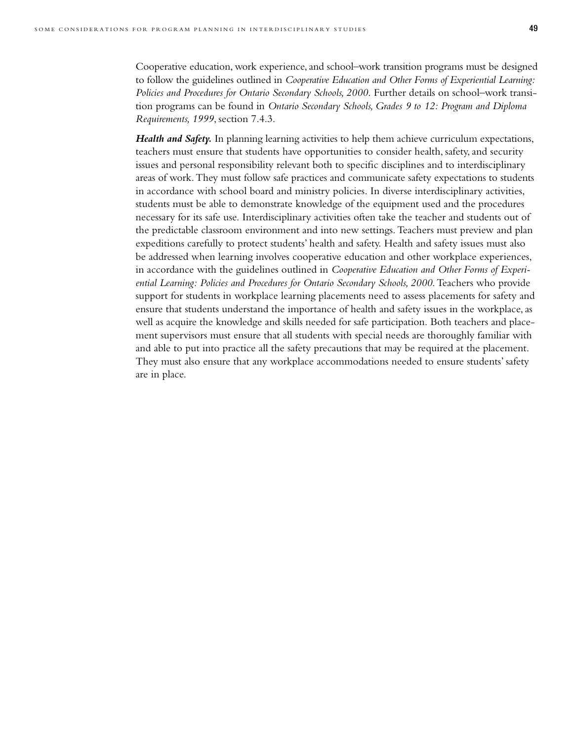Cooperative education, work experience, and school–work transition programs must be designed to follow the guidelines outlined in *Cooperative Education and Other Forms of Experiential Learning: Policies and Procedures for Ontario Secondary Schools, 2000*. Further details on school–work transition programs can be found in *Ontario Secondary Schools, Grades 9 to 12: Program and Diploma Requirements, 1999*, section 7.4.3.

***Health and Safety.*** In planning learning activities to help them achieve curriculum expectations, teachers must ensure that students have opportunities to consider health, safety, and security issues and personal responsibility relevant both to specific disciplines and to interdisciplinary areas of work. They must follow safe practices and communicate safety expectations to students in accordance with school board and ministry policies. In diverse interdisciplinary activities, students must be able to demonstrate knowledge of the equipment used and the procedures necessary for its safe use. Interdisciplinary activities often take the teacher and students out of the predictable classroom environment and into new settings. Teachers must preview and plan expeditions carefully to protect students' health and safety. Health and safety issues must also be addressed when learning involves cooperative education and other workplace experiences, in accordance with the guidelines outlined in *Cooperative Education and Other Forms of Experiential Learning: Policies and Procedures for Ontario Secondary Schools, 2000*. Teachers who provide support for students in workplace learning placements need to assess placements for safety and ensure that students understand the importance of health and safety issues in the workplace, as well as acquire the knowledge and skills needed for safe participation. Both teachers and placement supervisors must ensure that all students with special needs are thoroughly familiar with and able to put into practice all the safety precautions that may be required at the placement. They must also ensure that any workplace accommodations needed to ensure students' safety are in place.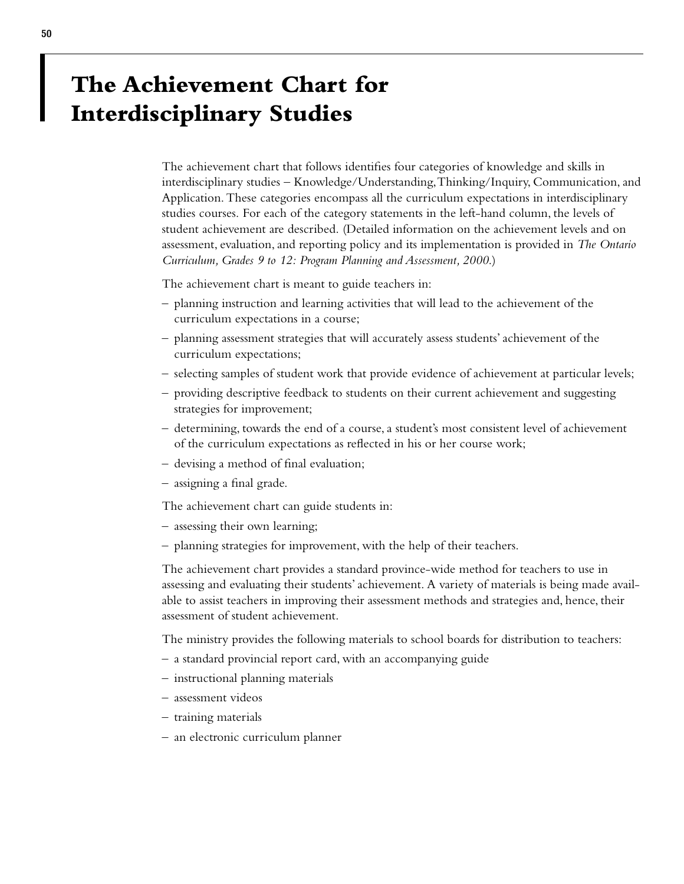# The Achievement Chart for Interdisciplinary Studies

The achievement chart that follows identifies four categories of knowledge and skills in interdisciplinary studies – Knowledge/Understanding, Thinking/Inquiry, Communication, and Application. These categories encompass all the curriculum expectations in interdisciplinary studies courses. For each of the category statements in the left-hand column, the levels of student achievement are described. (Detailed information on the achievement levels and on assessment, evaluation, and reporting policy and its implementation is provided in *The Ontario Curriculum, Grades 9 to 12: Program Planning and Assessment, 2000.*)

The achievement chart is meant to guide teachers in:

- planning instruction and learning activities that will lead to the achievement of the curriculum expectations in a course;
- planning assessment strategies that will accurately assess students' achievement of the curriculum expectations;
- selecting samples of student work that provide evidence of achievement at particular levels;
- providing descriptive feedback to students on their current achievement and suggesting strategies for improvement;
- determining, towards the end of a course, a student's most consistent level of achievement of the curriculum expectations as reflected in his or her course work;
- devising a method of final evaluation;
- assigning a final grade.

The achievement chart can guide students in:

- assessing their own learning;
- planning strategies for improvement, with the help of their teachers.

The achievement chart provides a standard province-wide method for teachers to use in assessing and evaluating their students' achievement. A variety of materials is being made available to assist teachers in improving their assessment methods and strategies and, hence, their assessment of student achievement.

The ministry provides the following materials to school boards for distribution to teachers:

- a standard provincial report card, with an accompanying guide
- instructional planning materials
- assessment videos
- training materials
- an electronic curriculum planner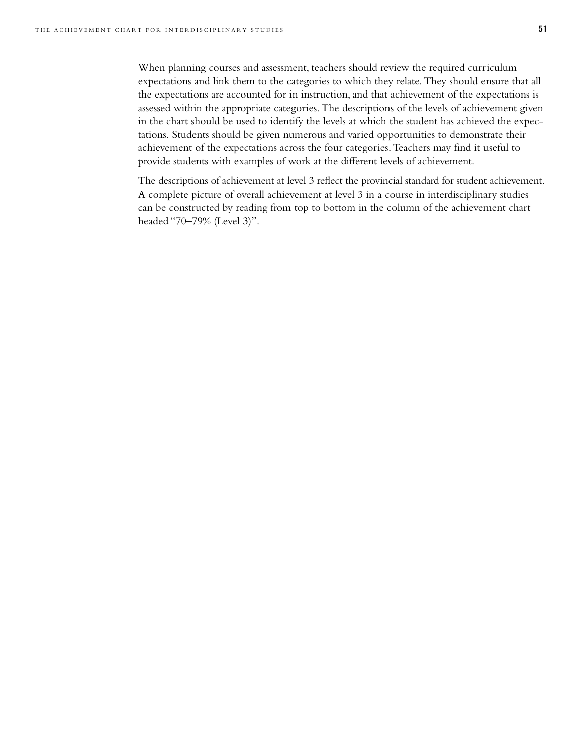When planning courses and assessment, teachers should review the required curriculum expectations and link them to the categories to which they relate. They should ensure that all the expectations are accounted for in instruction, and that achievement of the expectations is assessed within the appropriate categories. The descriptions of the levels of achievement given in the chart should be used to identify the levels at which the student has achieved the expectations. Students should be given numerous and varied opportunities to demonstrate their achievement of the expectations across the four categories. Teachers may find it useful to provide students with examples of work at the different levels of achievement.

The descriptions of achievement at level 3 reflect the provincial standard for student achievement. A complete picture of overall achievement at level 3 in a course in interdisciplinary studies can be constructed by reading from top to bottom in the column of the achievement chart headed "70–79% (Level 3)".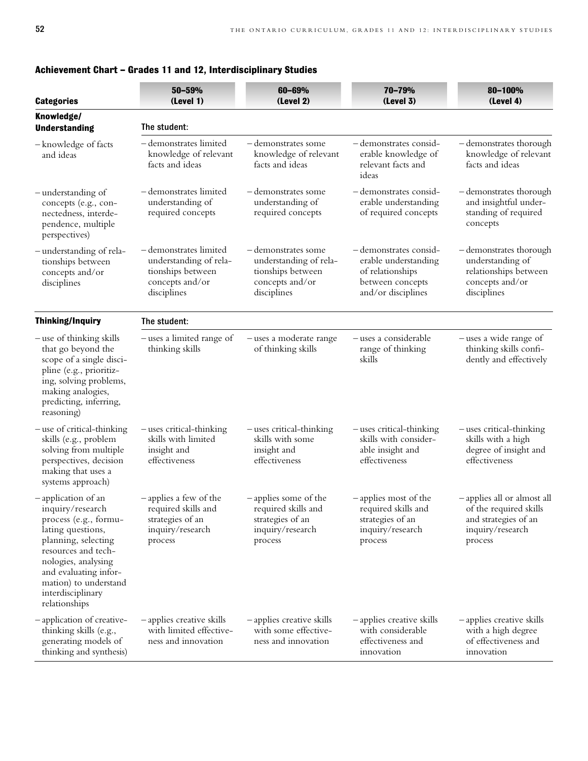## Achievement Chart – Grades 11 and 12, Interdisciplinary Studies

| Categories | 50–59% (Level 1) | 60–69% (Level 2) | 70–79% (Level 3) | 80–100% (Level 4) |
|---|---|---|---|---|
| **Knowledge/ Understanding** | **The student:** | | | |
| – knowledge of facts and ideas | – demonstrates limited knowledge of relevant facts and ideas | – demonstrates some knowledge of relevant facts and ideas | – demonstrates considerable knowledge of relevant facts and ideas | – demonstrates thorough knowledge of relevant facts and ideas |
| – understanding of concepts (e.g., connectedness, interdependence, multiple perspectives) | – demonstrates limited understanding of required concepts | – demonstrates some understanding of required concepts | – demonstrates considerable understanding of required concepts | – demonstrates thorough and insightful understanding of required concepts |
| – understanding of relationships between concepts and/or disciplines | – demonstrates limited understanding of relationships between concepts and/or disciplines | – demonstrates some understanding of relationships between concepts and/or disciplines | – demonstrates considerable understanding of relationships between concepts and/or disciplines | – demonstrates thorough understanding of relationships between concepts and/or disciplines |
| **Thinking/Inquiry** | **The student:** | | | |
| – use of thinking skills that go beyond the scope of a single discipline (e.g., prioritizing, solving problems, making analogies, predicting, inferring, reasoning) | – uses a limited range of thinking skills | – uses a moderate range of thinking skills | – uses a considerable range of thinking skills | – uses a wide range of thinking skills confidently and effectively |
| – use of critical-thinking skills (e.g., problem solving from multiple perspectives, decision making that uses a systems approach) | – uses critical-thinking skills with limited insight and effectiveness | – uses critical-thinking skills with some insight and effectiveness | – uses critical-thinking skills with considerable insight and effectiveness | – uses critical-thinking skills with a high degree of insight and effectiveness |
| – application of an inquiry/research process (e.g., formulating questions, planning, selecting resources and technologies, analysing and evaluating information) to understand interdisciplinary relationships | – applies a few of the required skills and strategies of an inquiry/research process | – applies some of the required skills and strategies of an inquiry/research process | – applies most of the required skills and strategies of an inquiry/research process | – applies all or almost all of the required skills and strategies of an inquiry/research process |
| – application of creative-thinking skills (e.g., generating models of thinking and synthesis) | – applies creative skills with limited effectiveness and innovation | – applies creative skills with some effectiveness and innovation | – applies creative skills with considerable effectiveness and innovation | – applies creative skills with a high degree of effectiveness and innovation |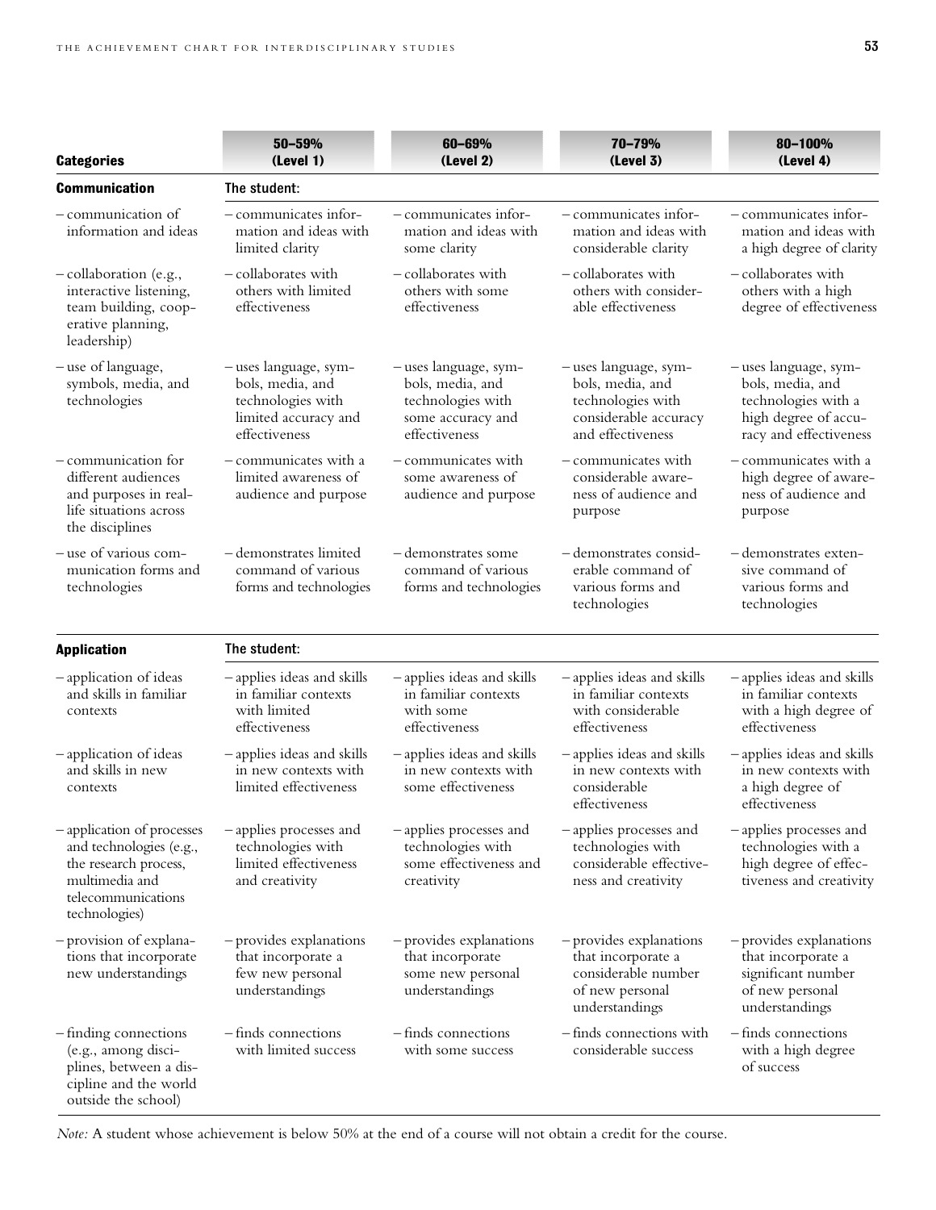| Categories | 50–59% (Level 1) | 60–69% (Level 2) | 70–79% (Level 3) | 80–100% (Level 4) |
|---|---|---|---|---|
| **Communication** | **The student:** | | | |
| – communication of information and ideas | – communicates information and ideas with limited clarity | – communicates information and ideas with some clarity | – communicates information and ideas with considerable clarity | – communicates information and ideas with a high degree of clarity |
| – collaboration (e.g., interactive listening, team building, cooperative planning, leadership) | – collaborates with others with limited effectiveness | – collaborates with others with some effectiveness | – collaborates with others with considerable effectiveness | – collaborates with others with a high degree of effectiveness |
| – use of language, symbols, media, and technologies | – uses language, symbols, media, and technologies with limited accuracy and effectiveness | – uses language, symbols, media, and technologies with some accuracy and effectiveness | – uses language, symbols, media, and technologies with considerable accuracy and effectiveness | – uses language, symbols, media, and technologies with a high degree of accuracy and effectiveness |
| – communication for different audiences and purposes in real-life situations across the disciplines | – communicates with a limited awareness of audience and purpose | – communicates with some awareness of audience and purpose | – communicates with considerable awareness of audience and purpose | – communicates with a high degree of awareness of audience and purpose |
| – use of various communication forms and technologies | – demonstrates limited command of various forms and technologies | – demonstrates some command of various forms and technologies | – demonstrates considerable command of various forms and technologies | – demonstrates extensive command of various forms and technologies |
| **Application** | **The student:** | | | |
| – application of ideas and skills in familiar contexts | – applies ideas and skills in familiar contexts with limited effectiveness | – applies ideas and skills in familiar contexts with some effectiveness | – applies ideas and skills in familiar contexts with considerable effectiveness | – applies ideas and skills in familiar contexts with a high degree of effectiveness |
| – application of ideas and skills in new contexts | – applies ideas and skills in new contexts with limited effectiveness | – applies ideas and skills in new contexts with some effectiveness | – applies ideas and skills in new contexts with considerable effectiveness | – applies ideas and skills in new contexts with a high degree of effectiveness |
| – application of processes and technologies (e.g., the research process, multimedia and telecommunications technologies) | – applies processes and technologies with limited effectiveness and creativity | – applies processes and technologies with some effectiveness and creativity | – applies processes and technologies with considerable effectiveness and creativity | – applies processes and technologies with a high degree of effectiveness and creativity |
| – provision of explanations that incorporate new understandings | – provides explanations that incorporate a few new personal understandings | – provides explanations that incorporate some new personal understandings | – provides explanations that incorporate a considerable number of new personal understandings | – provides explanations that incorporate a significant number of new personal understandings |
| – finding connections (e.g., among disciplines, between a discipline and the world outside the school) | – finds connections with limited success | – finds connections with some success | – finds connections with considerable success | – finds connections with a high degree of success |

*Note:* A student whose achievement is below 50% at the end of a course will not obtain a credit for the course.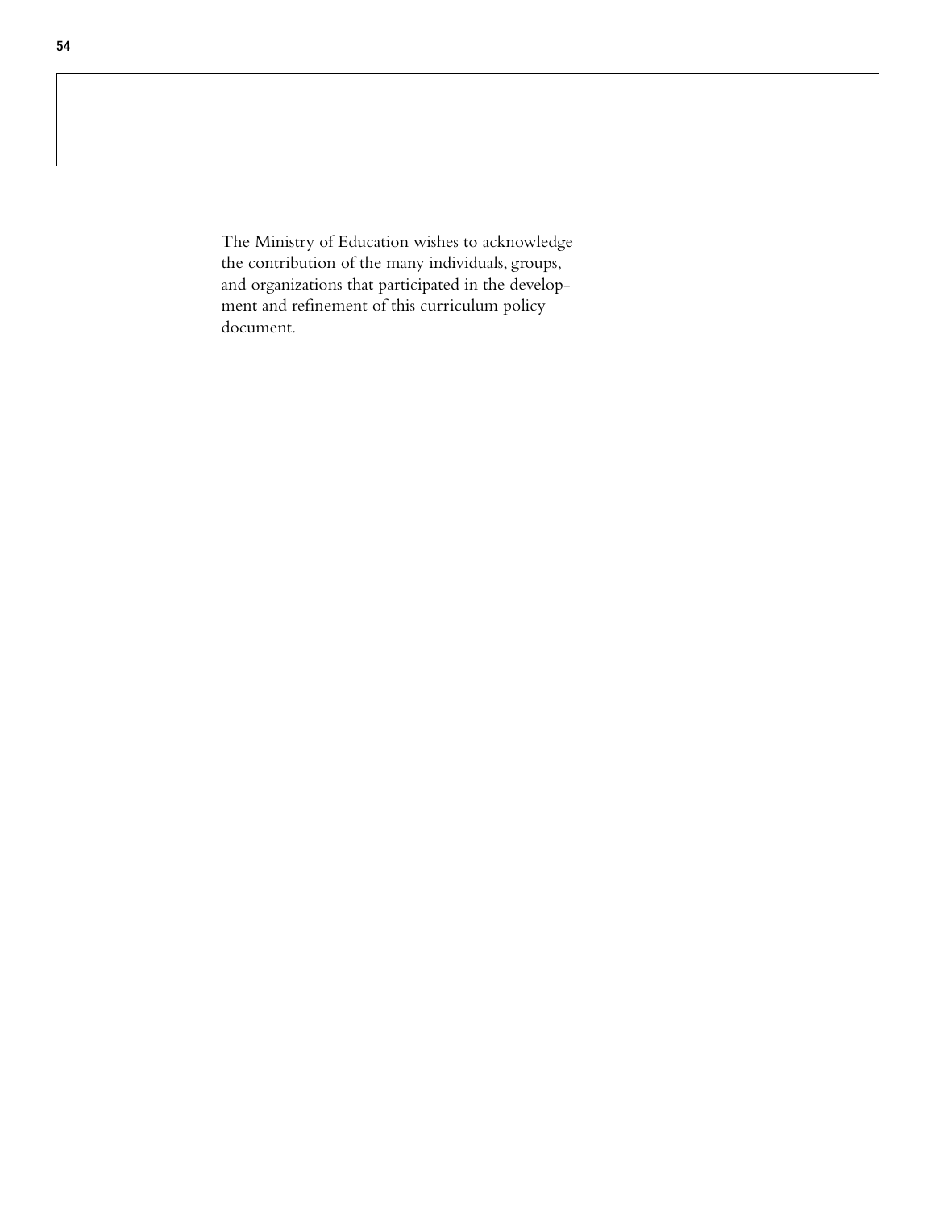The Ministry of Education wishes to acknowledge the contribution of the many individuals, groups, and organizations that participated in the development and refinement of this curriculum policy document.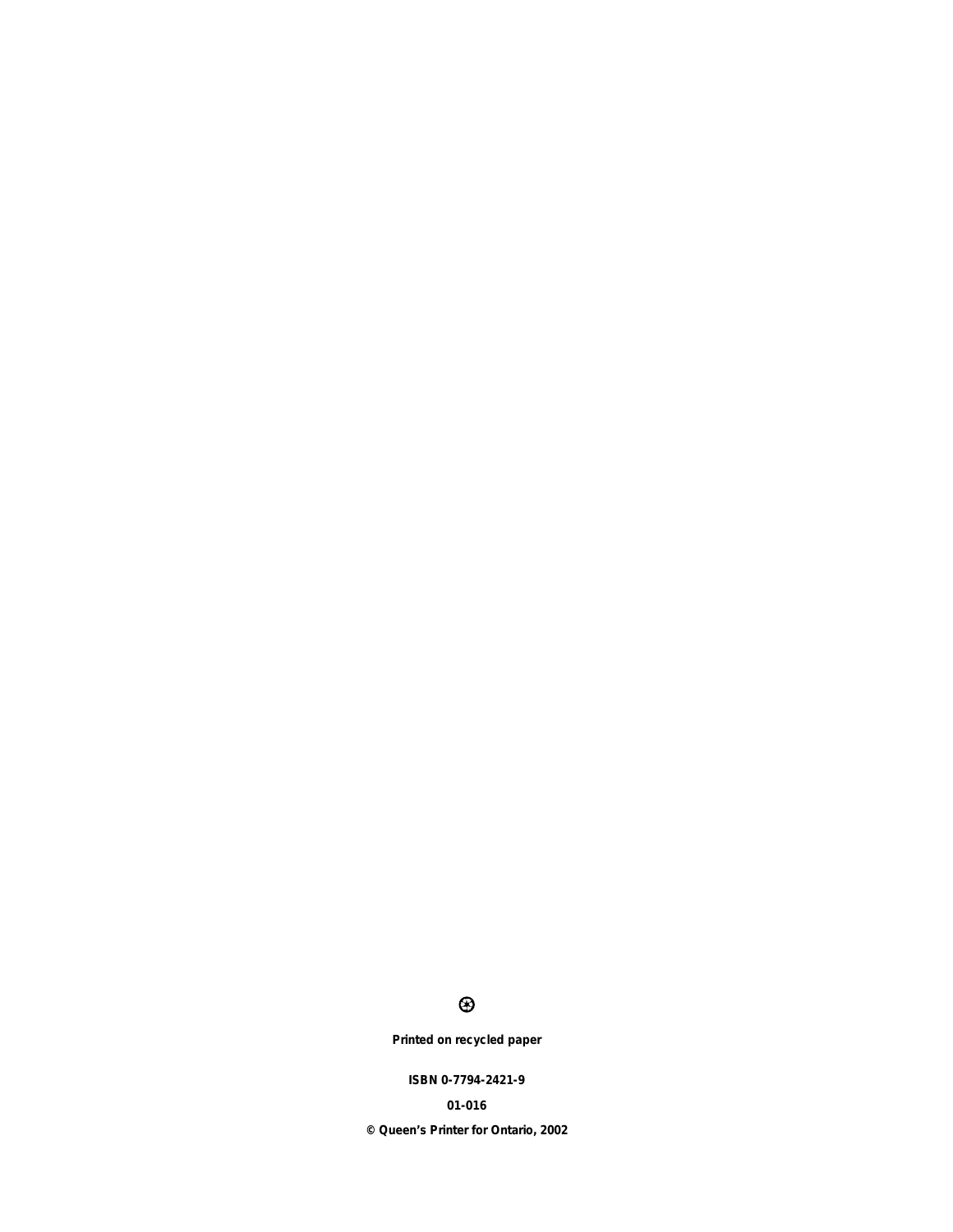**Printed on recycled paper**

**ISBN 0-7794-2421-9**

**01-016**

**© Queen's Printer for Ontario, 2002**